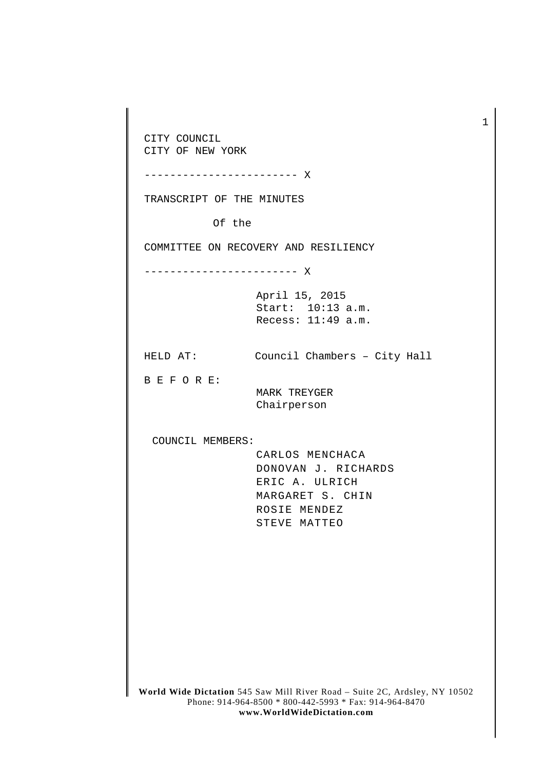CITY COUNCIL
CITY OF NEW YORK

------------------------ X

TRANSCRIPT OF THE MINUTES

Of the

COMMITTEE ON RECOVERY AND RESILIENCY

------------------------ X

April 15, 2015
Start: 10:13 a.m.
Recess: 11:49 a.m.

HELD AT: Council Chambers – City Hall

B E F O R E:

MARK TREYGER
Chairperson

COUNCIL MEMBERS:

CARLOS MENCHACA
DONOVAN J. RICHARDS
ERIC A. ULRICH
MARGARET S. CHIN
ROSIE MENDEZ
STEVE MATTEO

**World Wide Dictation** 545 Saw Mill River Road – Suite 2C, Ardsley, NY 10502
Phone: 914-964-8500 * 800-442-5993 * Fax: 914-964-8470
**www.WorldWideDictation.com**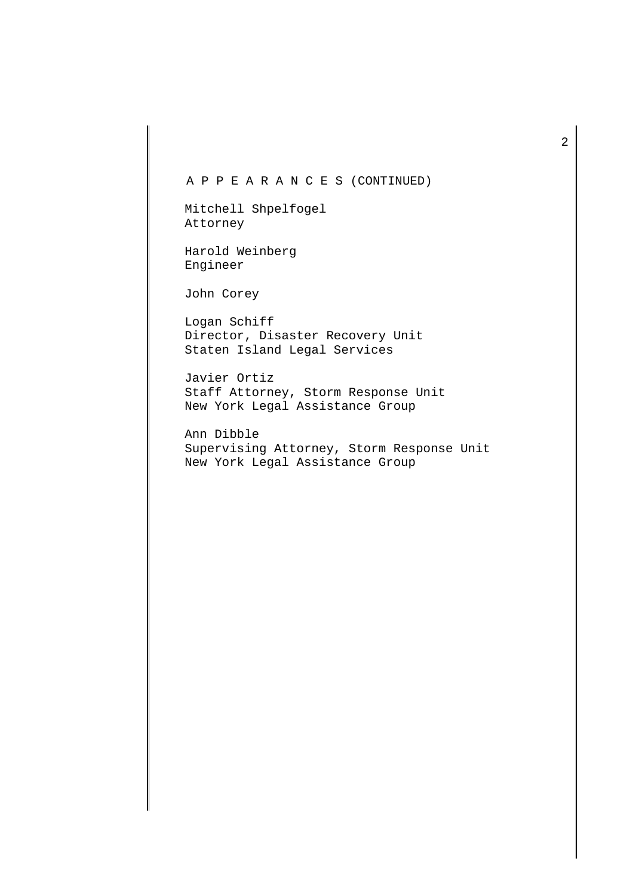A P P E A R A N C E S (CONTINUED)

Mitchell Shpelfogel
Attorney

Harold Weinberg
Engineer

John Corey

Logan Schiff
Director, Disaster Recovery Unit
Staten Island Legal Services

Javier Ortiz
Staff Attorney, Storm Response Unit
New York Legal Assistance Group

Ann Dibble
Supervising Attorney, Storm Response Unit
New York Legal Assistance Group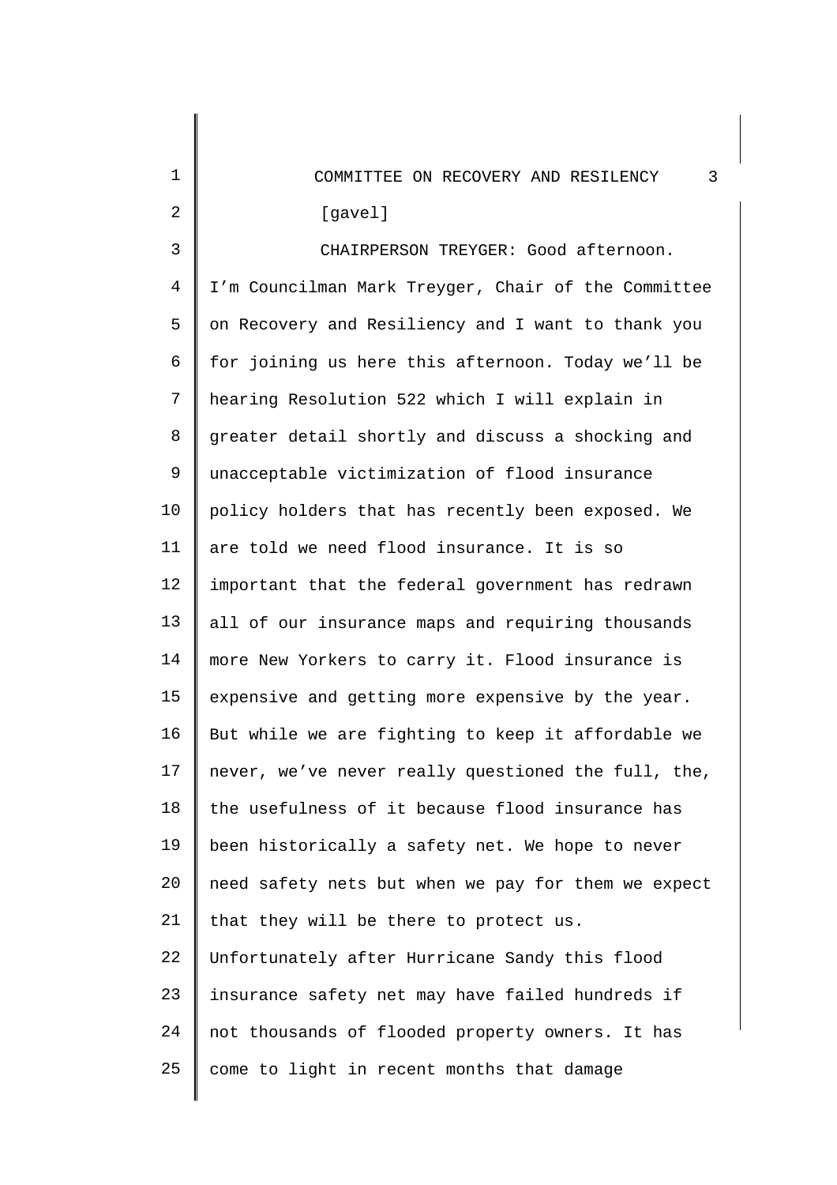[gavel]

CHAIRPERSON TREYGER: Good afternoon. I'm Councilman Mark Treyger, Chair of the Committee on Recovery and Resiliency and I want to thank you for joining us here this afternoon. Today we'll be hearing Resolution 522 which I will explain in greater detail shortly and discuss a shocking and unacceptable victimization of flood insurance policy holders that has recently been exposed. We are told we need flood insurance. It is so important that the federal government has redrawn all of our insurance maps and requiring thousands more New Yorkers to carry it. Flood insurance is expensive and getting more expensive by the year. But while we are fighting to keep it affordable we never, we've never really questioned the full, the, the usefulness of it because flood insurance has been historically a safety net. We hope to never need safety nets but when we pay for them we expect that they will be there to protect us. Unfortunately after Hurricane Sandy this flood insurance safety net may have failed hundreds if not thousands of flooded property owners. It has come to light in recent months that damage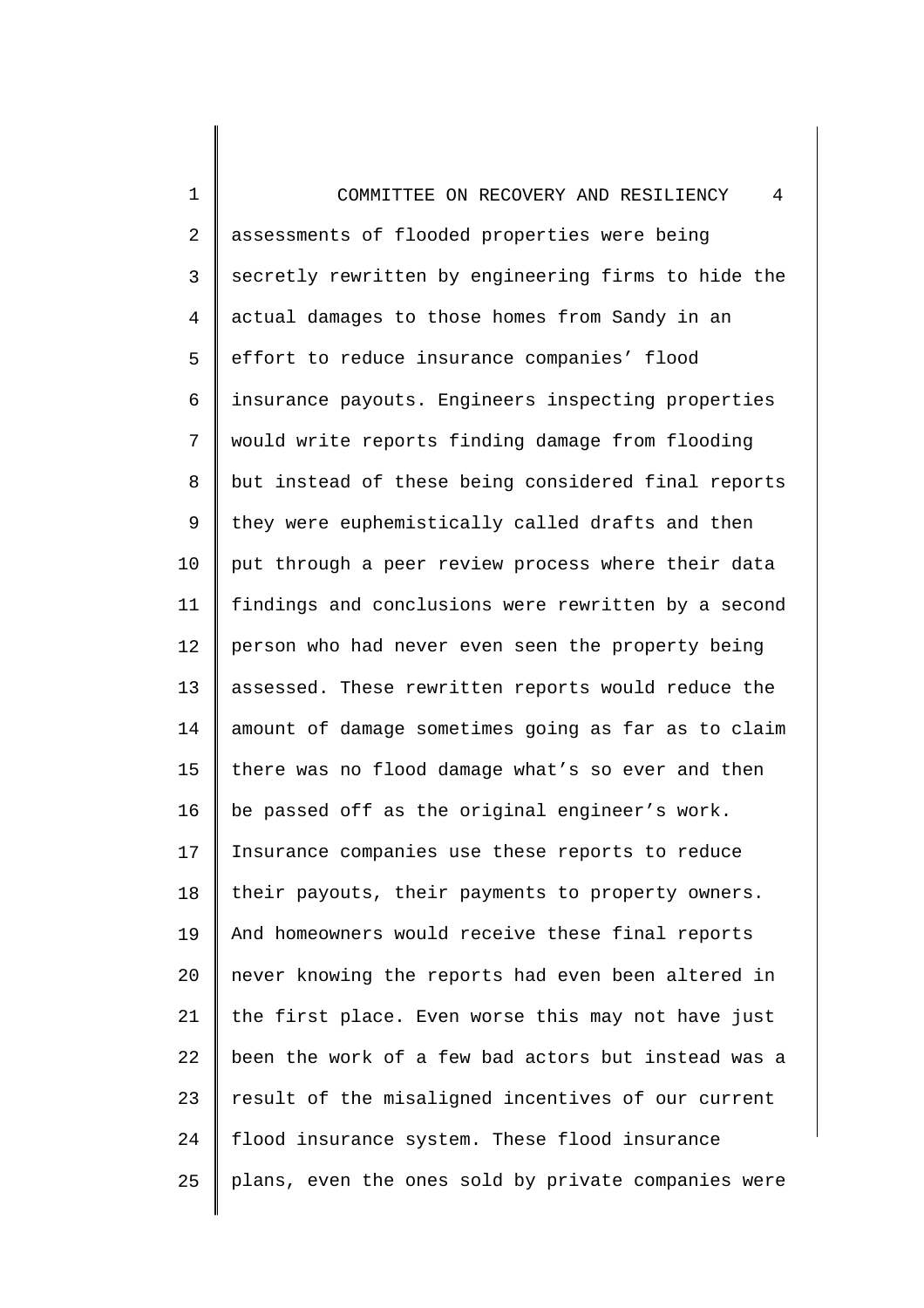assessments of flooded properties were being secretly rewritten by engineering firms to hide the actual damages to those homes from Sandy in an effort to reduce insurance companies' flood insurance payouts. Engineers inspecting properties would write reports finding damage from flooding but instead of these being considered final reports they were euphemistically called drafts and then put through a peer review process where their data findings and conclusions were rewritten by a second person who had never even seen the property being assessed. These rewritten reports would reduce the amount of damage sometimes going as far as to claim there was no flood damage what's so ever and then be passed off as the original engineer's work. Insurance companies use these reports to reduce their payouts, their payments to property owners. And homeowners would receive these final reports never knowing the reports had even been altered in the first place. Even worse this may not have just been the work of a few bad actors but instead was a result of the misaligned incentives of our current flood insurance system. These flood insurance plans, even the ones sold by private companies were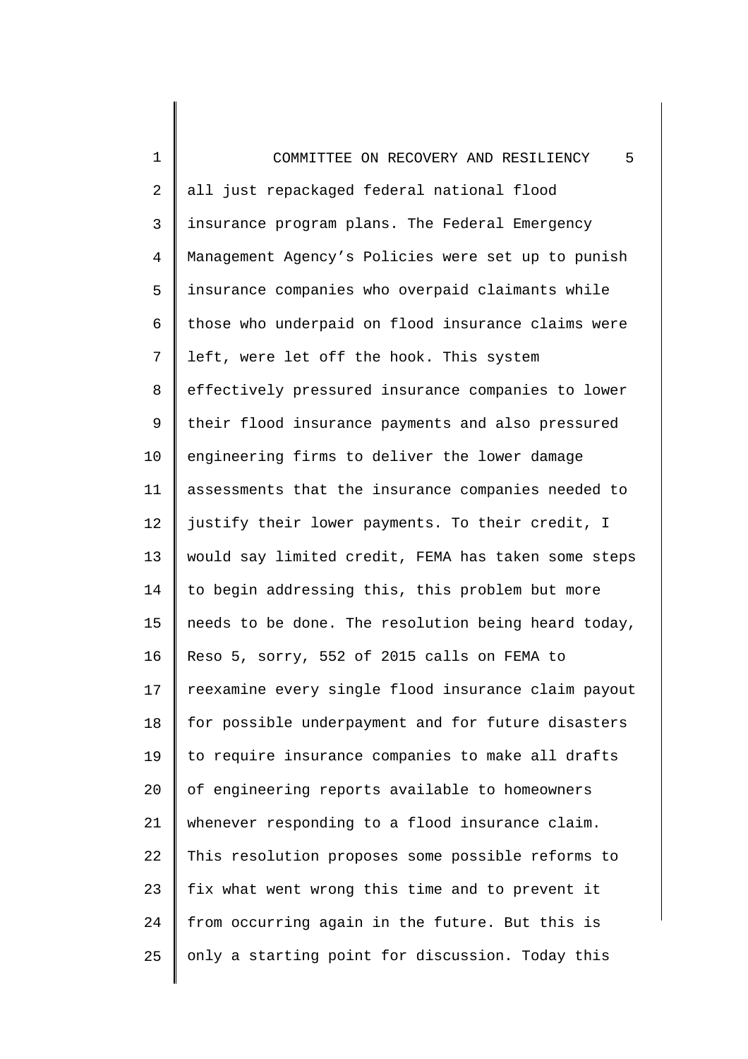all just repackaged federal national flood insurance program plans. The Federal Emergency Management Agency's Policies were set up to punish insurance companies who overpaid claimants while those who underpaid on flood insurance claims were left, were let off the hook. This system effectively pressured insurance companies to lower their flood insurance payments and also pressured engineering firms to deliver the lower damage assessments that the insurance companies needed to justify their lower payments. To their credit, I would say limited credit, FEMA has taken some steps to begin addressing this, this problem but more needs to be done. The resolution being heard today, Reso 5, sorry, 552 of 2015 calls on FEMA to reexamine every single flood insurance claim payout for possible underpayment and for future disasters to require insurance companies to make all drafts of engineering reports available to homeowners whenever responding to a flood insurance claim. This resolution proposes some possible reforms to fix what went wrong this time and to prevent it from occurring again in the future. But this is only a starting point for discussion. Today this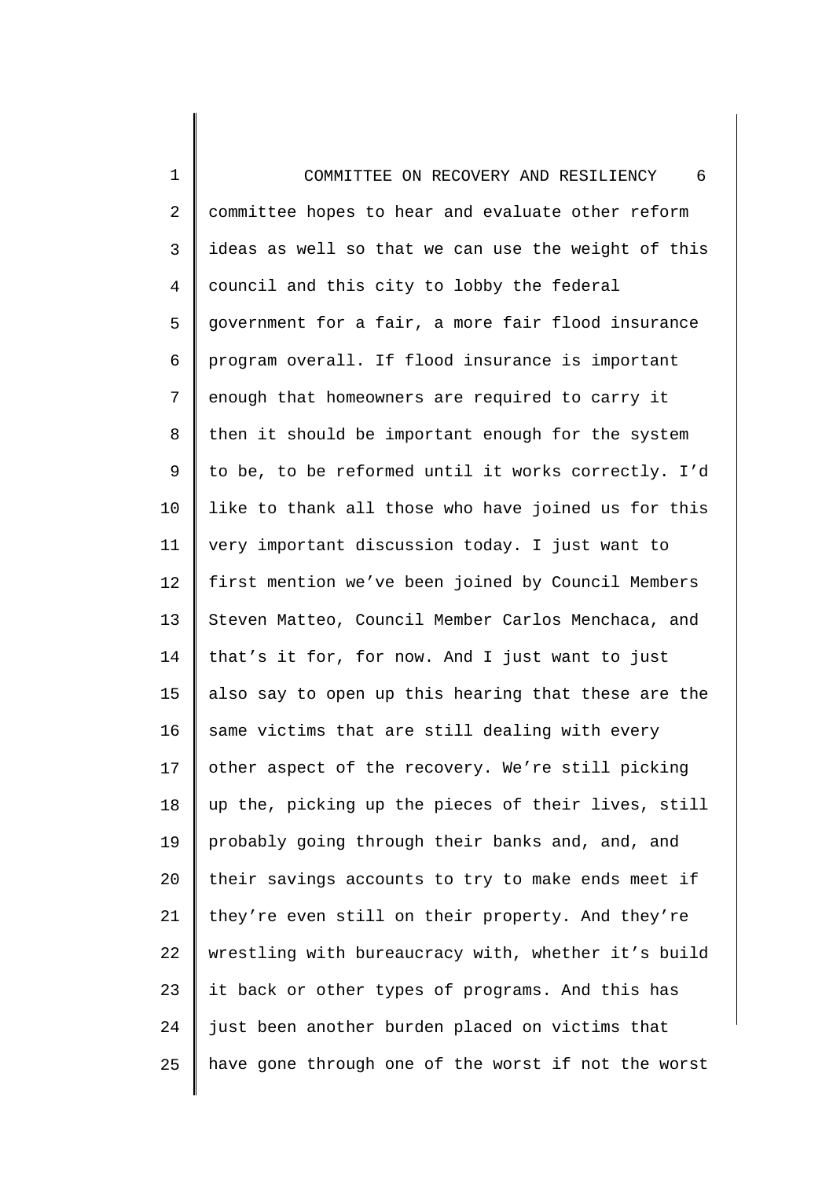committee hopes to hear and evaluate other reform ideas as well so that we can use the weight of this council and this city to lobby the federal government for a fair, a more fair flood insurance program overall. If flood insurance is important enough that homeowners are required to carry it then it should be important enough for the system to be, to be reformed until it works correctly. I'd like to thank all those who have joined us for this very important discussion today. I just want to first mention we've been joined by Council Members Steven Matteo, Council Member Carlos Menchaca, and that's it for, for now. And I just want to just also say to open up this hearing that these are the same victims that are still dealing with every other aspect of the recovery. We're still picking up the, picking up the pieces of their lives, still probably going through their banks and, and, and their savings accounts to try to make ends meet if they're even still on their property. And they're wrestling with bureaucracy with, whether it's build it back or other types of programs. And this has just been another burden placed on victims that have gone through one of the worst if not the worst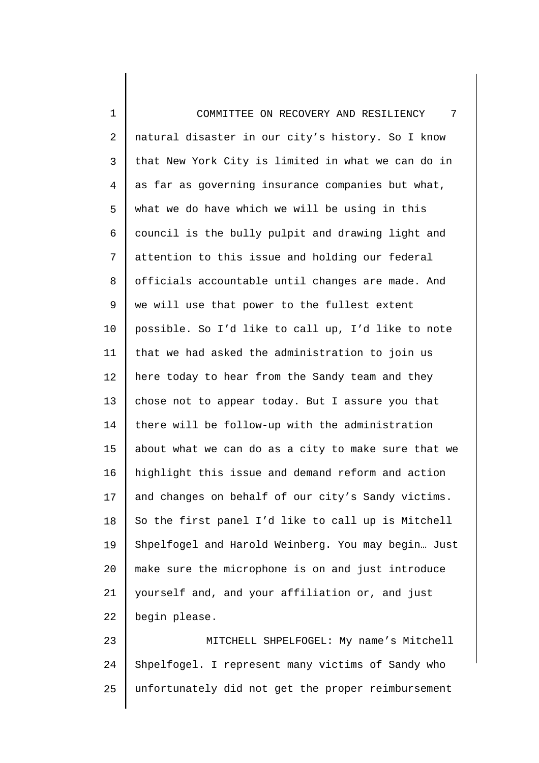natural disaster in our city's history. So I know that New York City is limited in what we can do in as far as governing insurance companies but what, what we do have which we will be using in this council is the bully pulpit and drawing light and attention to this issue and holding our federal officials accountable until changes are made. And we will use that power to the fullest extent possible. So I'd like to call up, I'd like to note that we had asked the administration to join us here today to hear from the Sandy team and they chose not to appear today. But I assure you that there will be follow-up with the administration about what we can do as a city to make sure that we highlight this issue and demand reform and action and changes on behalf of our city's Sandy victims. So the first panel I'd like to call up is Mitchell Shpelfogel and Harold Weinberg. You may begin… Just make sure the microphone is on and just introduce yourself and, and your affiliation or, and just begin please.

MITCHELL SHPELFOGEL: My name's Mitchell Shpelfogel. I represent many victims of Sandy who unfortunately did not get the proper reimbursement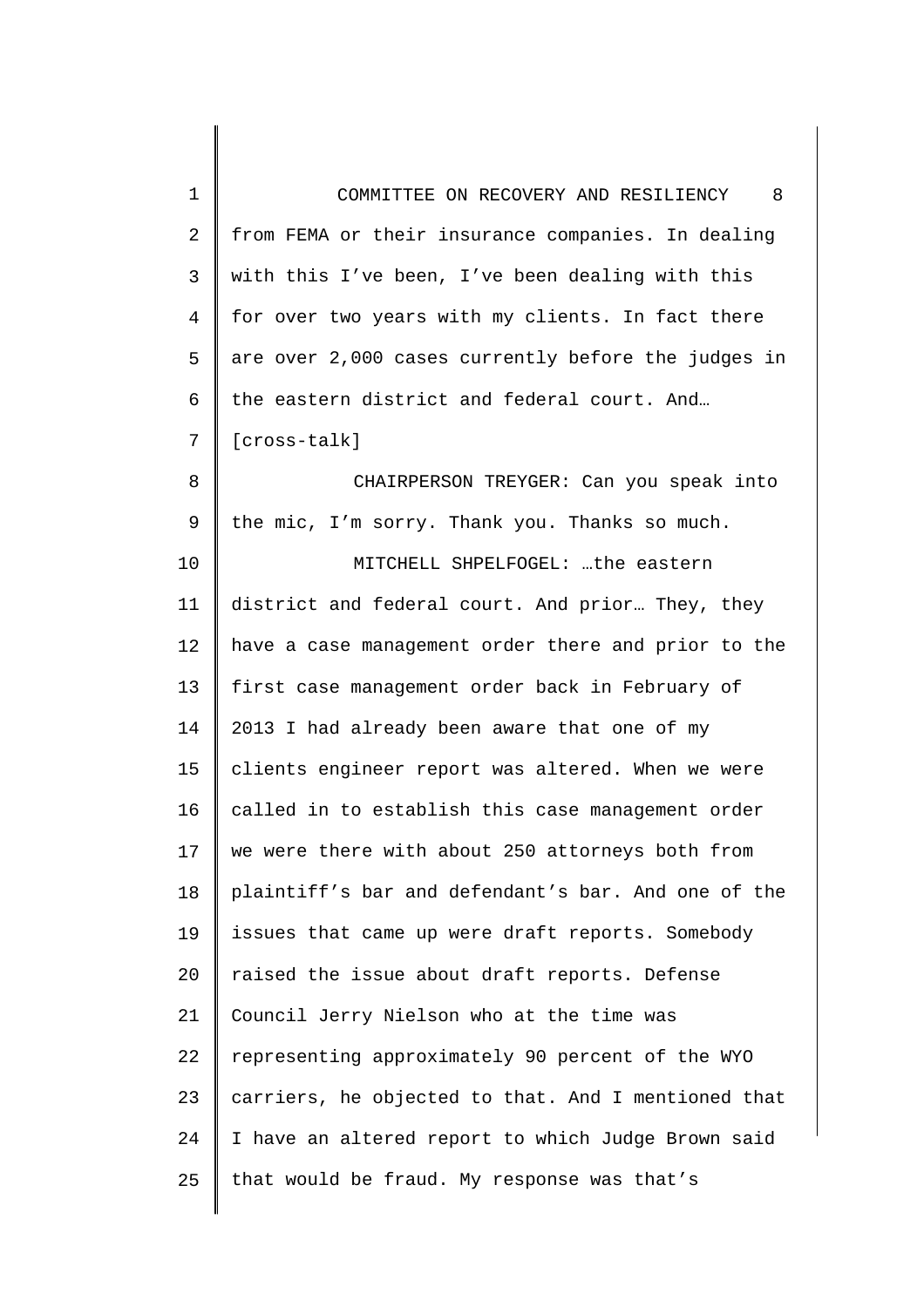from FEMA or their insurance companies. In dealing with this I've been, I've been dealing with this for over two years with my clients. In fact there are over 2,000 cases currently before the judges in the eastern district and federal court. And… [cross-talk]

CHAIRPERSON TREYGER: Can you speak into the mic, I'm sorry. Thank you. Thanks so much.

MITCHELL SHPELFOGEL: …the eastern district and federal court. And prior… They, they have a case management order there and prior to the first case management order back in February of 2013 I had already been aware that one of my clients engineer report was altered. When we were called in to establish this case management order we were there with about 250 attorneys both from plaintiff's bar and defendant's bar. And one of the issues that came up were draft reports. Somebody raised the issue about draft reports. Defense Council Jerry Nielson who at the time was representing approximately 90 percent of the WYO carriers, he objected to that. And I mentioned that I have an altered report to which Judge Brown said that would be fraud. My response was that's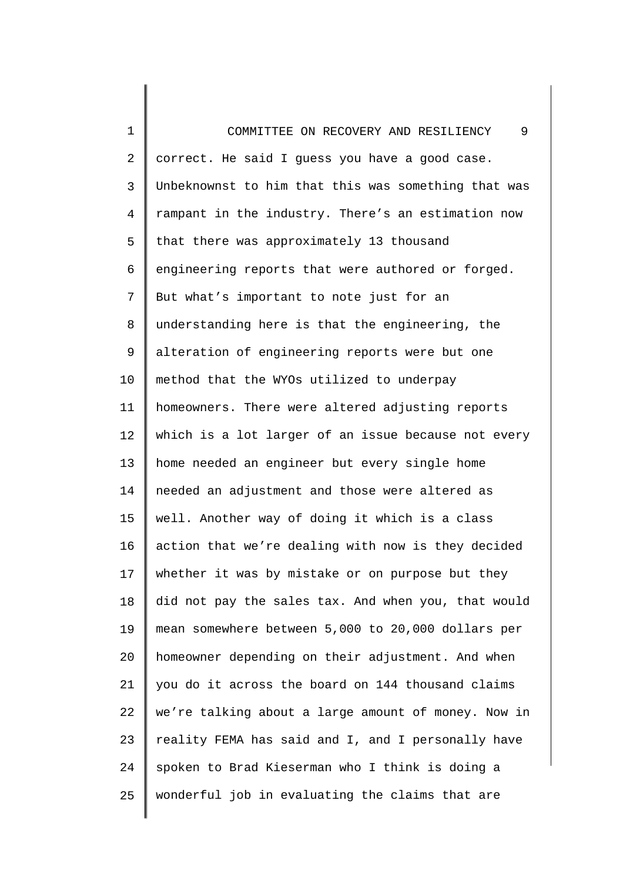correct. He said I guess you have a good case. Unbeknownst to him that this was something that was rampant in the industry. There's an estimation now that there was approximately 13 thousand engineering reports that were authored or forged. But what's important to note just for an understanding here is that the engineering, the alteration of engineering reports were but one method that the WYOs utilized to underpay homeowners. There were altered adjusting reports which is a lot larger of an issue because not every home needed an engineer but every single home needed an adjustment and those were altered as well. Another way of doing it which is a class action that we're dealing with now is they decided whether it was by mistake or on purpose but they did not pay the sales tax. And when you, that would mean somewhere between 5,000 to 20,000 dollars per homeowner depending on their adjustment. And when you do it across the board on 144 thousand claims we're talking about a large amount of money. Now in reality FEMA has said and I, and I personally have spoken to Brad Kieserman who I think is doing a wonderful job in evaluating the claims that are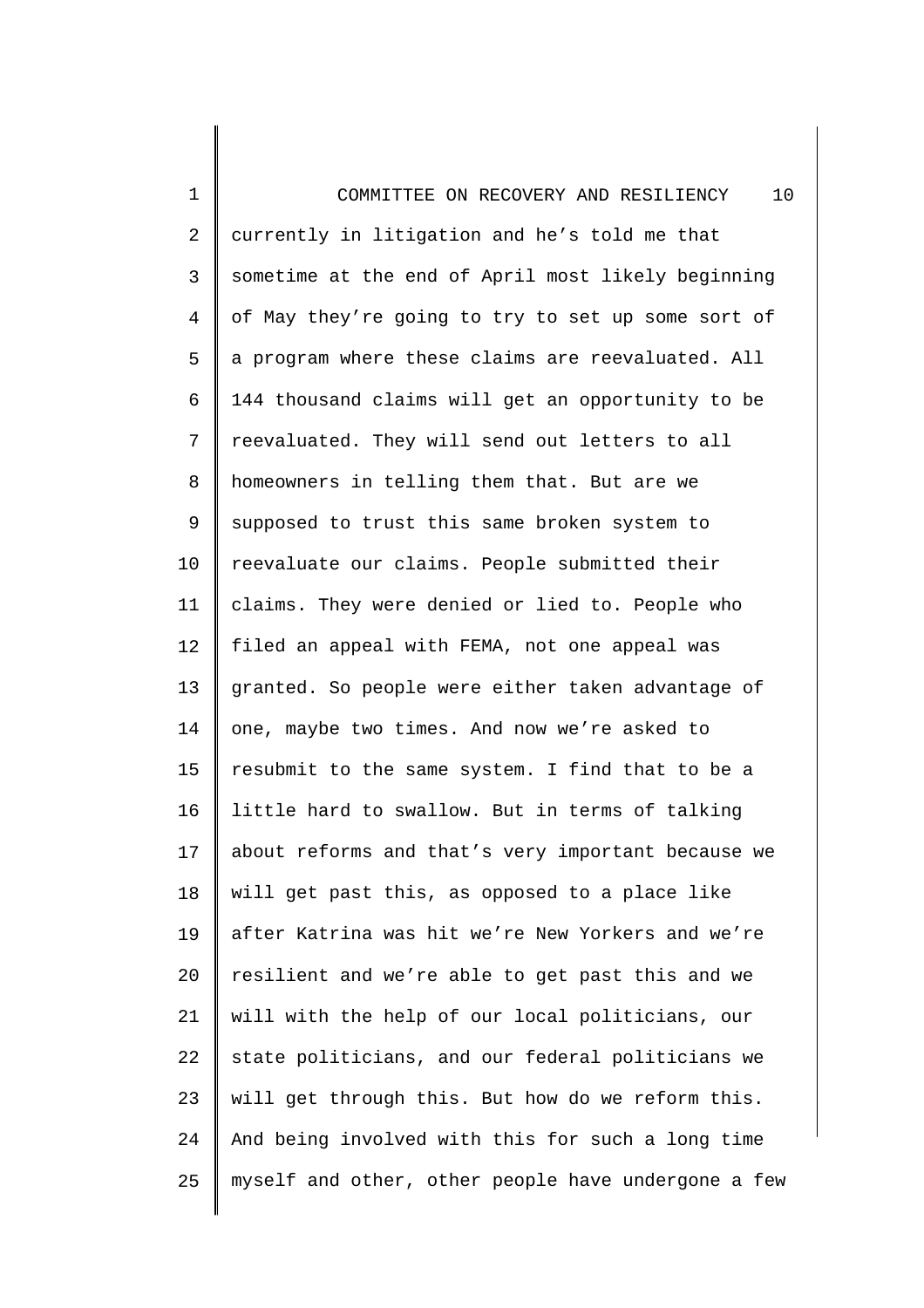currently in litigation and he's told me that sometime at the end of April most likely beginning of May they're going to try to set up some sort of a program where these claims are reevaluated. All 144 thousand claims will get an opportunity to be reevaluated. They will send out letters to all homeowners in telling them that. But are we supposed to trust this same broken system to reevaluate our claims. People submitted their claims. They were denied or lied to. People who filed an appeal with FEMA, not one appeal was granted. So people were either taken advantage of one, maybe two times. And now we're asked to resubmit to the same system. I find that to be a little hard to swallow. But in terms of talking about reforms and that's very important because we will get past this, as opposed to a place like after Katrina was hit we're New Yorkers and we're resilient and we're able to get past this and we will with the help of our local politicians, our state politicians, and our federal politicians we will get through this. But how do we reform this. And being involved with this for such a long time myself and other, other people have undergone a few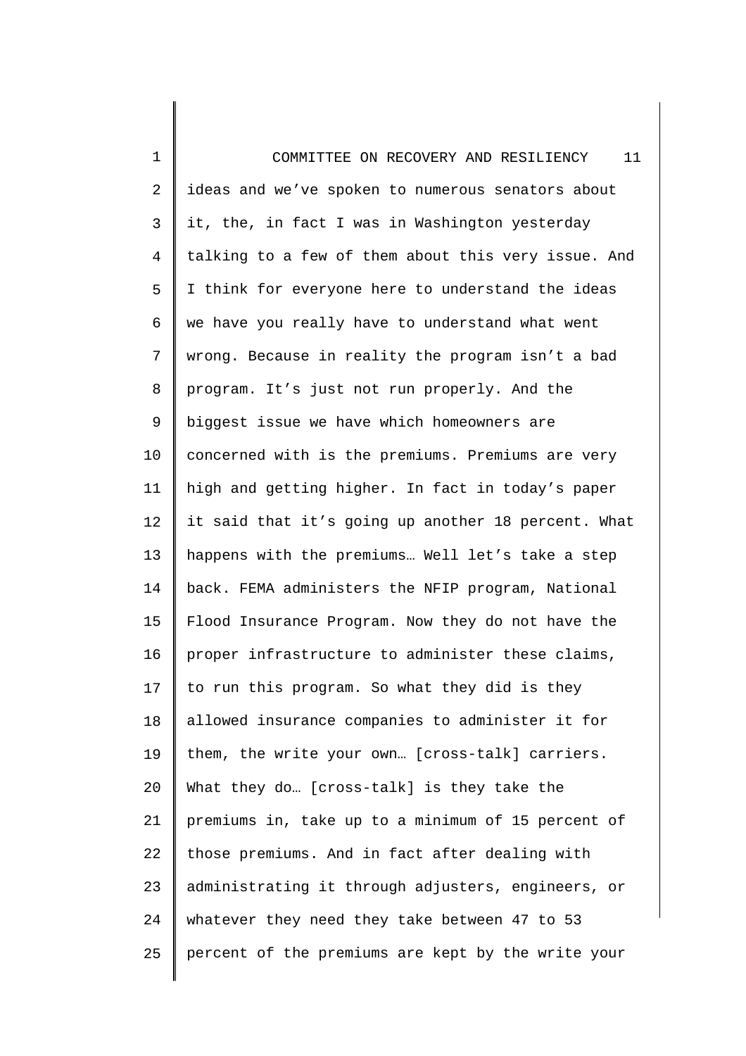ideas and we've spoken to numerous senators about it, the, in fact I was in Washington yesterday talking to a few of them about this very issue. And I think for everyone here to understand the ideas we have you really have to understand what went wrong. Because in reality the program isn't a bad program. It's just not run properly. And the biggest issue we have which homeowners are concerned with is the premiums. Premiums are very high and getting higher. In fact in today's paper it said that it's going up another 18 percent. What happens with the premiums… Well let's take a step back. FEMA administers the NFIP program, National Flood Insurance Program. Now they do not have the proper infrastructure to administer these claims, to run this program. So what they did is they allowed insurance companies to administer it for them, the write your own… [cross-talk] carriers. What they do… [cross-talk] is they take the premiums in, take up to a minimum of 15 percent of those premiums. And in fact after dealing with administrating it through adjusters, engineers, or whatever they need they take between 47 to 53 percent of the premiums are kept by the write your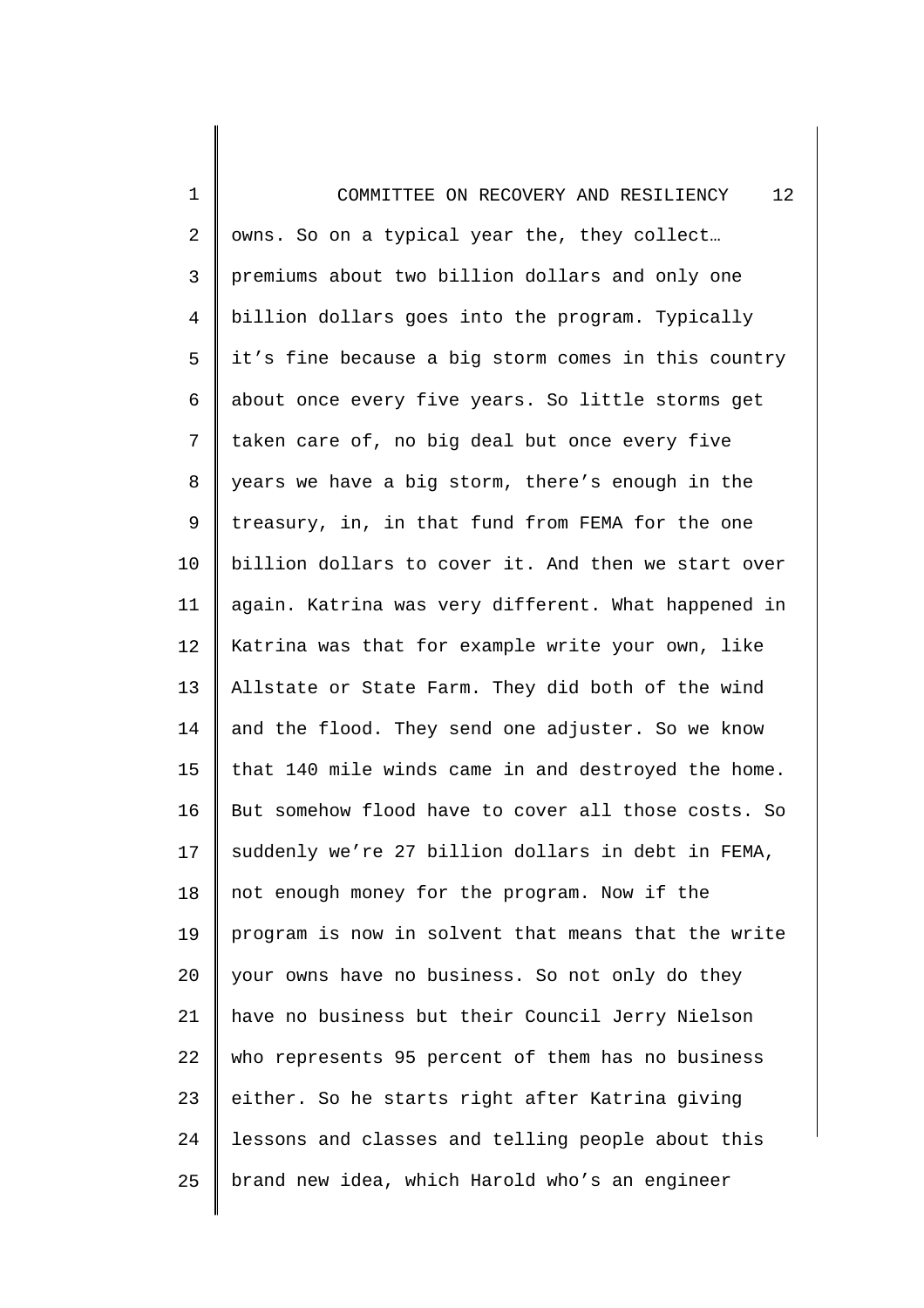owns. So on a typical year the, they collect… premiums about two billion dollars and only one billion dollars goes into the program. Typically it's fine because a big storm comes in this country about once every five years. So little storms get taken care of, no big deal but once every five years we have a big storm, there's enough in the treasury, in, in that fund from FEMA for the one billion dollars to cover it. And then we start over again. Katrina was very different. What happened in Katrina was that for example write your own, like Allstate or State Farm. They did both of the wind and the flood. They send one adjuster. So we know that 140 mile winds came in and destroyed the home. But somehow flood have to cover all those costs. So suddenly we're 27 billion dollars in debt in FEMA, not enough money for the program. Now if the program is now in solvent that means that the write your owns have no business. So not only do they have no business but their Council Jerry Nielson who represents 95 percent of them has no business either. So he starts right after Katrina giving lessons and classes and telling people about this brand new idea, which Harold who's an engineer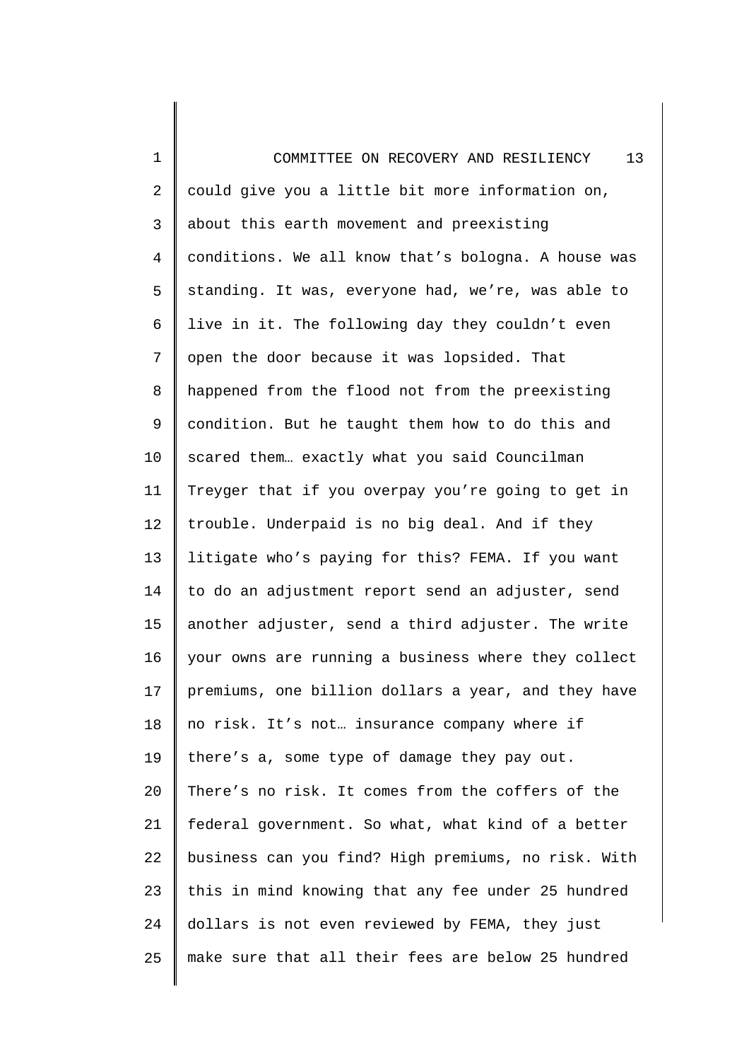could give you a little bit more information on, about this earth movement and preexisting conditions. We all know that's bologna. A house was standing. It was, everyone had, we're, was able to live in it. The following day they couldn't even open the door because it was lopsided. That happened from the flood not from the preexisting condition. But he taught them how to do this and scared them… exactly what you said Councilman Treyger that if you overpay you're going to get in trouble. Underpaid is no big deal. And if they litigate who's paying for this? FEMA. If you want to do an adjustment report send an adjuster, send another adjuster, send a third adjuster. The write your owns are running a business where they collect premiums, one billion dollars a year, and they have no risk. It's not… insurance company where if there's a, some type of damage they pay out. There's no risk. It comes from the coffers of the federal government. So what, what kind of a better business can you find? High premiums, no risk. With this in mind knowing that any fee under 25 hundred dollars is not even reviewed by FEMA, they just make sure that all their fees are below 25 hundred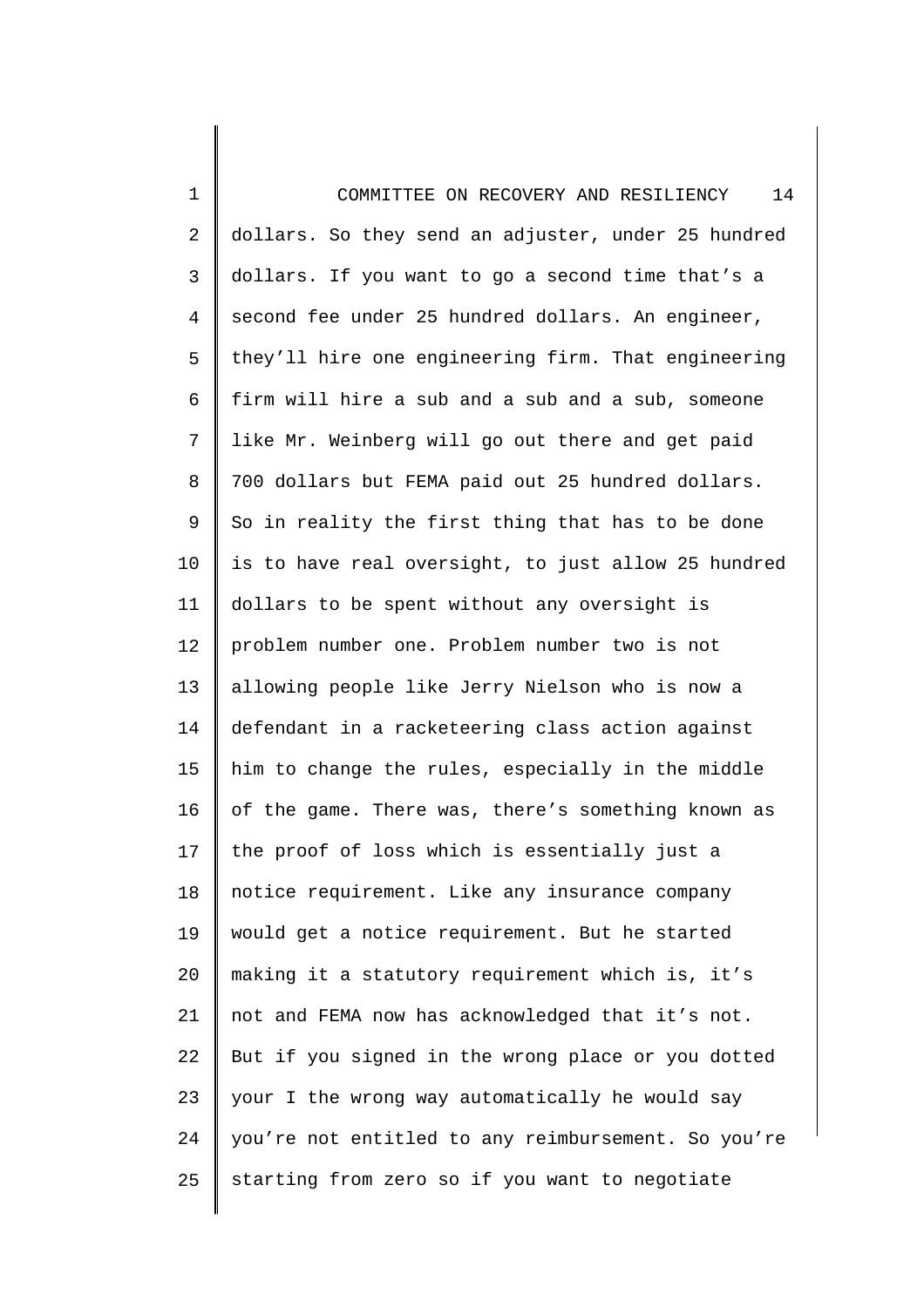dollars. So they send an adjuster, under 25 hundred dollars. If you want to go a second time that's a second fee under 25 hundred dollars. An engineer, they'll hire one engineering firm. That engineering firm will hire a sub and a sub and a sub, someone like Mr. Weinberg will go out there and get paid 700 dollars but FEMA paid out 25 hundred dollars. So in reality the first thing that has to be done is to have real oversight, to just allow 25 hundred dollars to be spent without any oversight is problem number one. Problem number two is not allowing people like Jerry Nielson who is now a defendant in a racketeering class action against him to change the rules, especially in the middle of the game. There was, there's something known as the proof of loss which is essentially just a notice requirement. Like any insurance company would get a notice requirement. But he started making it a statutory requirement which is, it's not and FEMA now has acknowledged that it's not. But if you signed in the wrong place or you dotted your I the wrong way automatically he would say you're not entitled to any reimbursement. So you're starting from zero so if you want to negotiate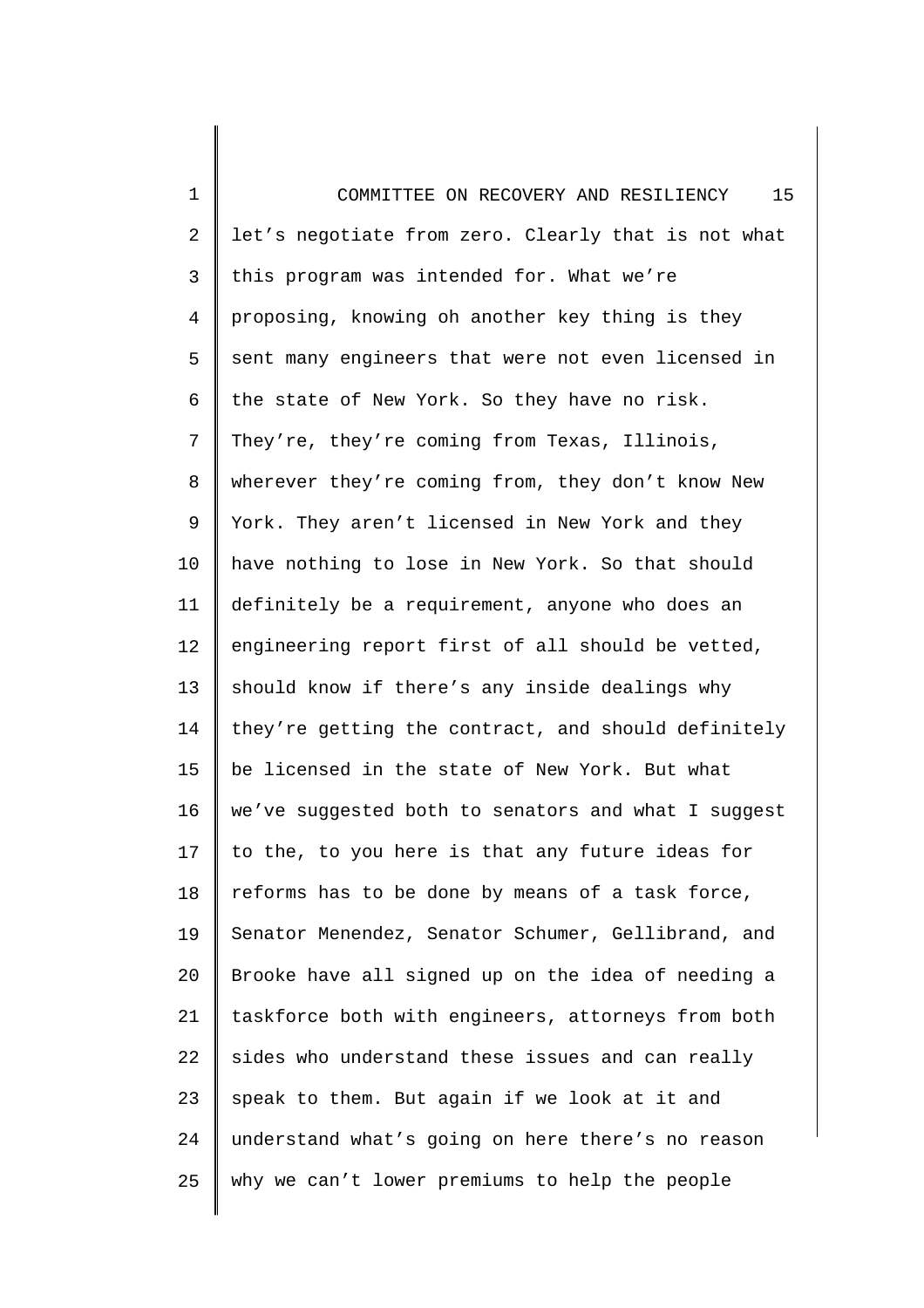let's negotiate from zero. Clearly that is not what this program was intended for. What we're proposing, knowing oh another key thing is they sent many engineers that were not even licensed in the state of New York. So they have no risk. They're, they're coming from Texas, Illinois, wherever they're coming from, they don't know New York. They aren't licensed in New York and they have nothing to lose in New York. So that should definitely be a requirement, anyone who does an engineering report first of all should be vetted, should know if there's any inside dealings why they're getting the contract, and should definitely be licensed in the state of New York. But what we've suggested both to senators and what I suggest to the, to you here is that any future ideas for reforms has to be done by means of a task force, Senator Menendez, Senator Schumer, Gellibrand, and Brooke have all signed up on the idea of needing a taskforce both with engineers, attorneys from both sides who understand these issues and can really speak to them. But again if we look at it and understand what's going on here there's no reason why we can't lower premiums to help the people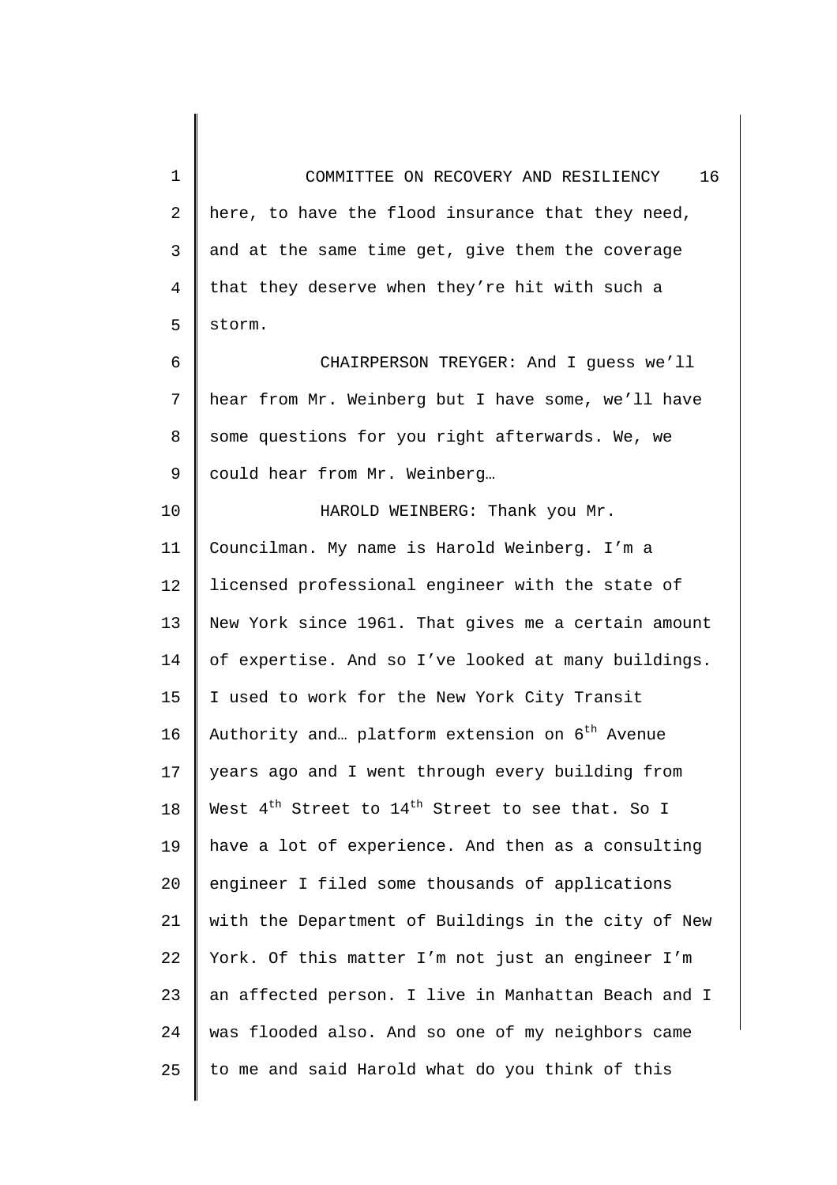here, to have the flood insurance that they need, and at the same time get, give them the coverage that they deserve when they're hit with such a storm.

CHAIRPERSON TREYGER: And I guess we'll hear from Mr. Weinberg but I have some, we'll have some questions for you right afterwards. We, we could hear from Mr. Weinberg…

HAROLD WEINBERG: Thank you Mr. Councilman. My name is Harold Weinberg. I'm a licensed professional engineer with the state of New York since 1961. That gives me a certain amount of expertise. And so I've looked at many buildings. I used to work for the New York City Transit Authority and… platform extension on 6th Avenue years ago and I went through every building from West 4th Street to 14th Street to see that. So I have a lot of experience. And then as a consulting engineer I filed some thousands of applications with the Department of Buildings in the city of New York. Of this matter I'm not just an engineer I'm an affected person. I live in Manhattan Beach and I was flooded also. And so one of my neighbors came to me and said Harold what do you think of this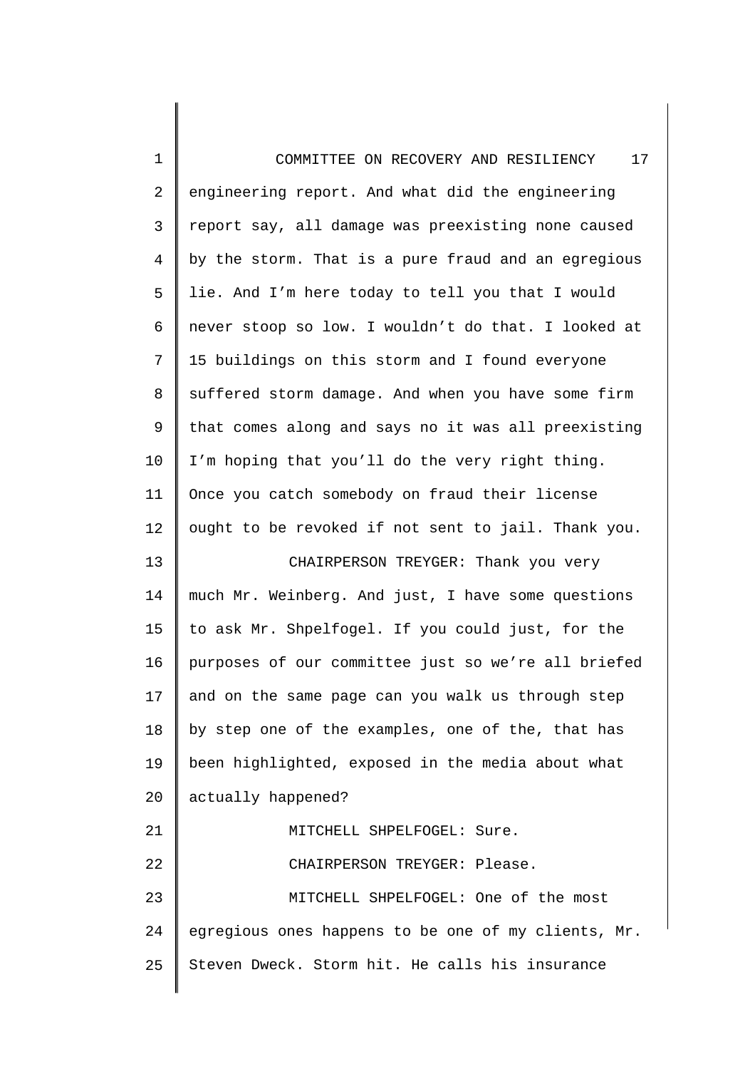engineering report. And what did the engineering report say, all damage was preexisting none caused by the storm. That is a pure fraud and an egregious lie. And I'm here today to tell you that I would never stoop so low. I wouldn't do that. I looked at 15 buildings on this storm and I found everyone suffered storm damage. And when you have some firm that comes along and says no it was all preexisting I'm hoping that you'll do the very right thing. Once you catch somebody on fraud their license ought to be revoked if not sent to jail. Thank you.

CHAIRPERSON TREYGER: Thank you very much Mr. Weinberg. And just, I have some questions to ask Mr. Shpelfogel. If you could just, for the purposes of our committee just so we're all briefed and on the same page can you walk us through step by step one of the examples, one of the, that has been highlighted, exposed in the media about what actually happened?

MITCHELL SHPELFOGEL: Sure.

CHAIRPERSON TREYGER: Please.

MITCHELL SHPELFOGEL: One of the most egregious ones happens to be one of my clients, Mr. Steven Dweck. Storm hit. He calls his insurance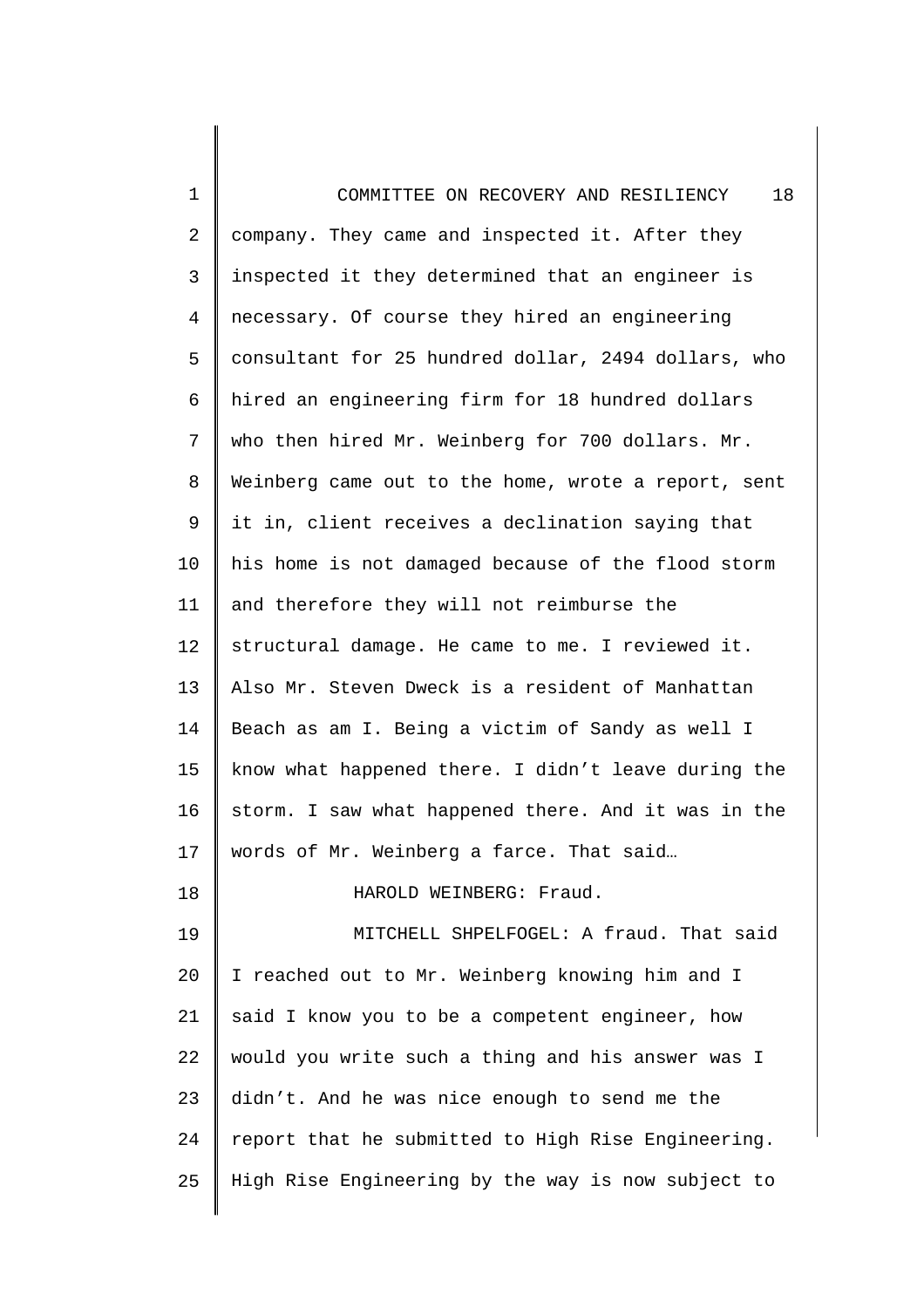company. They came and inspected it. After they inspected it they determined that an engineer is necessary. Of course they hired an engineering consultant for 25 hundred dollar, 2494 dollars, who hired an engineering firm for 18 hundred dollars who then hired Mr. Weinberg for 700 dollars. Mr. Weinberg came out to the home, wrote a report, sent it in, client receives a declination saying that his home is not damaged because of the flood storm and therefore they will not reimburse the structural damage. He came to me. I reviewed it. Also Mr. Steven Dweck is a resident of Manhattan Beach as am I. Being a victim of Sandy as well I know what happened there. I didn't leave during the storm. I saw what happened there. And it was in the words of Mr. Weinberg a farce. That said…

HAROLD WEINBERG: Fraud.

MITCHELL SHPELFOGEL: A fraud. That said I reached out to Mr. Weinberg knowing him and I said I know you to be a competent engineer, how would you write such a thing and his answer was I didn't. And he was nice enough to send me the report that he submitted to High Rise Engineering. High Rise Engineering by the way is now subject to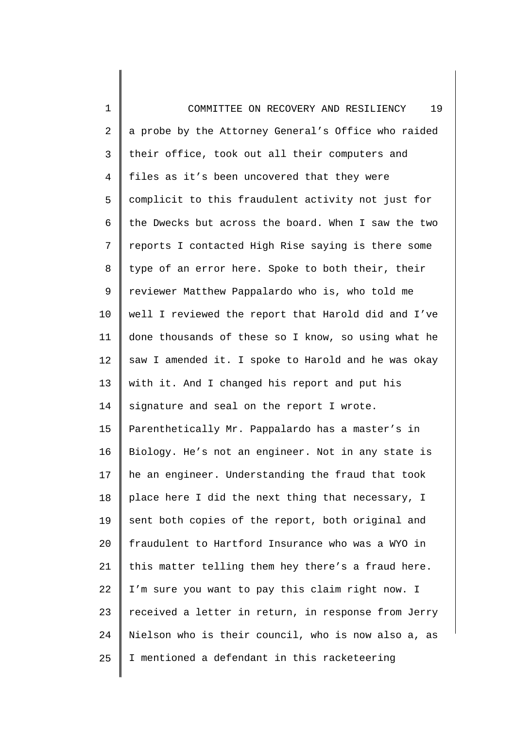a probe by the Attorney General's Office who raided their office, took out all their computers and files as it's been uncovered that they were complicit to this fraudulent activity not just for the Dwecks but across the board. When I saw the two reports I contacted High Rise saying is there some type of an error here. Spoke to both their, their reviewer Matthew Pappalardo who is, who told me well I reviewed the report that Harold did and I've done thousands of these so I know, so using what he saw I amended it. I spoke to Harold and he was okay with it. And I changed his report and put his signature and seal on the report I wrote. Parenthetically Mr. Pappalardo has a master's in Biology. He's not an engineer. Not in any state is he an engineer. Understanding the fraud that took place here I did the next thing that necessary, I sent both copies of the report, both original and fraudulent to Hartford Insurance who was a WYO in this matter telling them hey there's a fraud here. I'm sure you want to pay this claim right now. I received a letter in return, in response from Jerry Nielson who is their council, who is now also a, as I mentioned a defendant in this racketeering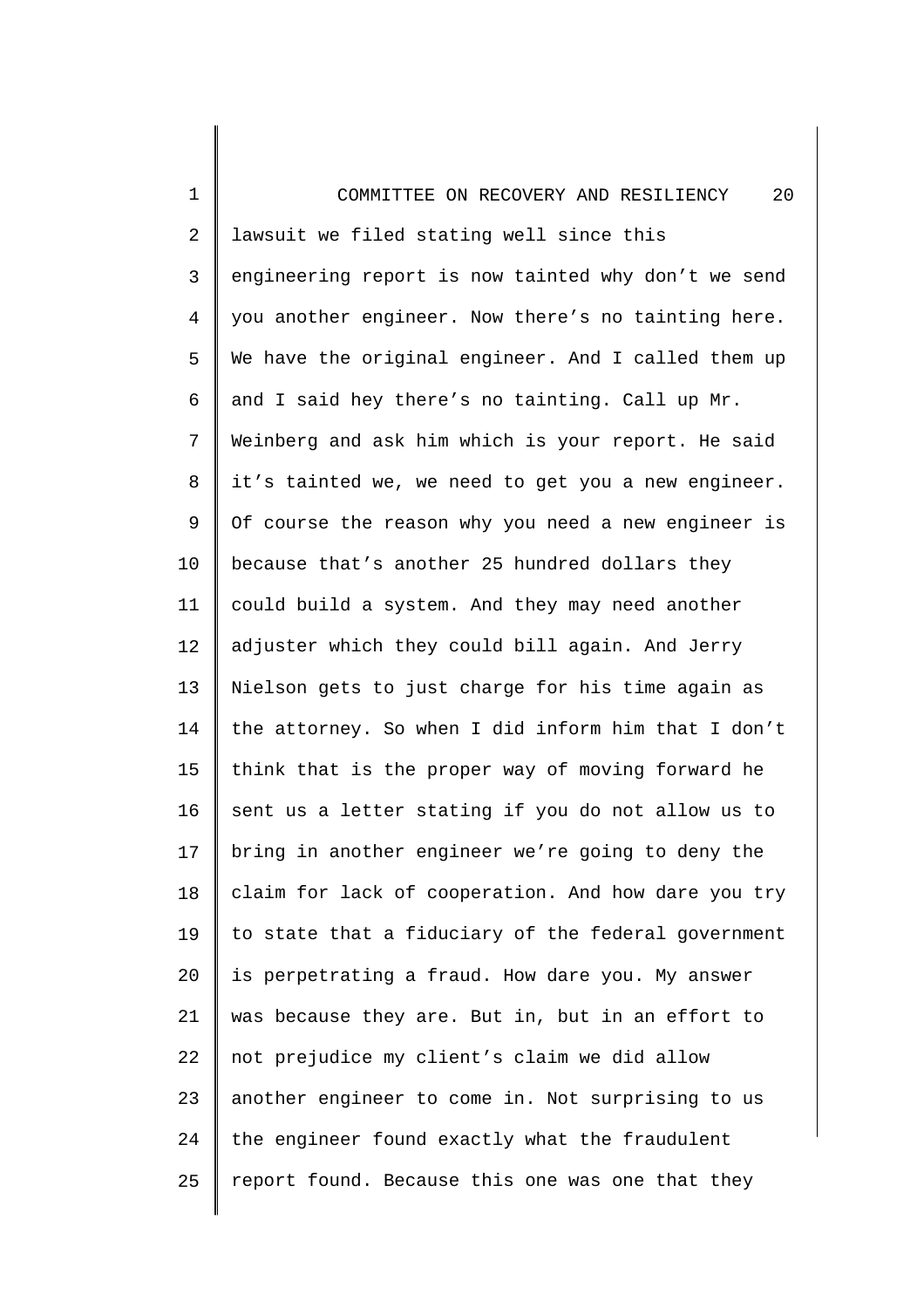lawsuit we filed stating well since this engineering report is now tainted why don't we send you another engineer. Now there's no tainting here. We have the original engineer. And I called them up and I said hey there's no tainting. Call up Mr. Weinberg and ask him which is your report. He said it's tainted we, we need to get you a new engineer. Of course the reason why you need a new engineer is because that's another 25 hundred dollars they could build a system. And they may need another adjuster which they could bill again. And Jerry Nielson gets to just charge for his time again as the attorney. So when I did inform him that I don't think that is the proper way of moving forward he sent us a letter stating if you do not allow us to bring in another engineer we're going to deny the claim for lack of cooperation. And how dare you try to state that a fiduciary of the federal government is perpetrating a fraud. How dare you. My answer was because they are. But in, but in an effort to not prejudice my client's claim we did allow another engineer to come in. Not surprising to us the engineer found exactly what the fraudulent report found. Because this one was one that they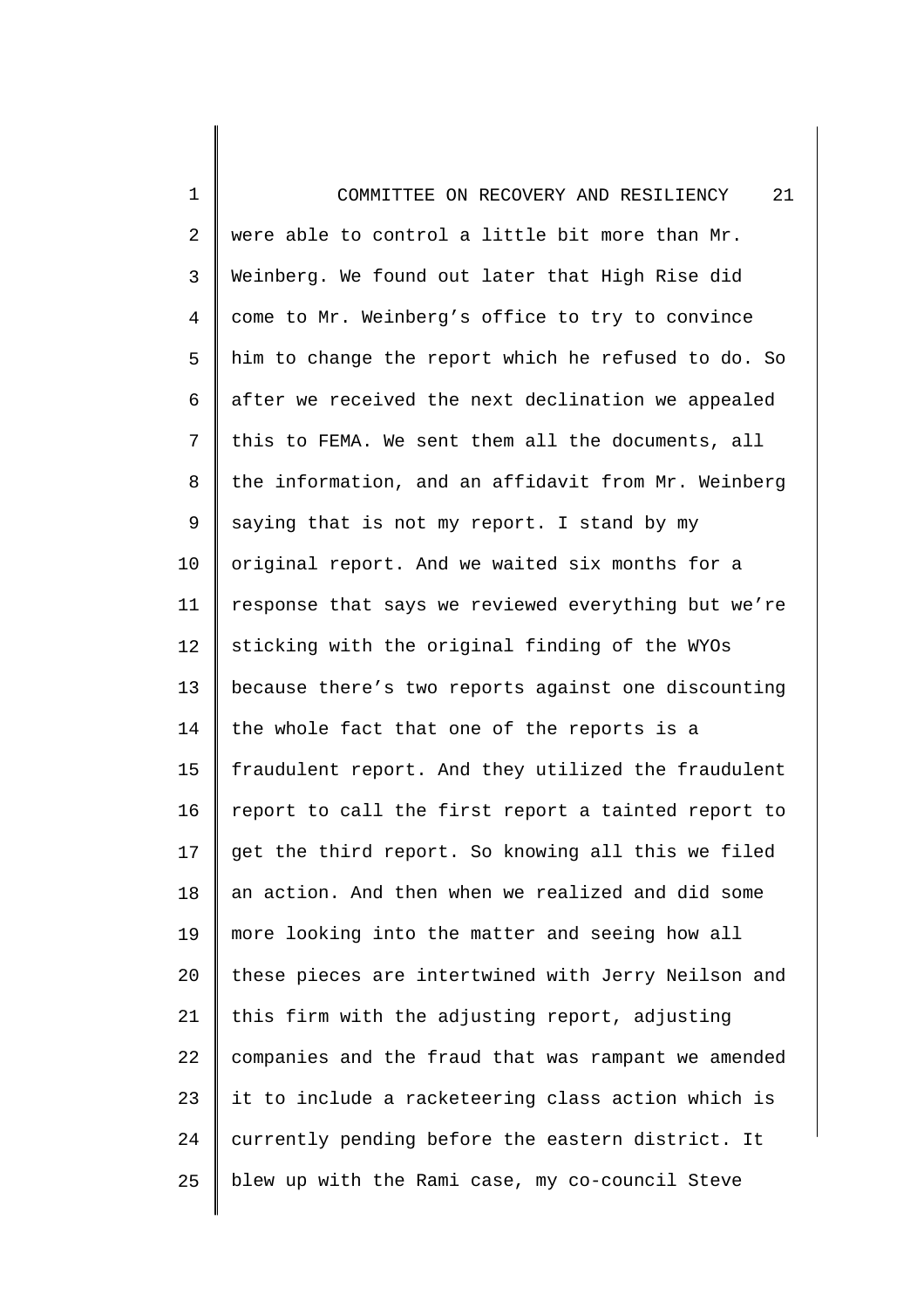were able to control a little bit more than Mr. Weinberg. We found out later that High Rise did come to Mr. Weinberg's office to try to convince him to change the report which he refused to do. So after we received the next declination we appealed this to FEMA. We sent them all the documents, all the information, and an affidavit from Mr. Weinberg saying that is not my report. I stand by my original report. And we waited six months for a response that says we reviewed everything but we're sticking with the original finding of the WYOs because there's two reports against one discounting the whole fact that one of the reports is a fraudulent report. And they utilized the fraudulent report to call the first report a tainted report to get the third report. So knowing all this we filed an action. And then when we realized and did some more looking into the matter and seeing how all these pieces are intertwined with Jerry Neilson and this firm with the adjusting report, adjusting companies and the fraud that was rampant we amended it to include a racketeering class action which is currently pending before the eastern district. It blew up with the Rami case, my co-council Steve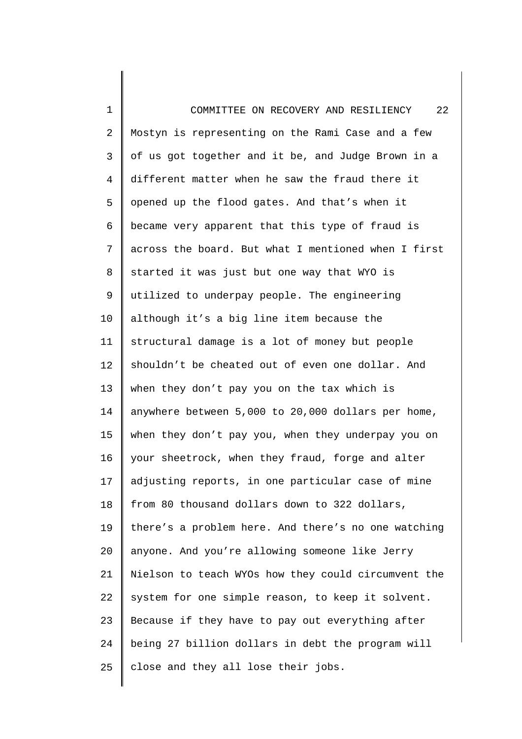Mostyn is representing on the Rami Case and a few of us got together and it be, and Judge Brown in a different matter when he saw the fraud there it opened up the flood gates. And that's when it became very apparent that this type of fraud is across the board. But what I mentioned when I first started it was just but one way that WYO is utilized to underpay people. The engineering although it's a big line item because the structural damage is a lot of money but people shouldn't be cheated out of even one dollar. And when they don't pay you on the tax which is anywhere between 5,000 to 20,000 dollars per home, when they don't pay you, when they underpay you on your sheetrock, when they fraud, forge and alter adjusting reports, in one particular case of mine from 80 thousand dollars down to 322 dollars, there's a problem here. And there's no one watching anyone. And you're allowing someone like Jerry Nielson to teach WYOs how they could circumvent the system for one simple reason, to keep it solvent. Because if they have to pay out everything after being 27 billion dollars in debt the program will close and they all lose their jobs.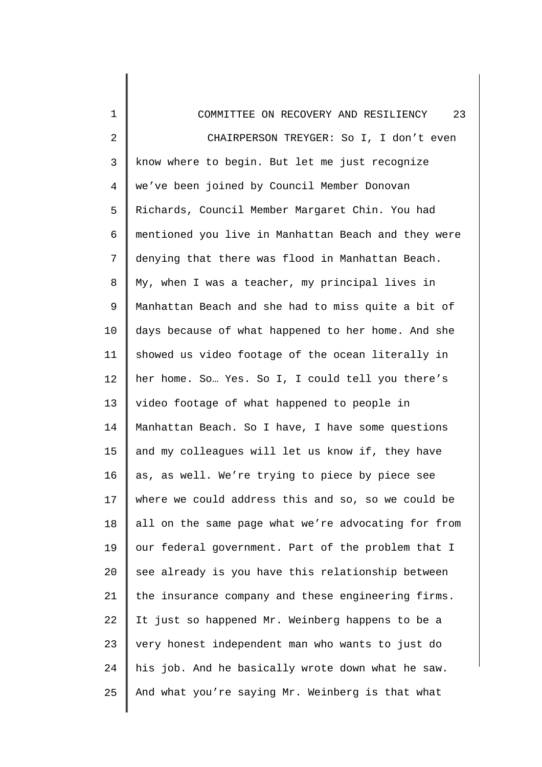CHAIRPERSON TREYGER: So I, I don't even know where to begin. But let me just recognize we've been joined by Council Member Donovan Richards, Council Member Margaret Chin. You had mentioned you live in Manhattan Beach and they were denying that there was flood in Manhattan Beach. My, when I was a teacher, my principal lives in Manhattan Beach and she had to miss quite a bit of days because of what happened to her home. And she showed us video footage of the ocean literally in her home. So… Yes. So I, I could tell you there's video footage of what happened to people in Manhattan Beach. So I have, I have some questions and my colleagues will let us know if, they have as, as well. We're trying to piece by piece see where we could address this and so, so we could be all on the same page what we're advocating for from our federal government. Part of the problem that I see already is you have this relationship between the insurance company and these engineering firms. It just so happened Mr. Weinberg happens to be a very honest independent man who wants to just do his job. And he basically wrote down what he saw. And what you're saying Mr. Weinberg is that what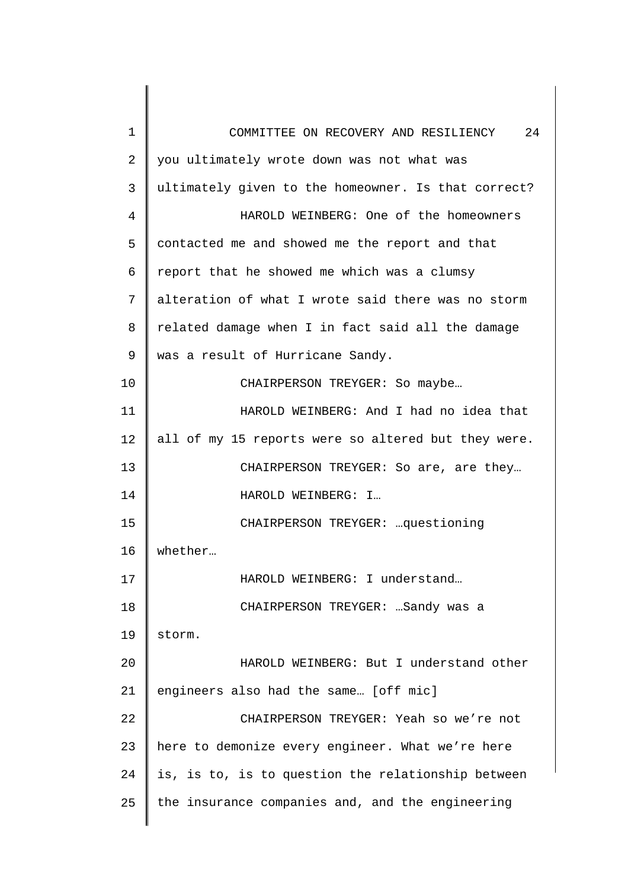you ultimately wrote down was not what was ultimately given to the homeowner. Is that correct?

HAROLD WEINBERG: One of the homeowners contacted me and showed me the report and that report that he showed me which was a clumsy alteration of what I wrote said there was no storm related damage when I in fact said all the damage was a result of Hurricane Sandy.

CHAIRPERSON TREYGER: So maybe…

HAROLD WEINBERG: And I had no idea that all of my 15 reports were so altered but they were.

CHAIRPERSON TREYGER: So are, are they…

HAROLD WEINBERG: I…

CHAIRPERSON TREYGER: …questioning whether…

HAROLD WEINBERG: I understand…

CHAIRPERSON TREYGER: …Sandy was a storm.

HAROLD WEINBERG: But I understand other engineers also had the same… [off mic]

CHAIRPERSON TREYGER: Yeah so we're not here to demonize every engineer. What we're here is, is to, is to question the relationship between the insurance companies and, and the engineering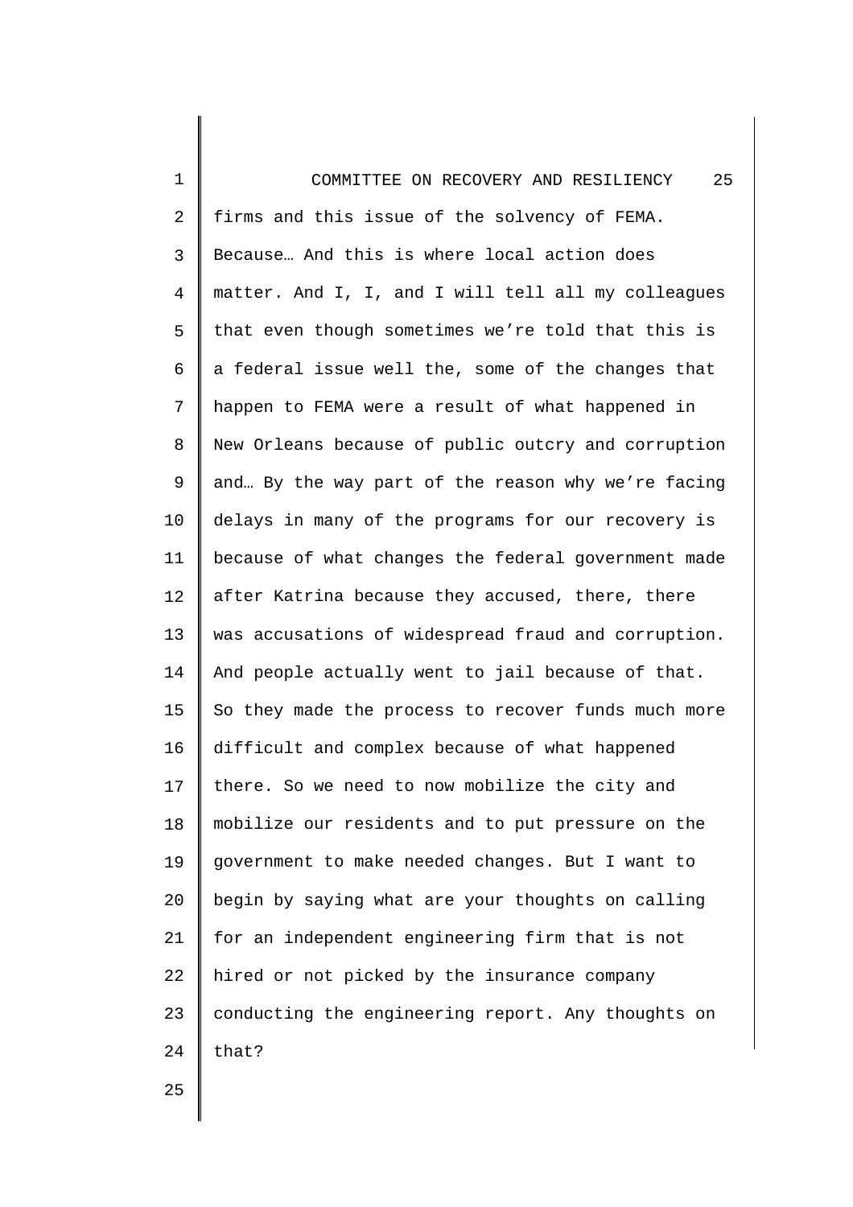firms and this issue of the solvency of FEMA. Because… And this is where local action does matter. And I, I, and I will tell all my colleagues that even though sometimes we're told that this is a federal issue well the, some of the changes that happen to FEMA were a result of what happened in New Orleans because of public outcry and corruption and… By the way part of the reason why we're facing delays in many of the programs for our recovery is because of what changes the federal government made after Katrina because they accused, there, there was accusations of widespread fraud and corruption. And people actually went to jail because of that. So they made the process to recover funds much more difficult and complex because of what happened there. So we need to now mobilize the city and mobilize our residents and to put pressure on the government to make needed changes. But I want to begin by saying what are your thoughts on calling for an independent engineering firm that is not hired or not picked by the insurance company conducting the engineering report. Any thoughts on that?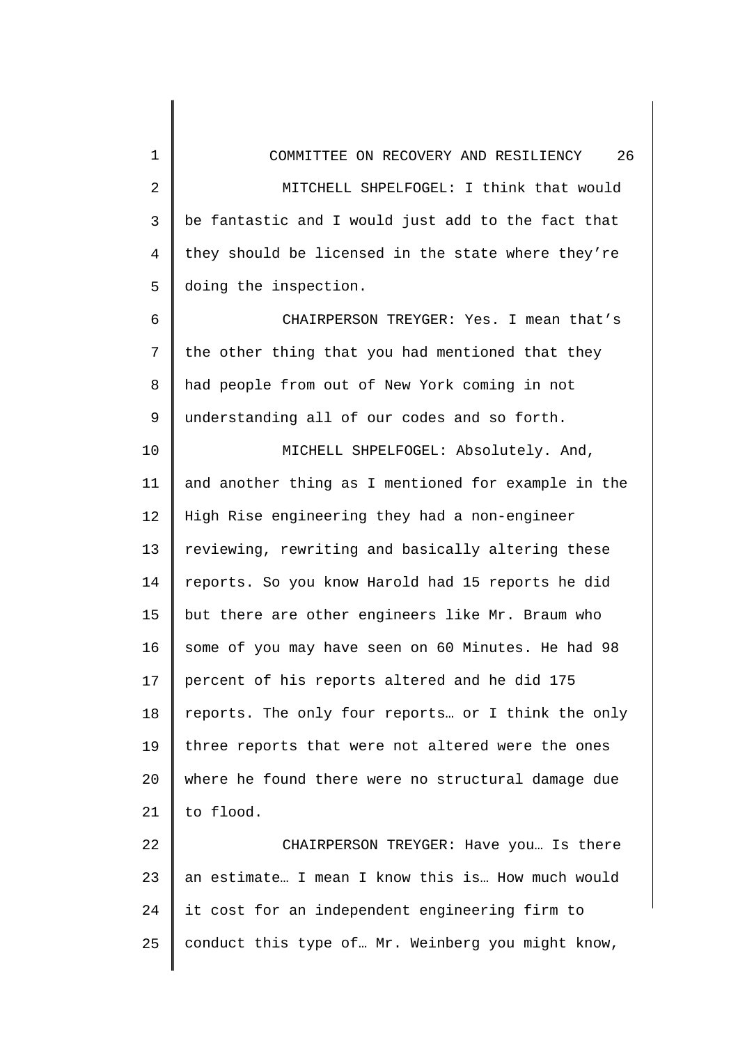MITCHELL SHPELFOGEL: I think that would be fantastic and I would just add to the fact that they should be licensed in the state where they're doing the inspection.

CHAIRPERSON TREYGER: Yes. I mean that's the other thing that you had mentioned that they had people from out of New York coming in not understanding all of our codes and so forth.

MICHELL SHPELFOGEL: Absolutely. And, and another thing as I mentioned for example in the High Rise engineering they had a non-engineer reviewing, rewriting and basically altering these reports. So you know Harold had 15 reports he did but there are other engineers like Mr. Braum who some of you may have seen on 60 Minutes. He had 98 percent of his reports altered and he did 175 reports. The only four reports… or I think the only three reports that were not altered were the ones where he found there were no structural damage due to flood.

CHAIRPERSON TREYGER: Have you… Is there an estimate… I mean I know this is… How much would it cost for an independent engineering firm to conduct this type of… Mr. Weinberg you might know,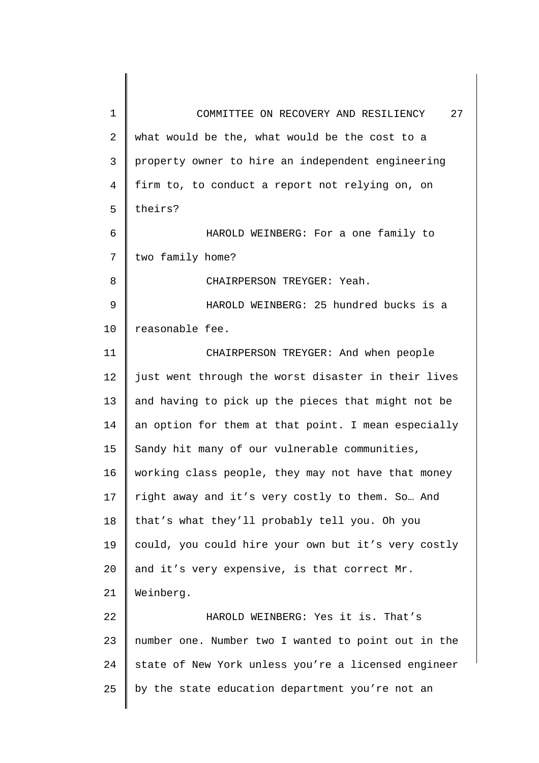what would be the, what would be the cost to a property owner to hire an independent engineering firm to, to conduct a report not relying on, on theirs?

HAROLD WEINBERG: For a one family to two family home?

CHAIRPERSON TREYGER: Yeah.

HAROLD WEINBERG: 25 hundred bucks is a reasonable fee.

CHAIRPERSON TREYGER: And when people just went through the worst disaster in their lives and having to pick up the pieces that might not be an option for them at that point. I mean especially Sandy hit many of our vulnerable communities, working class people, they may not have that money right away and it's very costly to them. So… And that's what they'll probably tell you. Oh you could, you could hire your own but it's very costly and it's very expensive, is that correct Mr. Weinberg.

HAROLD WEINBERG: Yes it is. That's number one. Number two I wanted to point out in the state of New York unless you're a licensed engineer by the state education department you're not an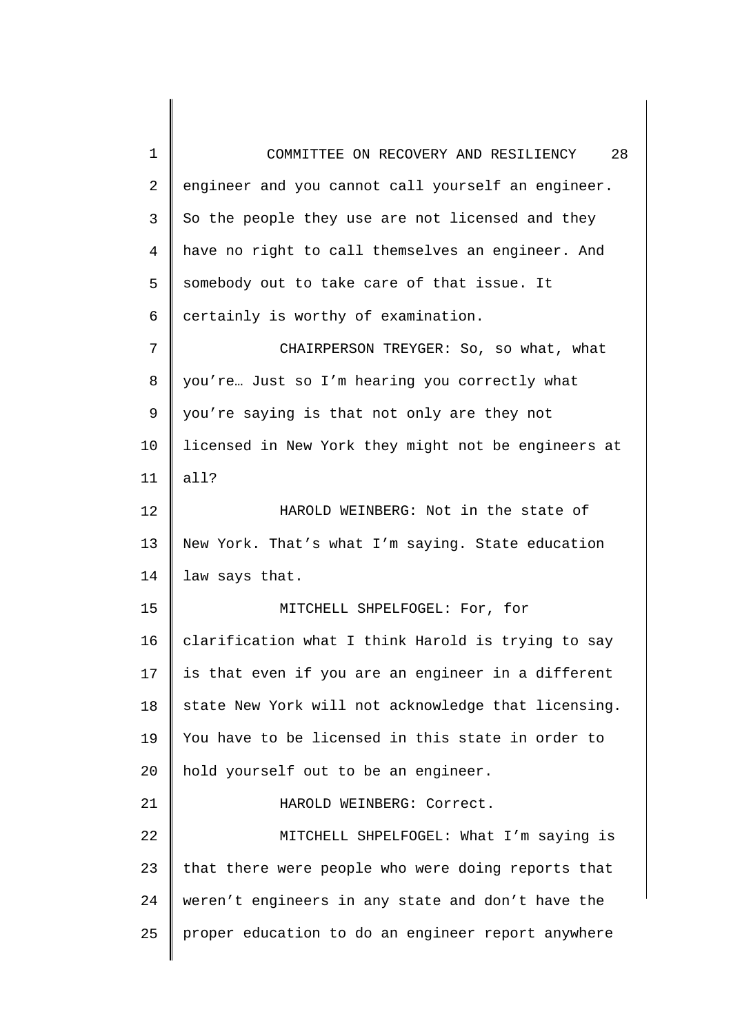engineer and you cannot call yourself an engineer. So the people they use are not licensed and they have no right to call themselves an engineer. And somebody out to take care of that issue. It certainly is worthy of examination.

CHAIRPERSON TREYGER: So, so what, what you're… Just so I'm hearing you correctly what you're saying is that not only are they not licensed in New York they might not be engineers at all?

HAROLD WEINBERG: Not in the state of New York. That's what I'm saying. State education law says that.

MITCHELL SHPELFOGEL: For, for clarification what I think Harold is trying to say is that even if you are an engineer in a different state New York will not acknowledge that licensing. You have to be licensed in this state in order to hold yourself out to be an engineer.

HAROLD WEINBERG: Correct.

MITCHELL SHPELFOGEL: What I'm saying is that there were people who were doing reports that weren't engineers in any state and don't have the proper education to do an engineer report anywhere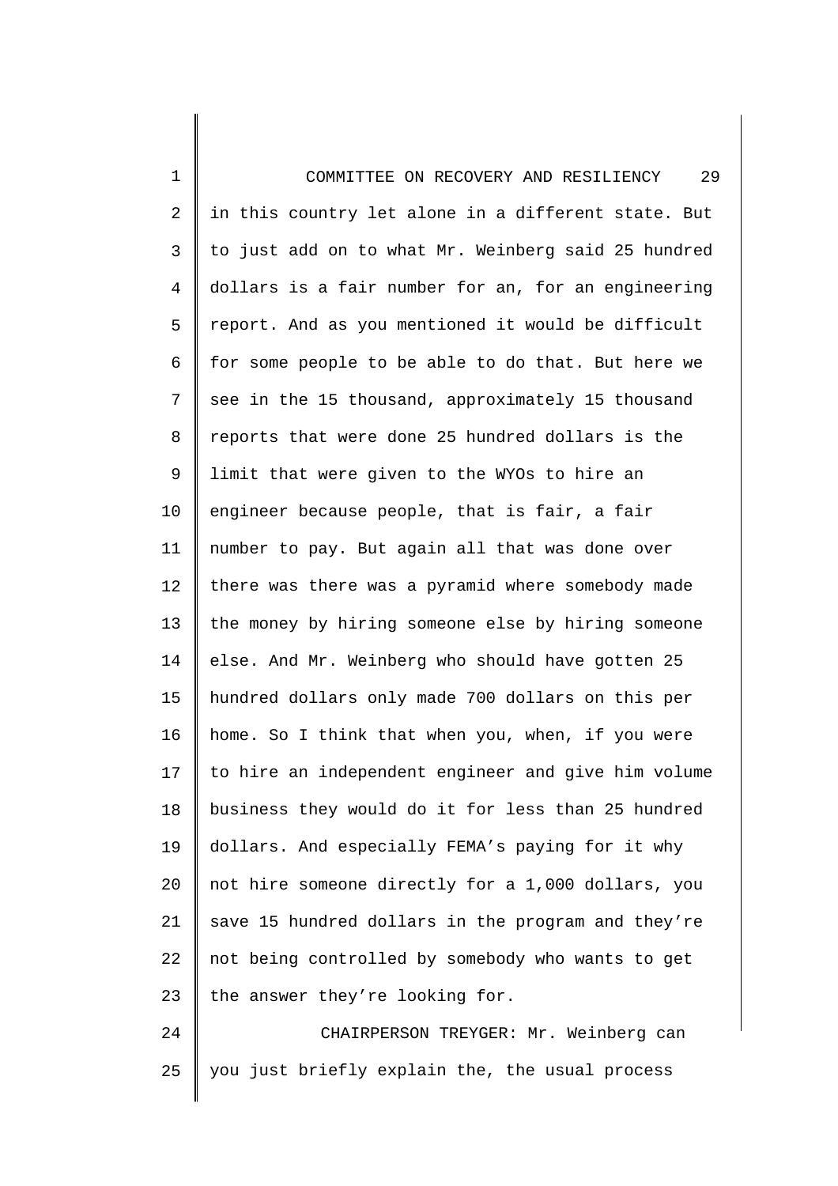in this country let alone in a different state. But to just add on to what Mr. Weinberg said 25 hundred dollars is a fair number for an, for an engineering report. And as you mentioned it would be difficult for some people to be able to do that. But here we see in the 15 thousand, approximately 15 thousand reports that were done 25 hundred dollars is the limit that were given to the WYOs to hire an engineer because people, that is fair, a fair number to pay. But again all that was done over there was there was a pyramid where somebody made the money by hiring someone else by hiring someone else. And Mr. Weinberg who should have gotten 25 hundred dollars only made 700 dollars on this per home. So I think that when you, when, if you were to hire an independent engineer and give him volume business they would do it for less than 25 hundred dollars. And especially FEMA's paying for it why not hire someone directly for a 1,000 dollars, you save 15 hundred dollars in the program and they're not being controlled by somebody who wants to get the answer they're looking for.

CHAIRPERSON TREYGER: Mr. Weinberg can you just briefly explain the, the usual process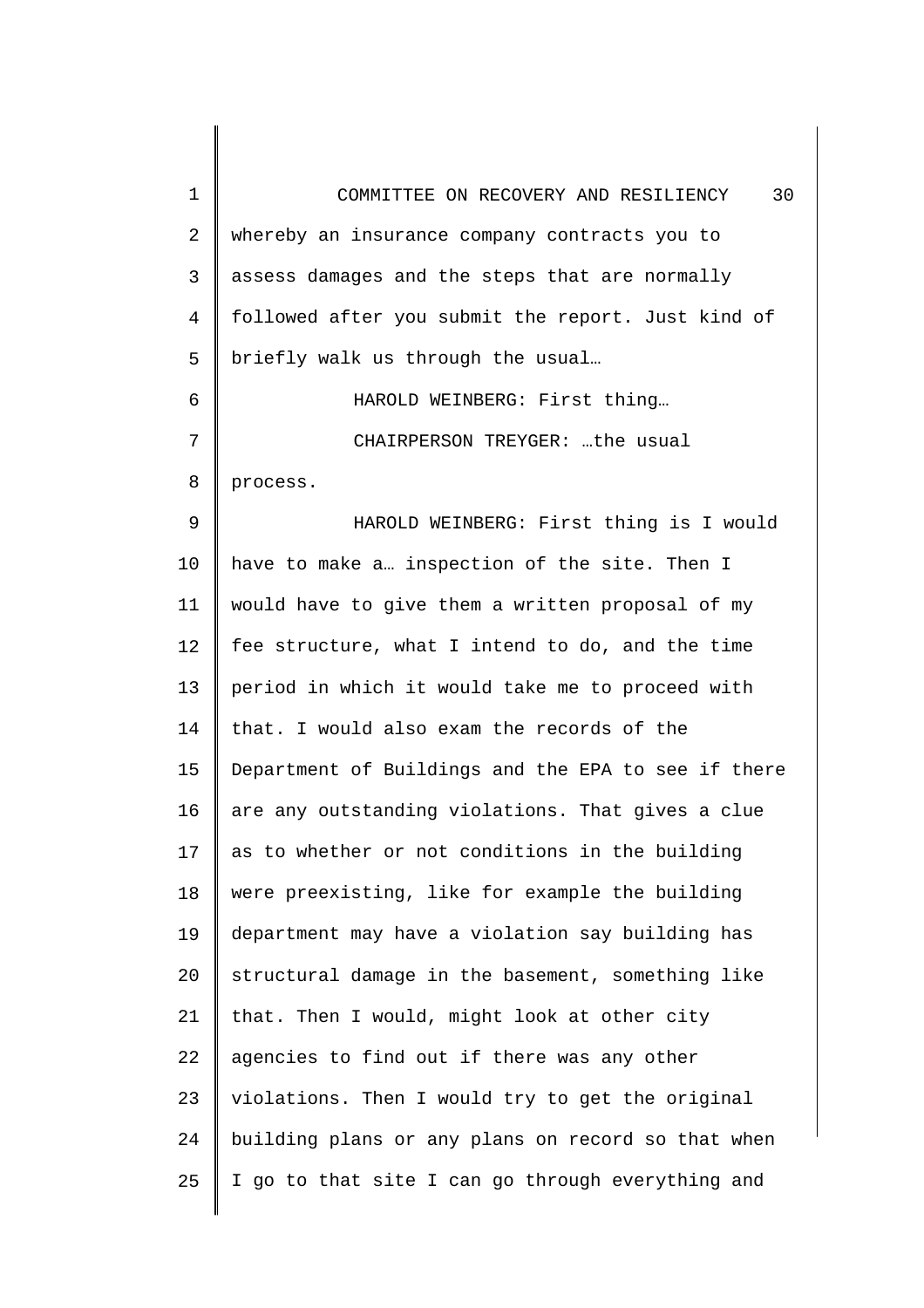whereby an insurance company contracts you to assess damages and the steps that are normally followed after you submit the report. Just kind of briefly walk us through the usual…

HAROLD WEINBERG: First thing…

CHAIRPERSON TREYGER: …the usual process.

HAROLD WEINBERG: First thing is I would have to make a… inspection of the site. Then I would have to give them a written proposal of my fee structure, what I intend to do, and the time period in which it would take me to proceed with that. I would also exam the records of the Department of Buildings and the EPA to see if there are any outstanding violations. That gives a clue as to whether or not conditions in the building were preexisting, like for example the building department may have a violation say building has structural damage in the basement, something like that. Then I would, might look at other city agencies to find out if there was any other violations. Then I would try to get the original building plans or any plans on record so that when I go to that site I can go through everything and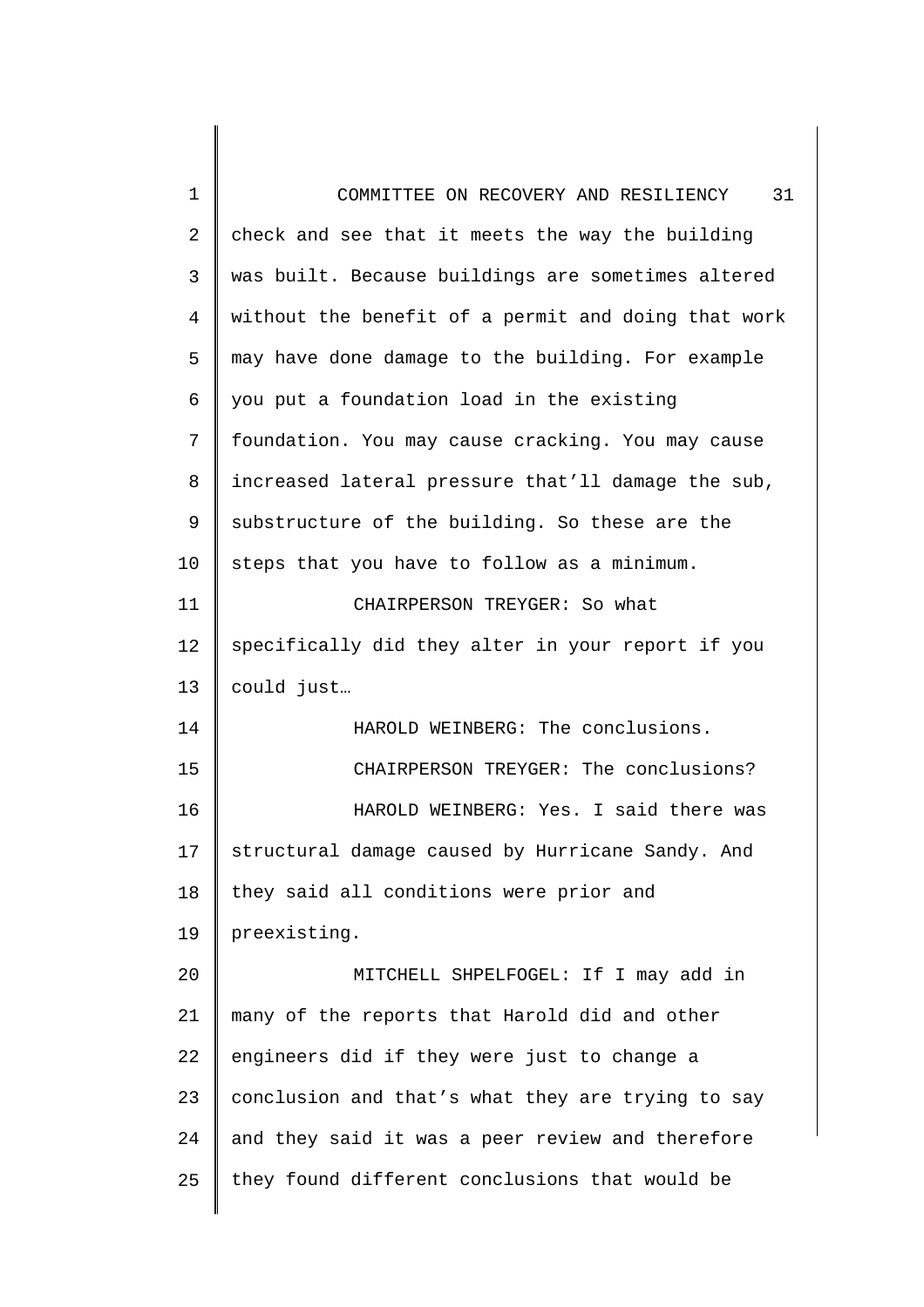check and see that it meets the way the building was built. Because buildings are sometimes altered without the benefit of a permit and doing that work may have done damage to the building. For example you put a foundation load in the existing foundation. You may cause cracking. You may cause increased lateral pressure that'll damage the sub, substructure of the building. So these are the steps that you have to follow as a minimum.

CHAIRPERSON TREYGER: So what specifically did they alter in your report if you could just…

HAROLD WEINBERG: The conclusions.

CHAIRPERSON TREYGER: The conclusions?

HAROLD WEINBERG: Yes. I said there was structural damage caused by Hurricane Sandy. And they said all conditions were prior and preexisting.

MITCHELL SHPELFOGEL: If I may add in many of the reports that Harold did and other engineers did if they were just to change a conclusion and that's what they are trying to say and they said it was a peer review and therefore they found different conclusions that would be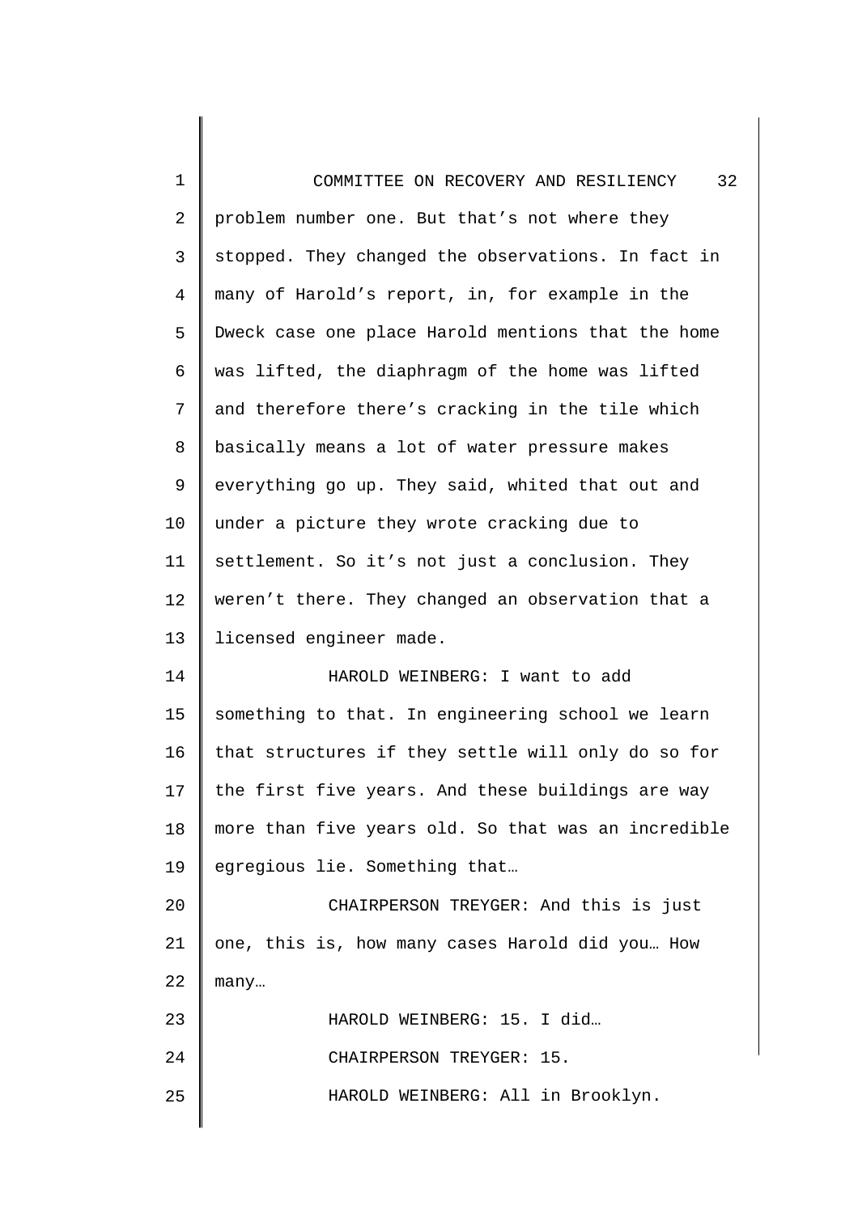problem number one. But that's not where they stopped. They changed the observations. In fact in many of Harold's report, in, for example in the Dweck case one place Harold mentions that the home was lifted, the diaphragm of the home was lifted and therefore there's cracking in the tile which basically means a lot of water pressure makes everything go up. They said, whited that out and under a picture they wrote cracking due to settlement. So it's not just a conclusion. They weren't there. They changed an observation that a licensed engineer made.

HAROLD WEINBERG: I want to add something to that. In engineering school we learn that structures if they settle will only do so for the first five years. And these buildings are way more than five years old. So that was an incredible egregious lie. Something that…

CHAIRPERSON TREYGER: And this is just one, this is, how many cases Harold did you… How many…

HAROLD WEINBERG: 15. I did…

CHAIRPERSON TREYGER: 15.

HAROLD WEINBERG: All in Brooklyn.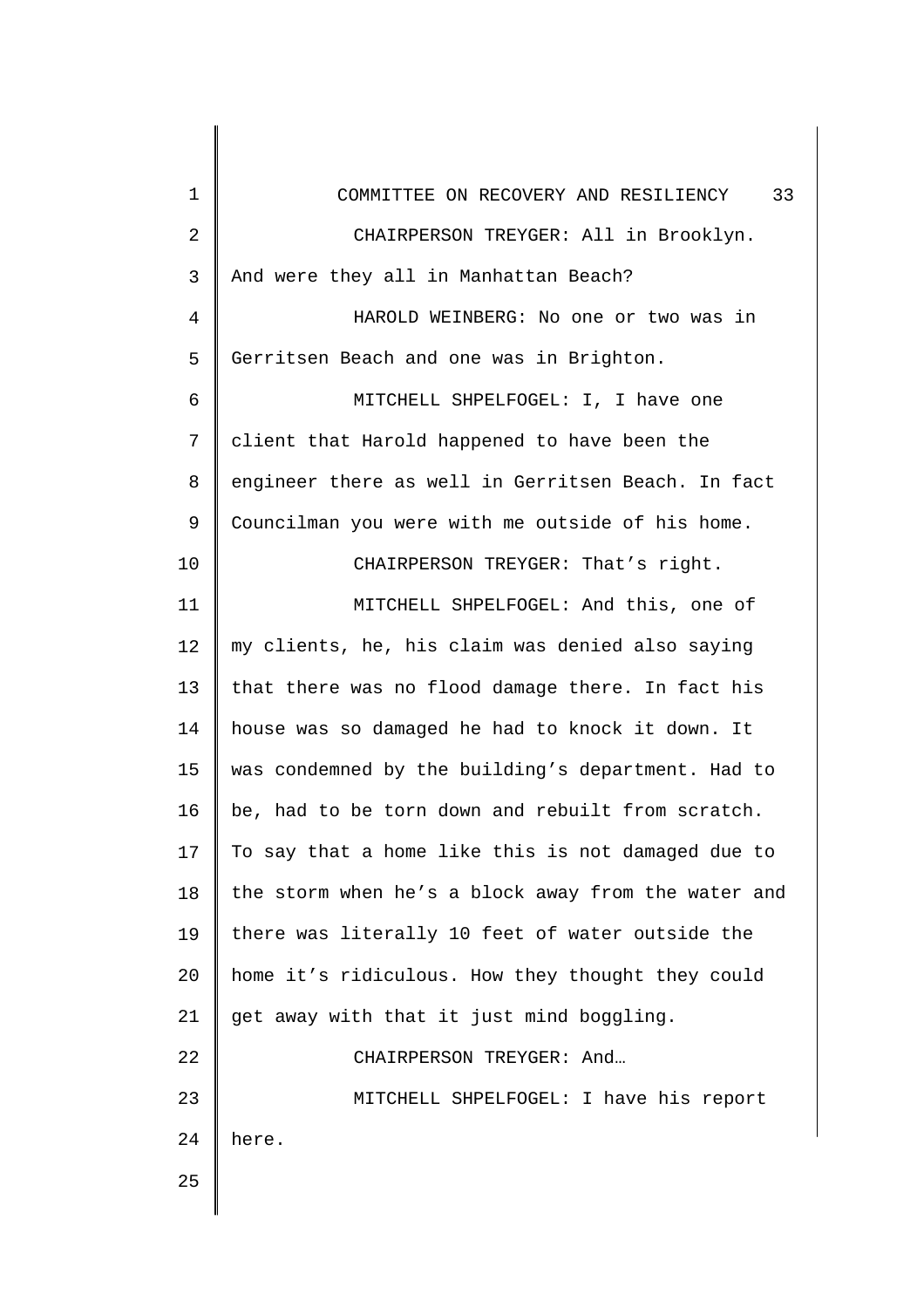CHAIRPERSON TREYGER: All in Brooklyn. And were they all in Manhattan Beach?

HAROLD WEINBERG: No one or two was in Gerritsen Beach and one was in Brighton.

MITCHELL SHPELFOGEL: I, I have one client that Harold happened to have been the engineer there as well in Gerritsen Beach. In fact Councilman you were with me outside of his home.

CHAIRPERSON TREYGER: That's right.

MITCHELL SHPELFOGEL: And this, one of my clients, he, his claim was denied also saying that there was no flood damage there. In fact his house was so damaged he had to knock it down. It was condemned by the building's department. Had to be, had to be torn down and rebuilt from scratch. To say that a home like this is not damaged due to the storm when he's a block away from the water and there was literally 10 feet of water outside the home it's ridiculous. How they thought they could get away with that it just mind boggling.

CHAIRPERSON TREYGER: And…

MITCHELL SHPELFOGEL: I have his report here.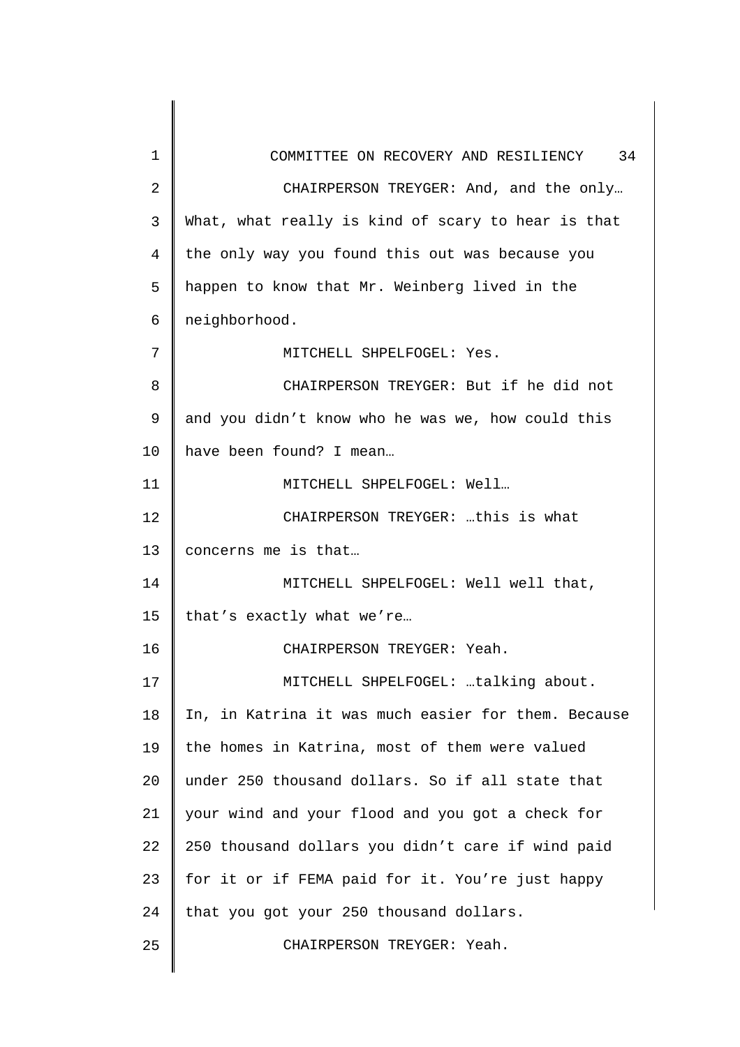CHAIRPERSON TREYGER: And, and the only… What, what really is kind of scary to hear is that the only way you found this out was because you happen to know that Mr. Weinberg lived in the neighborhood.

MITCHELL SHPELFOGEL: Yes.

CHAIRPERSON TREYGER: But if he did not and you didn't know who he was we, how could this have been found? I mean…

MITCHELL SHPELFOGEL: Well…

CHAIRPERSON TREYGER: …this is what concerns me is that…

MITCHELL SHPELFOGEL: Well well that, that's exactly what we're…

CHAIRPERSON TREYGER: Yeah.

MITCHELL SHPELFOGEL: …talking about. In, in Katrina it was much easier for them. Because the homes in Katrina, most of them were valued under 250 thousand dollars. So if all state that your wind and your flood and you got a check for 250 thousand dollars you didn't care if wind paid for it or if FEMA paid for it. You're just happy that you got your 250 thousand dollars.

CHAIRPERSON TREYGER: Yeah.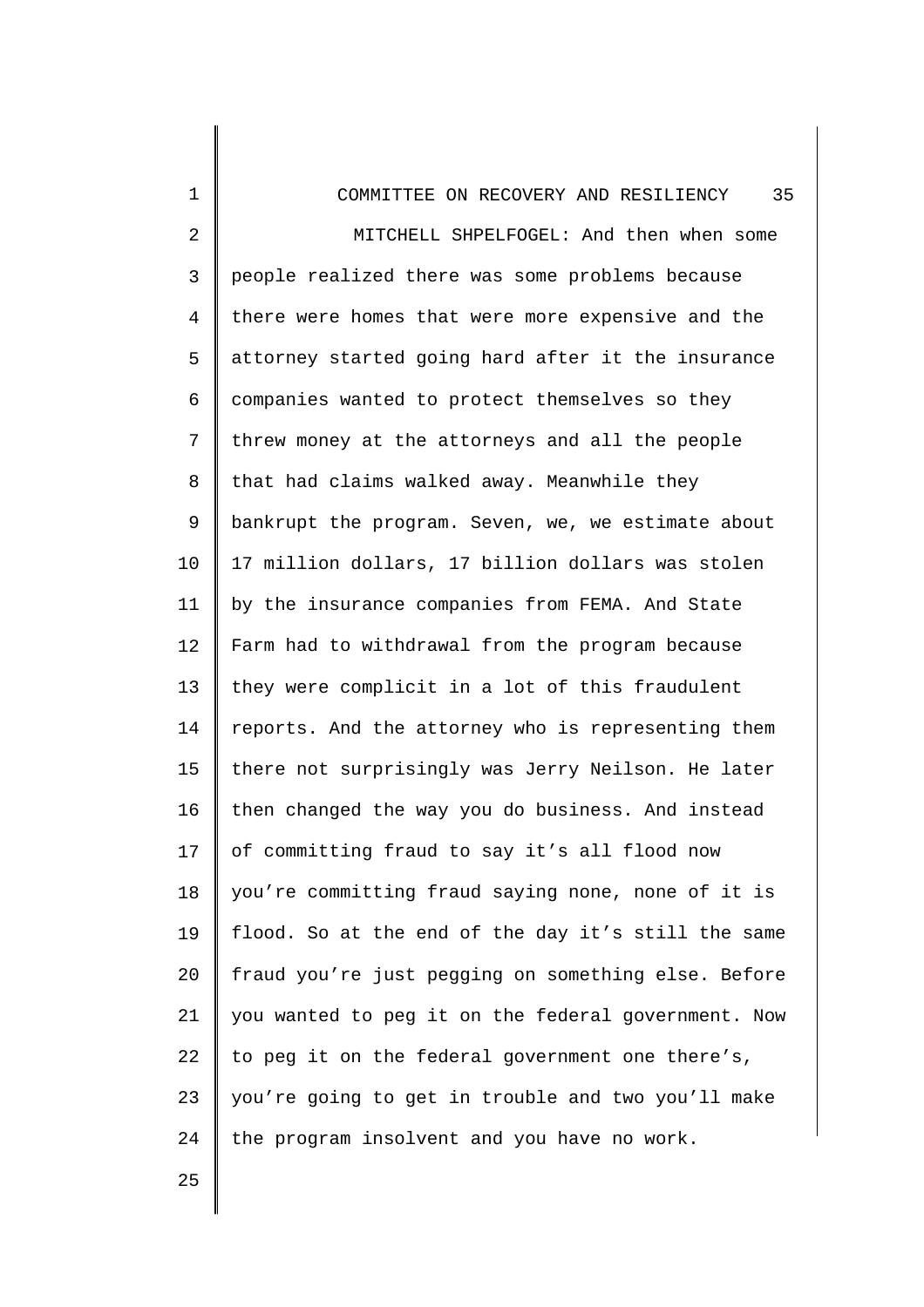MITCHELL SHPELFOGEL: And then when some people realized there was some problems because there were homes that were more expensive and the attorney started going hard after it the insurance companies wanted to protect themselves so they threw money at the attorneys and all the people that had claims walked away. Meanwhile they bankrupt the program. Seven, we, we estimate about 17 million dollars, 17 billion dollars was stolen by the insurance companies from FEMA. And State Farm had to withdrawal from the program because they were complicit in a lot of this fraudulent reports. And the attorney who is representing them there not surprisingly was Jerry Neilson. He later then changed the way you do business. And instead of committing fraud to say it's all flood now you're committing fraud saying none, none of it is flood. So at the end of the day it's still the same fraud you're just pegging on something else. Before you wanted to peg it on the federal government. Now to peg it on the federal government one there's, you're going to get in trouble and two you'll make the program insolvent and you have no work.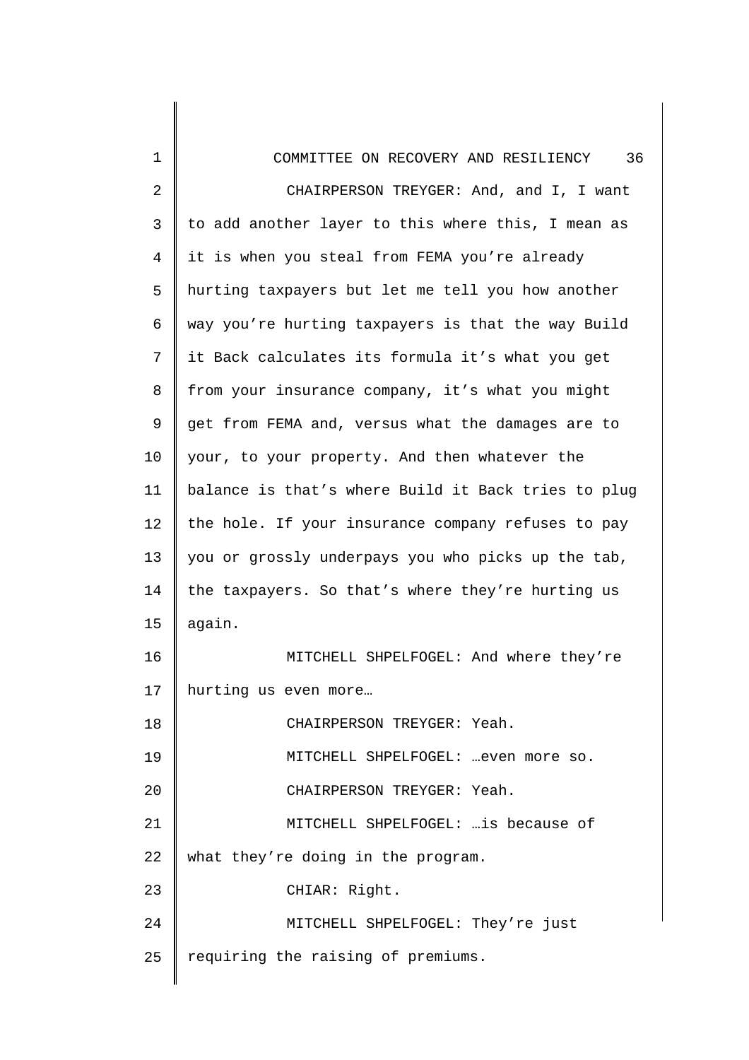CHAIRPERSON TREYGER: And, and I, I want to add another layer to this where this, I mean as it is when you steal from FEMA you're already hurting taxpayers but let me tell you how another way you're hurting taxpayers is that the way Build it Back calculates its formula it's what you get from your insurance company, it's what you might get from FEMA and, versus what the damages are to your, to your property. And then whatever the balance is that's where Build it Back tries to plug the hole. If your insurance company refuses to pay you or grossly underpays you who picks up the tab, the taxpayers. So that's where they're hurting us again.

MITCHELL SHPELFOGEL: And where they're hurting us even more…

CHAIRPERSON TREYGER: Yeah.

MITCHELL SHPELFOGEL: …even more so.

CHAIRPERSON TREYGER: Yeah.

MITCHELL SHPELFOGEL: …is because of what they're doing in the program.

CHIAR: Right.

MITCHELL SHPELFOGEL: They're just requiring the raising of premiums.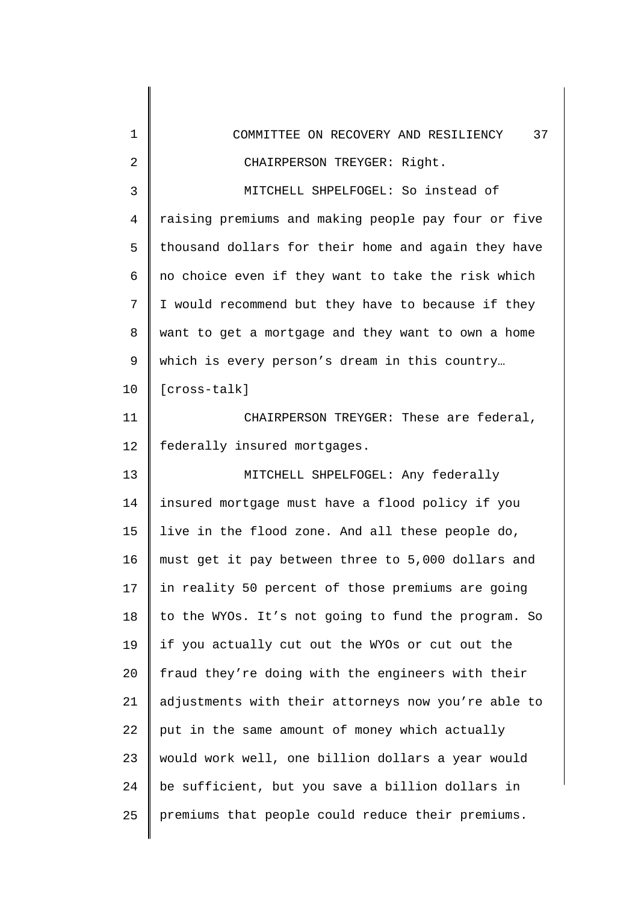CHAIRPERSON TREYGER: Right.

MITCHELL SHPELFOGEL: So instead of raising premiums and making people pay four or five thousand dollars for their home and again they have no choice even if they want to take the risk which I would recommend but they have to because if they want to get a mortgage and they want to own a home which is every person's dream in this country… [cross-talk]

CHAIRPERSON TREYGER: These are federal, federally insured mortgages.

MITCHELL SHPELFOGEL: Any federally insured mortgage must have a flood policy if you live in the flood zone. And all these people do, must get it pay between three to 5,000 dollars and in reality 50 percent of those premiums are going to the WYOs. It's not going to fund the program. So if you actually cut out the WYOs or cut out the fraud they're doing with the engineers with their adjustments with their attorneys now you're able to put in the same amount of money which actually would work well, one billion dollars a year would be sufficient, but you save a billion dollars in premiums that people could reduce their premiums.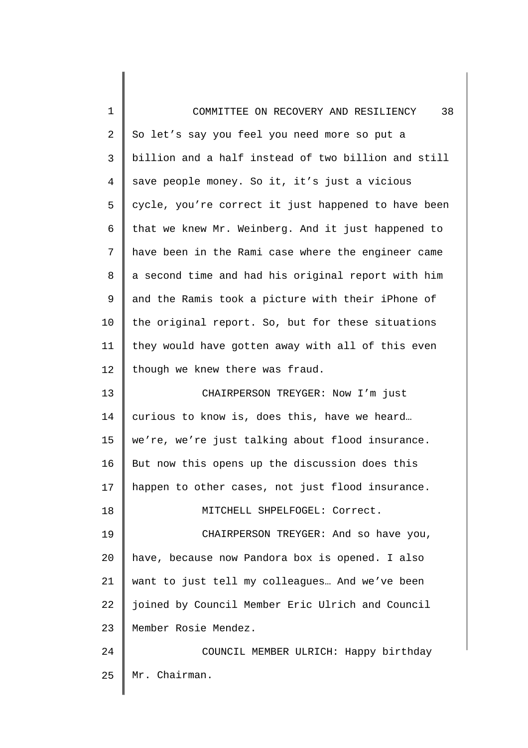So let's say you feel you need more so put a billion and a half instead of two billion and still save people money. So it, it's just a vicious cycle, you're correct it just happened to have been that we knew Mr. Weinberg. And it just happened to have been in the Rami case where the engineer came a second time and had his original report with him and the Ramis took a picture with their iPhone of the original report. So, but for these situations they would have gotten away with all of this even though we knew there was fraud.

CHAIRPERSON TREYGER: Now I'm just curious to know is, does this, have we heard… we're, we're just talking about flood insurance. But now this opens up the discussion does this happen to other cases, not just flood insurance.

MITCHELL SHPELFOGEL: Correct.

CHAIRPERSON TREYGER: And so have you, have, because now Pandora box is opened. I also want to just tell my colleagues… And we've been joined by Council Member Eric Ulrich and Council Member Rosie Mendez.

COUNCIL MEMBER ULRICH: Happy birthday Mr. Chairman.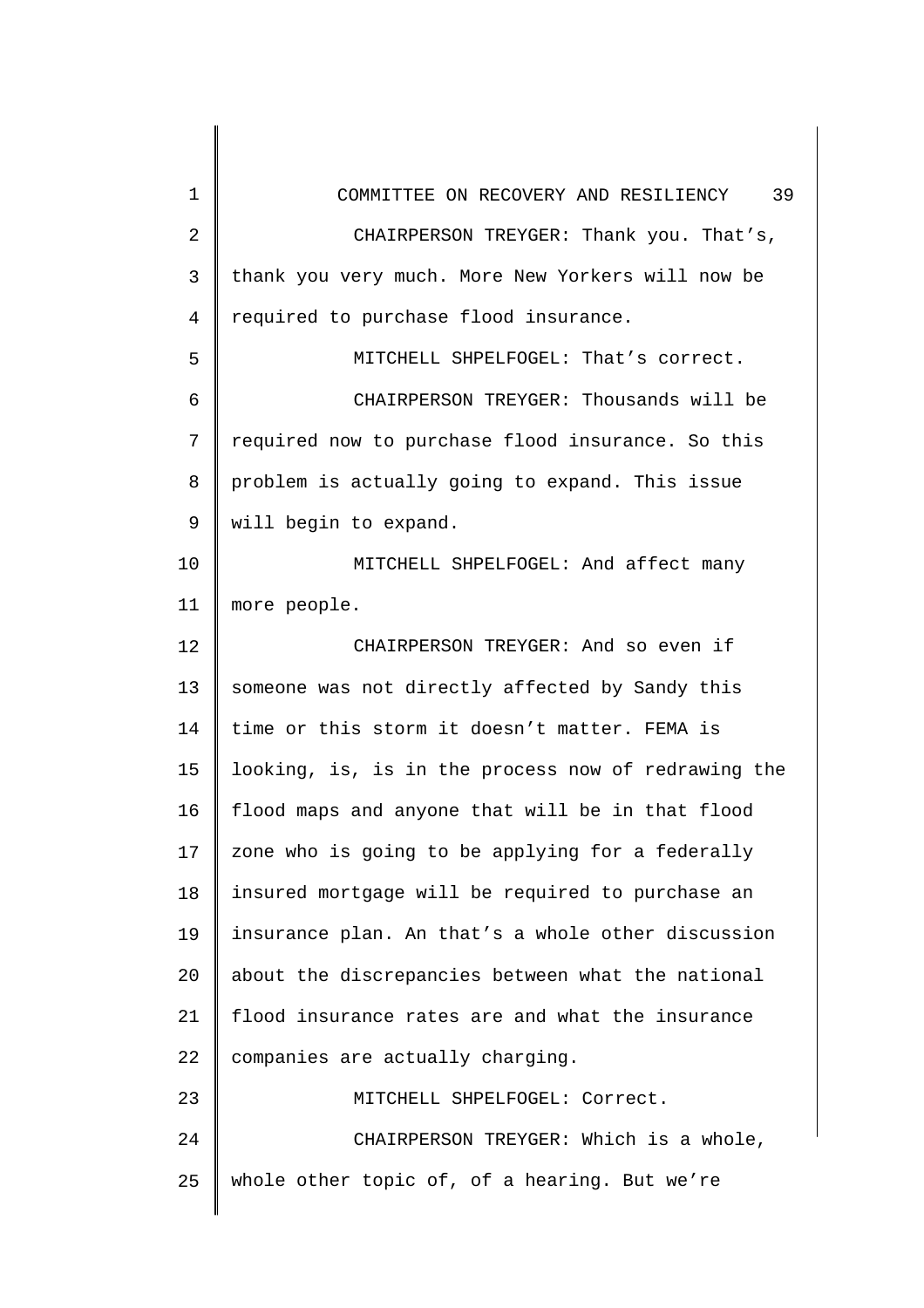CHAIRPERSON TREYGER: Thank you. That's, thank you very much. More New Yorkers will now be required to purchase flood insurance.

MITCHELL SHPELFOGEL: That's correct.

CHAIRPERSON TREYGER: Thousands will be required now to purchase flood insurance. So this problem is actually going to expand. This issue will begin to expand.

MITCHELL SHPELFOGEL: And affect many more people.

CHAIRPERSON TREYGER: And so even if someone was not directly affected by Sandy this time or this storm it doesn't matter. FEMA is looking, is, is in the process now of redrawing the flood maps and anyone that will be in that flood zone who is going to be applying for a federally insured mortgage will be required to purchase an insurance plan. An that's a whole other discussion about the discrepancies between what the national flood insurance rates are and what the insurance companies are actually charging.

MITCHELL SHPELFOGEL: Correct.

CHAIRPERSON TREYGER: Which is a whole, whole other topic of, of a hearing. But we're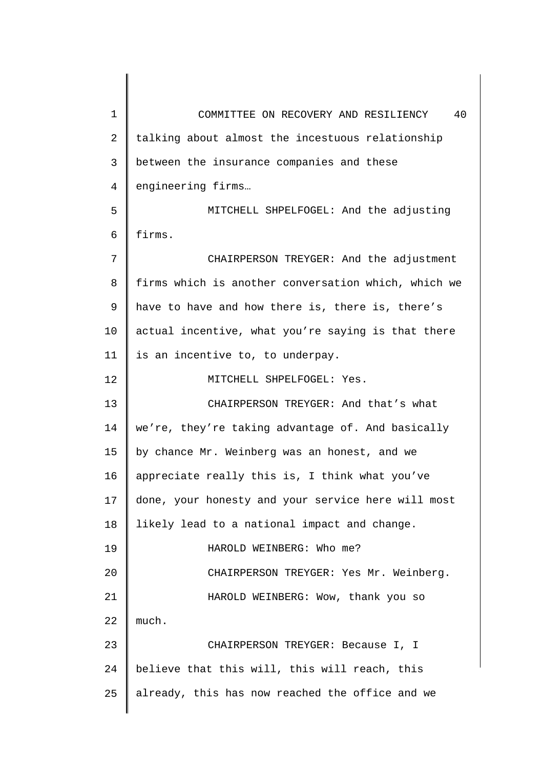talking about almost the incestuous relationship between the insurance companies and these engineering firms…

MITCHELL SHPELFOGEL: And the adjusting firms.

CHAIRPERSON TREYGER: And the adjustment firms which is another conversation which, which we have to have and how there is, there is, there's actual incentive, what you're saying is that there is an incentive to, to underpay.

MITCHELL SHPELFOGEL: Yes.

CHAIRPERSON TREYGER: And that's what we're, they're taking advantage of. And basically by chance Mr. Weinberg was an honest, and we appreciate really this is, I think what you've done, your honesty and your service here will most likely lead to a national impact and change.

HAROLD WEINBERG: Who me?

CHAIRPERSON TREYGER: Yes Mr. Weinberg.

HAROLD WEINBERG: Wow, thank you so much.

CHAIRPERSON TREYGER: Because I, I believe that this will, this will reach, this already, this has now reached the office and we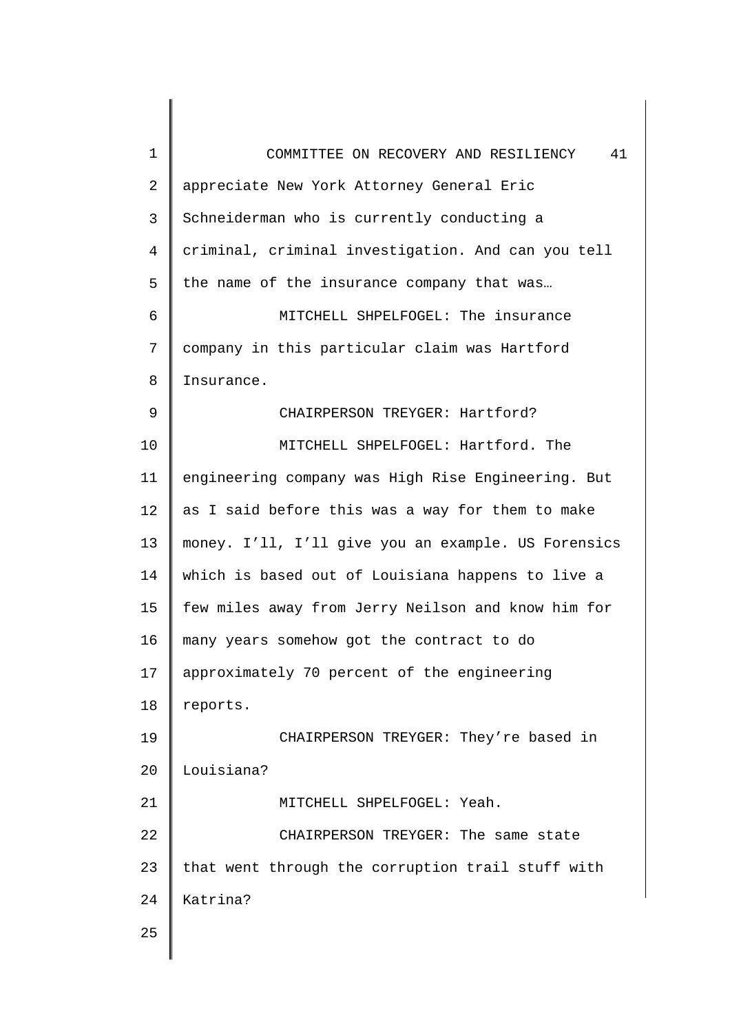appreciate New York Attorney General Eric Schneiderman who is currently conducting a criminal, criminal investigation. And can you tell the name of the insurance company that was…

MITCHELL SHPELFOGEL: The insurance company in this particular claim was Hartford Insurance.

CHAIRPERSON TREYGER: Hartford?

MITCHELL SHPELFOGEL: Hartford. The engineering company was High Rise Engineering. But as I said before this was a way for them to make money. I'll, I'll give you an example. US Forensics which is based out of Louisiana happens to live a few miles away from Jerry Neilson and know him for many years somehow got the contract to do approximately 70 percent of the engineering reports.

CHAIRPERSON TREYGER: They're based in Louisiana?

MITCHELL SHPELFOGEL: Yeah.

CHAIRPERSON TREYGER: The same state that went through the corruption trail stuff with Katrina?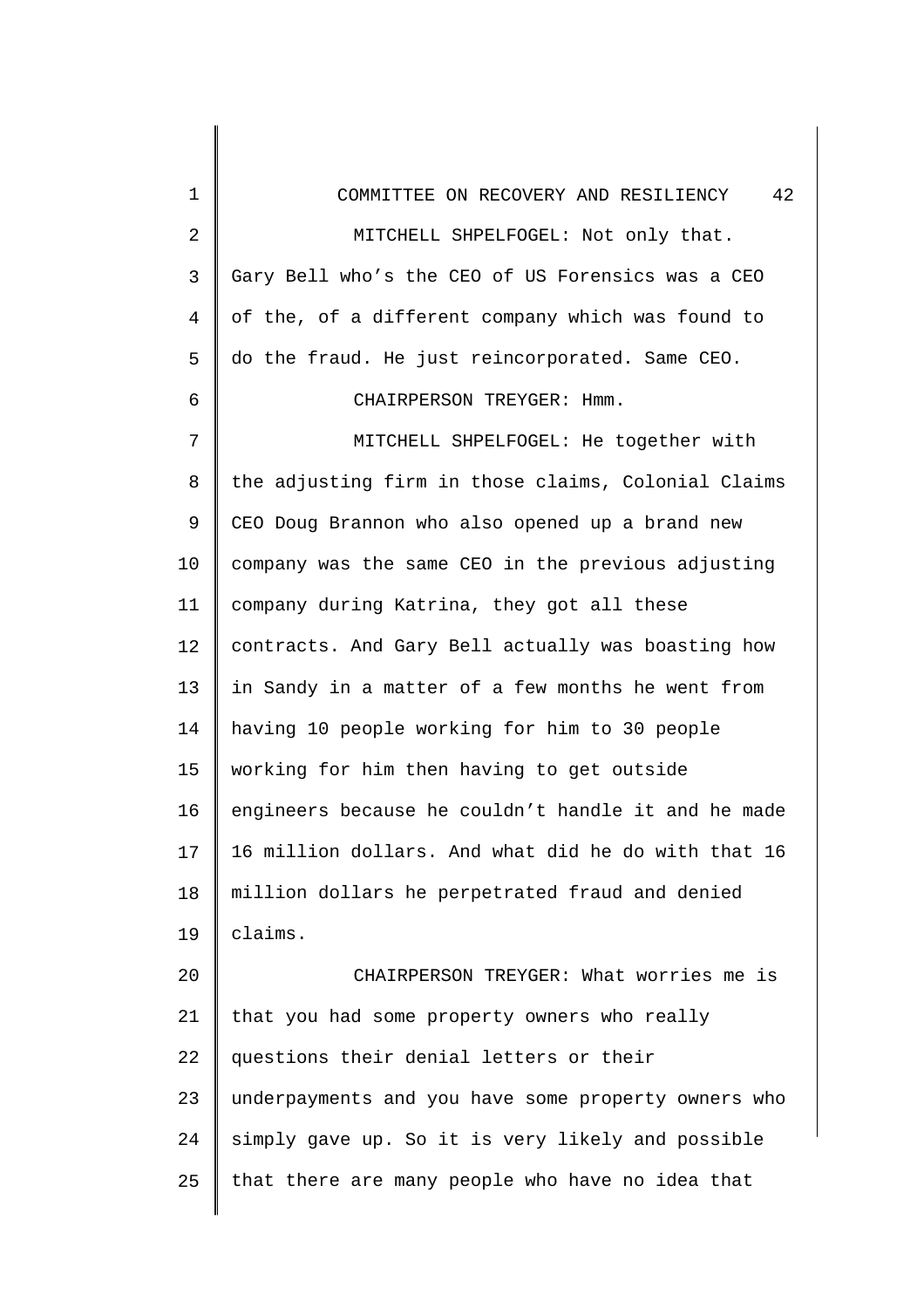MITCHELL SHPELFOGEL: Not only that. Gary Bell who's the CEO of US Forensics was a CEO of the, of a different company which was found to do the fraud. He just reincorporated. Same CEO.

CHAIRPERSON TREYGER: Hmm.

MITCHELL SHPELFOGEL: He together with the adjusting firm in those claims, Colonial Claims CEO Doug Brannon who also opened up a brand new company was the same CEO in the previous adjusting company during Katrina, they got all these contracts. And Gary Bell actually was boasting how in Sandy in a matter of a few months he went from having 10 people working for him to 30 people working for him then having to get outside engineers because he couldn't handle it and he made 16 million dollars. And what did he do with that 16 million dollars he perpetrated fraud and denied claims.

CHAIRPERSON TREYGER: What worries me is that you had some property owners who really questions their denial letters or their underpayments and you have some property owners who simply gave up. So it is very likely and possible that there are many people who have no idea that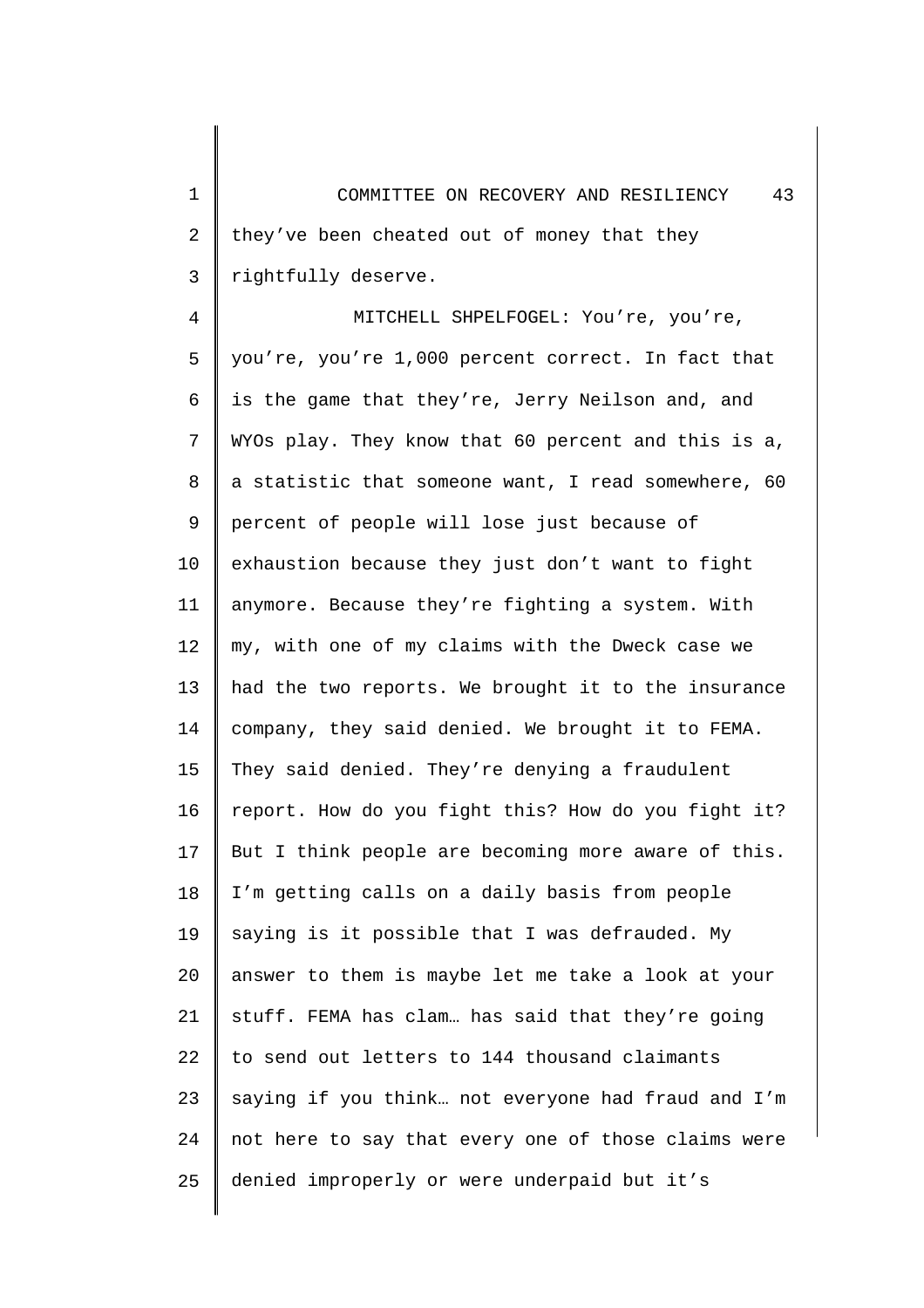they've been cheated out of money that they rightfully deserve.

MITCHELL SHPELFOGEL: You're, you're, you're, you're 1,000 percent correct. In fact that is the game that they're, Jerry Neilson and, and WYOs play. They know that 60 percent and this is a, a statistic that someone want, I read somewhere, 60 percent of people will lose just because of exhaustion because they just don't want to fight anymore. Because they're fighting a system. With my, with one of my claims with the Dweck case we had the two reports. We brought it to the insurance company, they said denied. We brought it to FEMA. They said denied. They're denying a fraudulent report. How do you fight this? How do you fight it? But I think people are becoming more aware of this. I'm getting calls on a daily basis from people saying is it possible that I was defrauded. My answer to them is maybe let me take a look at your stuff. FEMA has clam… has said that they're going to send out letters to 144 thousand claimants saying if you think… not everyone had fraud and I'm not here to say that every one of those claims were denied improperly or were underpaid but it's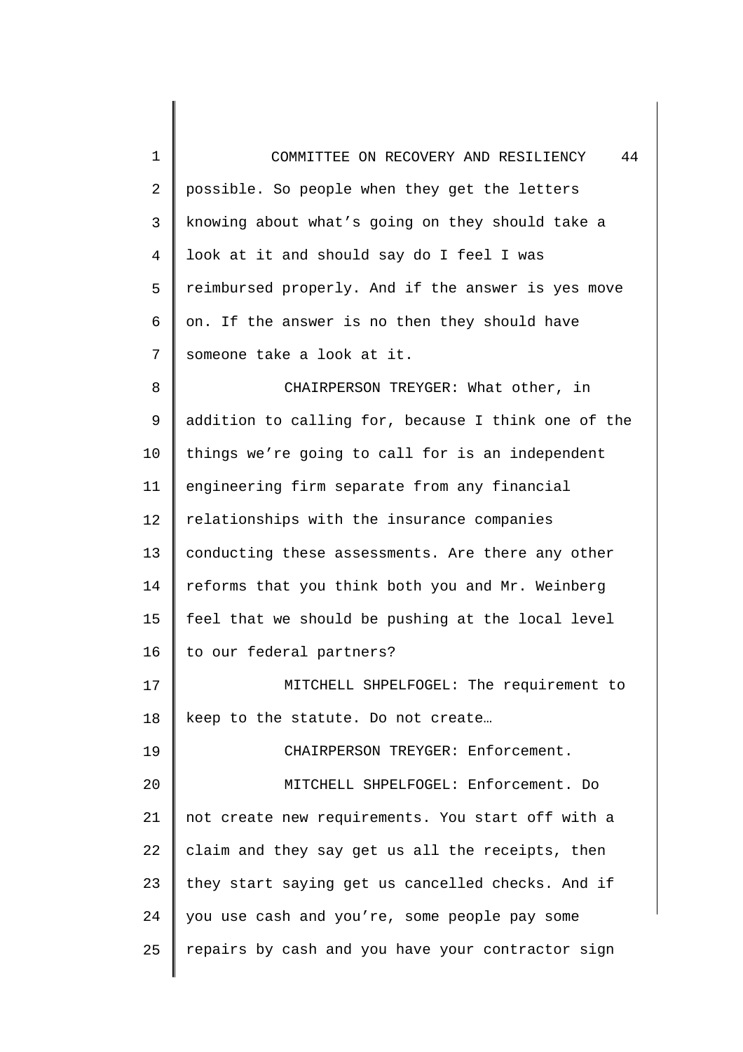possible. So people when they get the letters knowing about what's going on they should take a look at it and should say do I feel I was reimbursed properly. And if the answer is yes move on. If the answer is no then they should have someone take a look at it.

CHAIRPERSON TREYGER: What other, in addition to calling for, because I think one of the things we're going to call for is an independent engineering firm separate from any financial relationships with the insurance companies conducting these assessments. Are there any other reforms that you think both you and Mr. Weinberg feel that we should be pushing at the local level to our federal partners?

MITCHELL SHPELFOGEL: The requirement to keep to the statute. Do not create…

CHAIRPERSON TREYGER: Enforcement.

MITCHELL SHPELFOGEL: Enforcement. Do not create new requirements. You start off with a claim and they say get us all the receipts, then they start saying get us cancelled checks. And if you use cash and you're, some people pay some repairs by cash and you have your contractor sign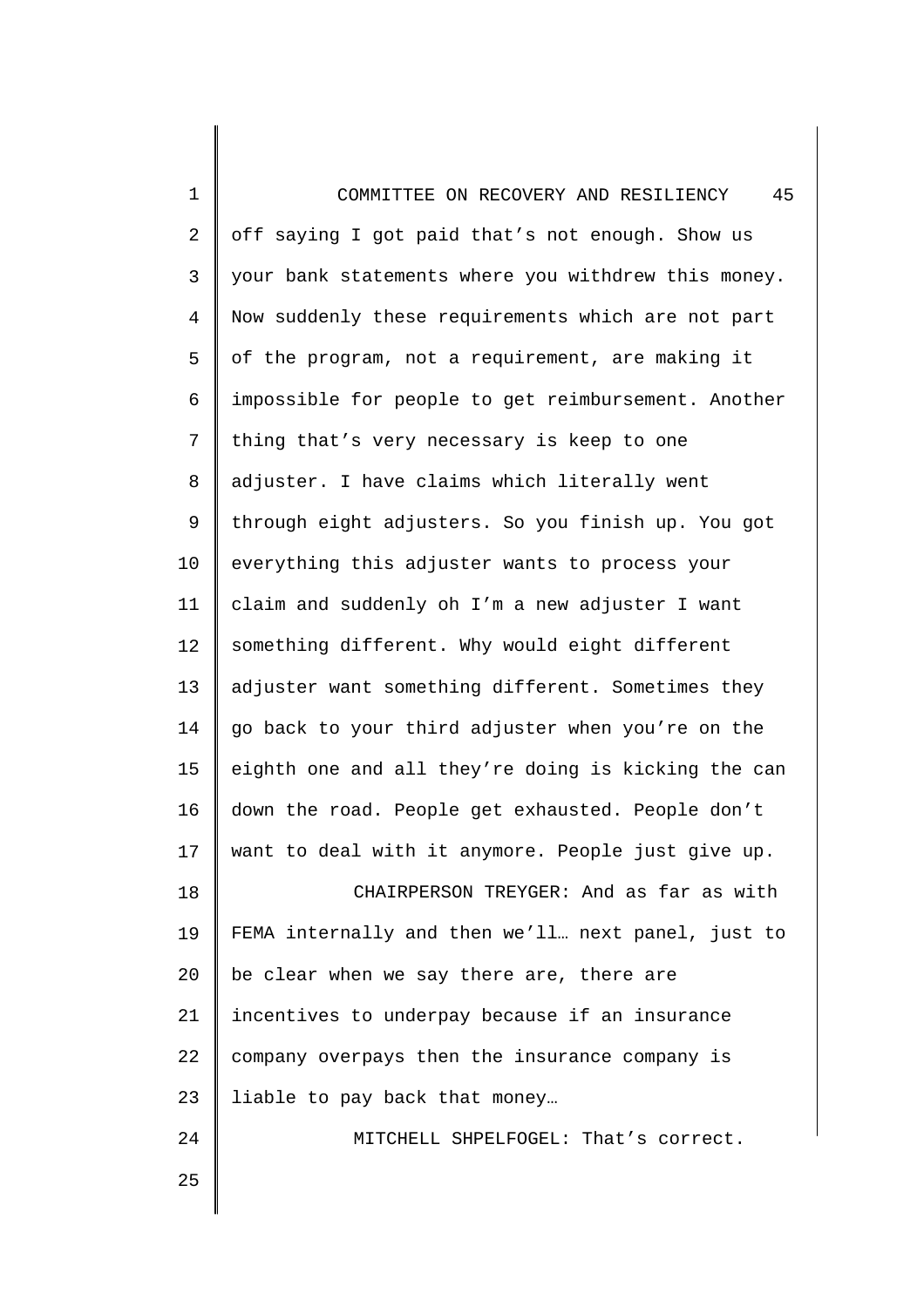off saying I got paid that's not enough. Show us your bank statements where you withdrew this money. Now suddenly these requirements which are not part of the program, not a requirement, are making it impossible for people to get reimbursement. Another thing that's very necessary is keep to one adjuster. I have claims which literally went through eight adjusters. So you finish up. You got everything this adjuster wants to process your claim and suddenly oh I'm a new adjuster I want something different. Why would eight different adjuster want something different. Sometimes they go back to your third adjuster when you're on the eighth one and all they're doing is kicking the can down the road. People get exhausted. People don't want to deal with it anymore. People just give up.

CHAIRPERSON TREYGER: And as far as with FEMA internally and then we'll… next panel, just to be clear when we say there are, there are incentives to underpay because if an insurance company overpays then the insurance company is liable to pay back that money…

MITCHELL SHPELFOGEL: That's correct.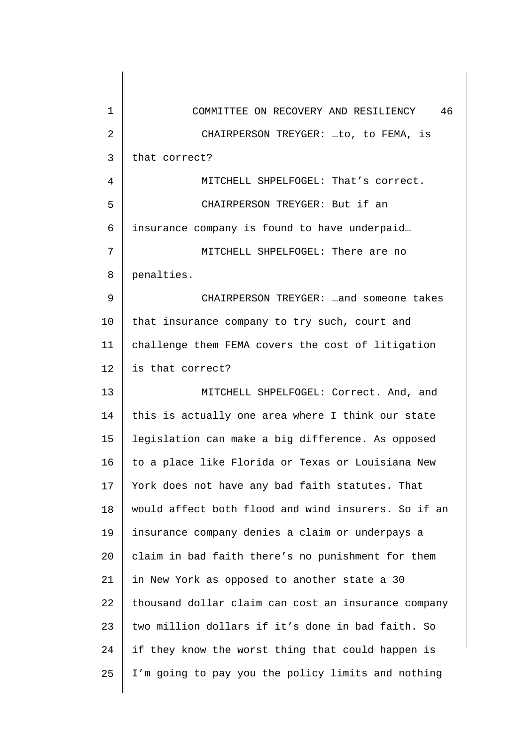CHAIRPERSON TREYGER: …to, to FEMA, is that correct?

MITCHELL SHPELFOGEL: That's correct.

CHAIRPERSON TREYGER: But if an insurance company is found to have underpaid…

MITCHELL SHPELFOGEL: There are no penalties.

CHAIRPERSON TREYGER: …and someone takes that insurance company to try such, court and challenge them FEMA covers the cost of litigation is that correct?

MITCHELL SHPELFOGEL: Correct. And, and this is actually one area where I think our state legislation can make a big difference. As opposed to a place like Florida or Texas or Louisiana New York does not have any bad faith statutes. That would affect both flood and wind insurers. So if an insurance company denies a claim or underpays a claim in bad faith there's no punishment for them in New York as opposed to another state a 30 thousand dollar claim can cost an insurance company two million dollars if it's done in bad faith. So if they know the worst thing that could happen is I'm going to pay you the policy limits and nothing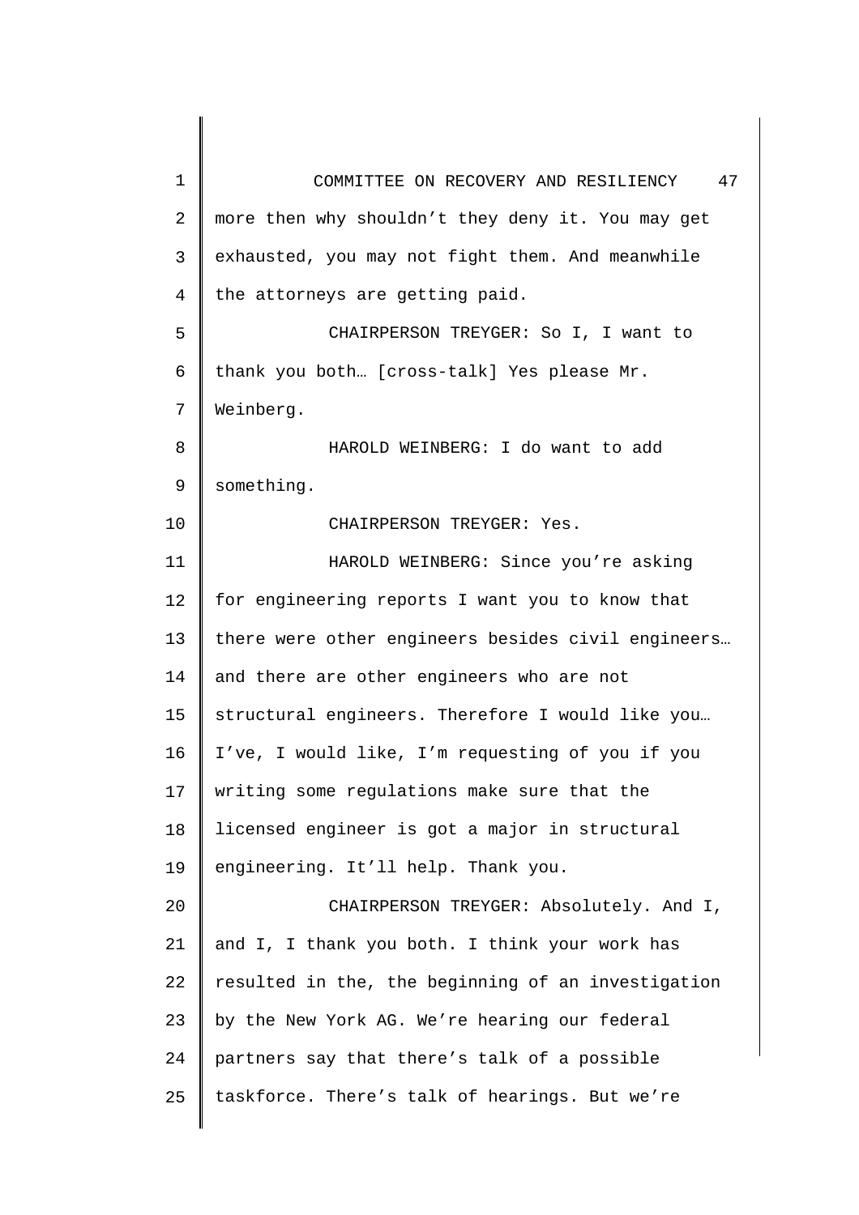more then why shouldn't they deny it. You may get exhausted, you may not fight them. And meanwhile the attorneys are getting paid.

CHAIRPERSON TREYGER: So I, I want to thank you both… [cross-talk] Yes please Mr. Weinberg.

HAROLD WEINBERG: I do want to add something.

CHAIRPERSON TREYGER: Yes.

HAROLD WEINBERG: Since you're asking for engineering reports I want you to know that there were other engineers besides civil engineers… and there are other engineers who are not structural engineers. Therefore I would like you… I've, I would like, I'm requesting of you if you writing some regulations make sure that the licensed engineer is got a major in structural engineering. It'll help. Thank you.

CHAIRPERSON TREYGER: Absolutely. And I, and I, I thank you both. I think your work has resulted in the, the beginning of an investigation by the New York AG. We're hearing our federal partners say that there's talk of a possible taskforce. There's talk of hearings. But we're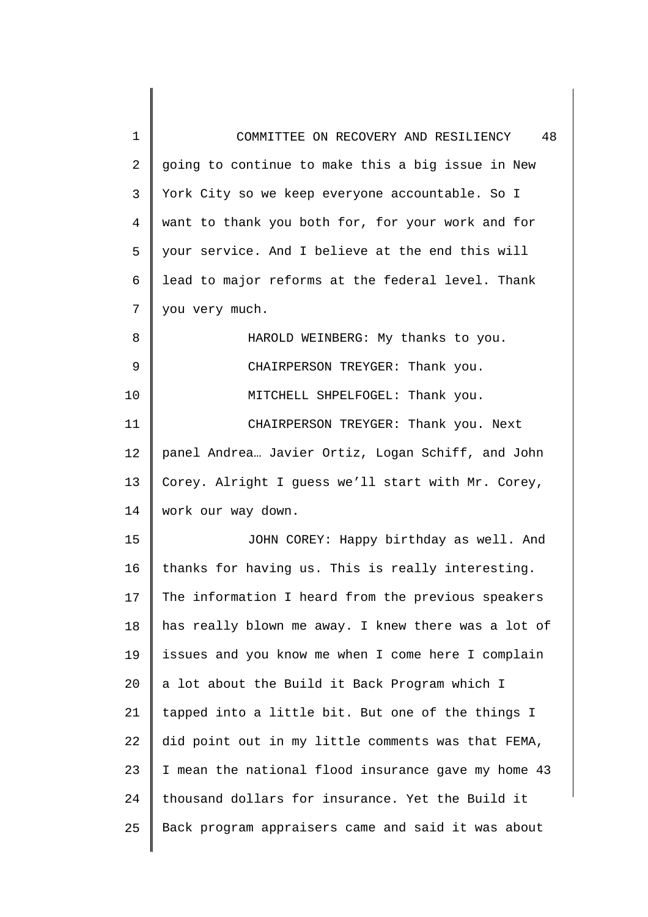going to continue to make this a big issue in New York City so we keep everyone accountable. So I want to thank you both for, for your work and for your service. And I believe at the end this will lead to major reforms at the federal level. Thank you very much.

HAROLD WEINBERG: My thanks to you.

CHAIRPERSON TREYGER: Thank you.

MITCHELL SHPELFOGEL: Thank you.

CHAIRPERSON TREYGER: Thank you. Next panel Andrea… Javier Ortiz, Logan Schiff, and John Corey. Alright I guess we'll start with Mr. Corey, work our way down.

JOHN COREY: Happy birthday as well. And thanks for having us. This is really interesting. The information I heard from the previous speakers has really blown me away. I knew there was a lot of issues and you know me when I come here I complain a lot about the Build it Back Program which I tapped into a little bit. But one of the things I did point out in my little comments was that FEMA, I mean the national flood insurance gave my home 43 thousand dollars for insurance. Yet the Build it Back program appraisers came and said it was about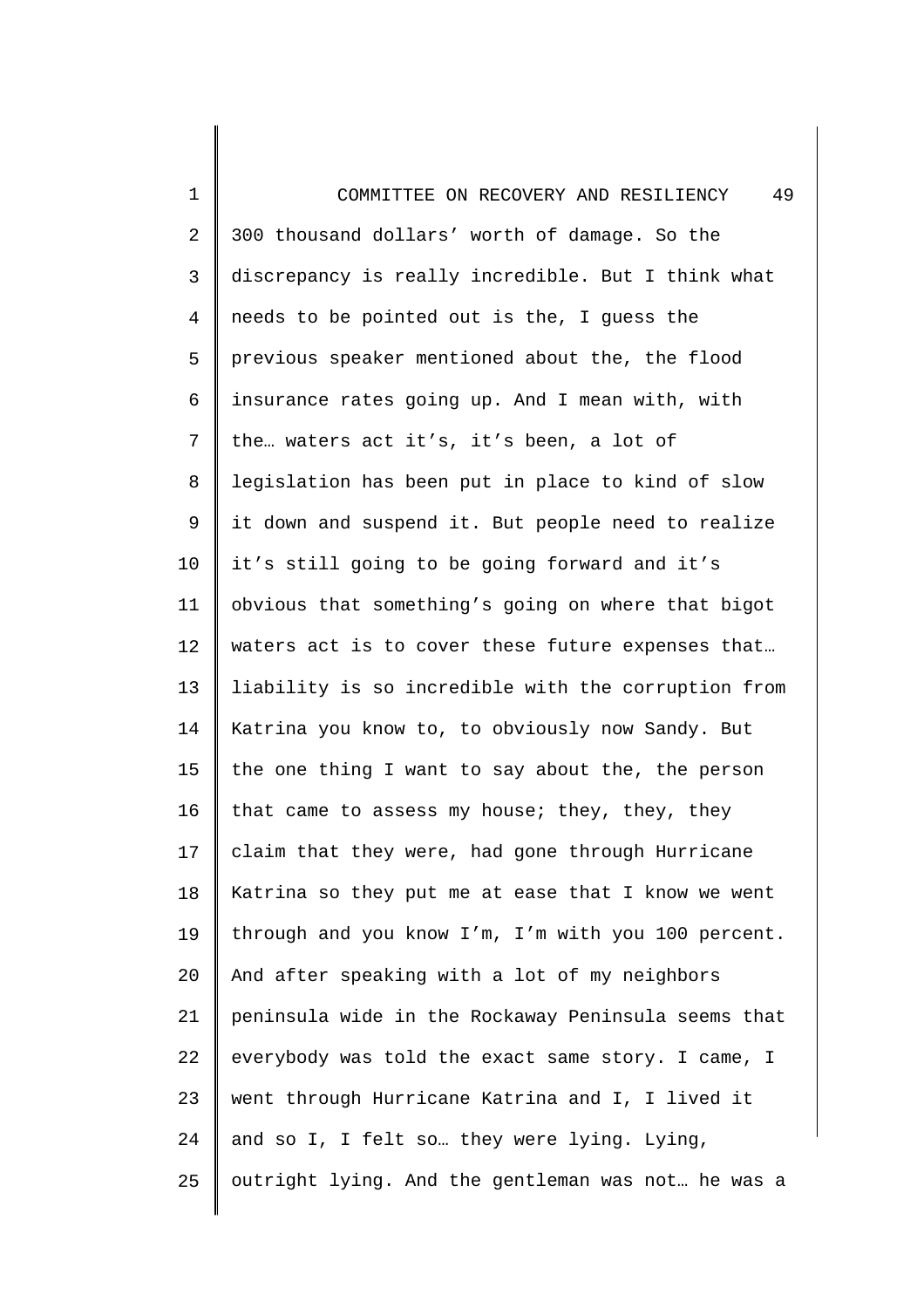300 thousand dollars' worth of damage. So the discrepancy is really incredible. But I think what needs to be pointed out is the, I guess the previous speaker mentioned about the, the flood insurance rates going up. And I mean with, with the… waters act it's, it's been, a lot of legislation has been put in place to kind of slow it down and suspend it. But people need to realize it's still going to be going forward and it's obvious that something's going on where that bigot waters act is to cover these future expenses that… liability is so incredible with the corruption from Katrina you know to, to obviously now Sandy. But the one thing I want to say about the, the person that came to assess my house; they, they, they claim that they were, had gone through Hurricane Katrina so they put me at ease that I know we went through and you know I'm, I'm with you 100 percent. And after speaking with a lot of my neighbors peninsula wide in the Rockaway Peninsula seems that everybody was told the exact same story. I came, I went through Hurricane Katrina and I, I lived it and so I, I felt so… they were lying. Lying, outright lying. And the gentleman was not… he was a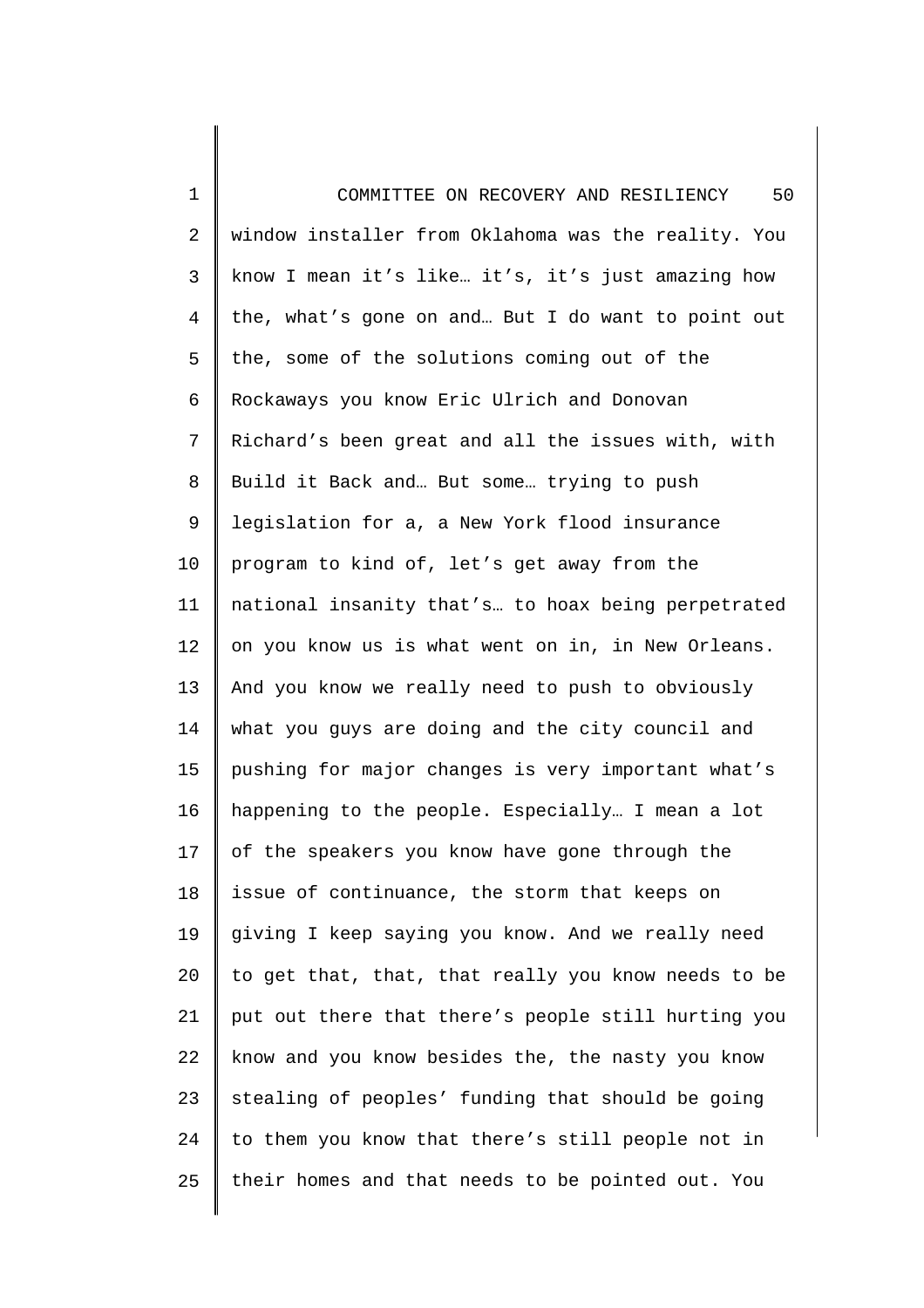window installer from Oklahoma was the reality. You know I mean it's like… it's, it's just amazing how the, what's gone on and… But I do want to point out the, some of the solutions coming out of the Rockaways you know Eric Ulrich and Donovan Richard's been great and all the issues with, with Build it Back and… But some… trying to push legislation for a, a New York flood insurance program to kind of, let's get away from the national insanity that's… to hoax being perpetrated on you know us is what went on in, in New Orleans. And you know we really need to push to obviously what you guys are doing and the city council and pushing for major changes is very important what's happening to the people. Especially… I mean a lot of the speakers you know have gone through the issue of continuance, the storm that keeps on giving I keep saying you know. And we really need to get that, that, that really you know needs to be put out there that there's people still hurting you know and you know besides the, the nasty you know stealing of peoples' funding that should be going to them you know that there's still people not in their homes and that needs to be pointed out. You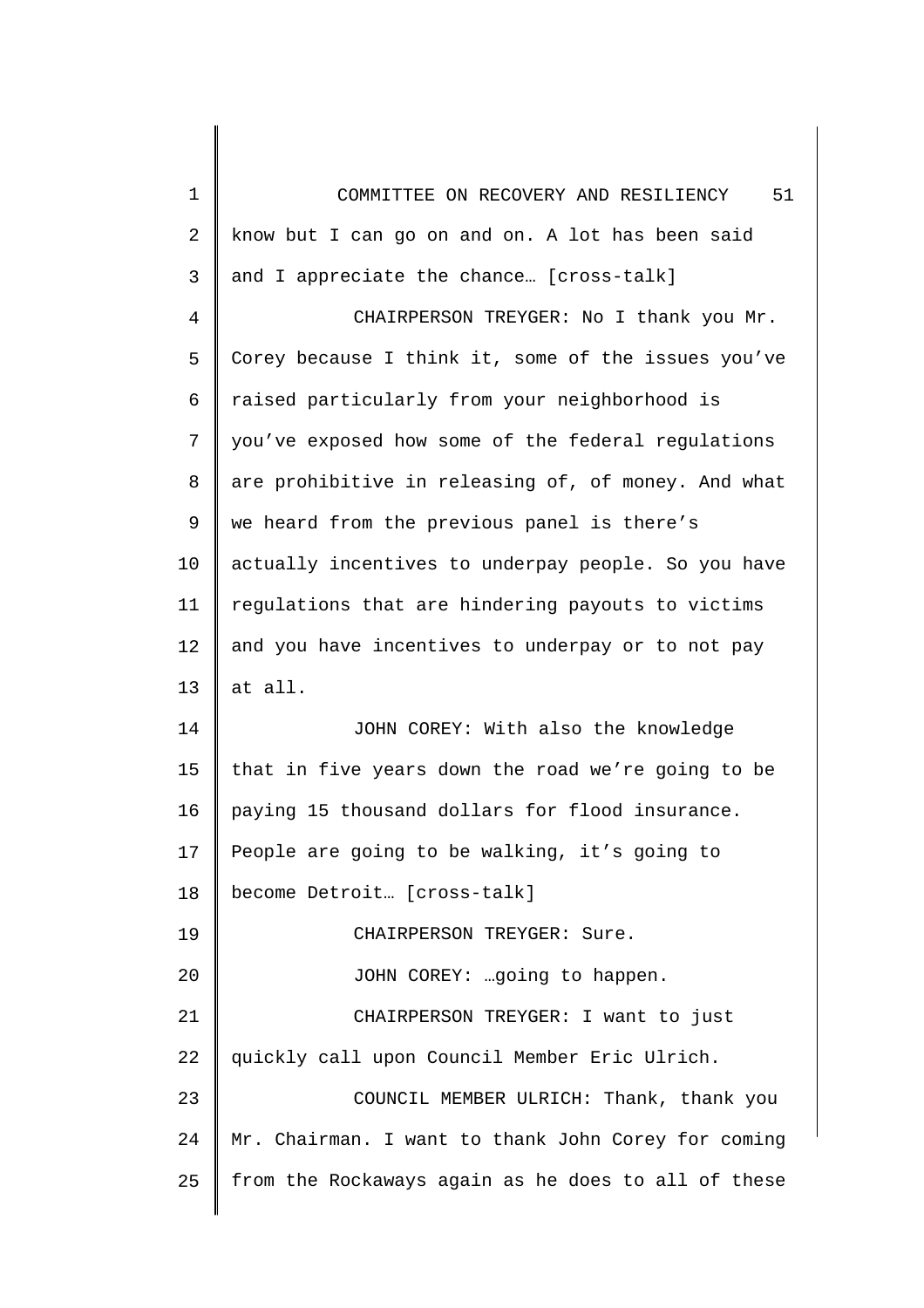know but I can go on and on. A lot has been said and I appreciate the chance… [cross-talk]

CHAIRPERSON TREYGER: No I thank you Mr. Corey because I think it, some of the issues you've raised particularly from your neighborhood is you've exposed how some of the federal regulations are prohibitive in releasing of, of money. And what we heard from the previous panel is there's actually incentives to underpay people. So you have regulations that are hindering payouts to victims and you have incentives to underpay or to not pay at all.

JOHN COREY: With also the knowledge that in five years down the road we're going to be paying 15 thousand dollars for flood insurance. People are going to be walking, it's going to become Detroit… [cross-talk]

CHAIRPERSON TREYGER: Sure.

JOHN COREY: …going to happen.

CHAIRPERSON TREYGER: I want to just quickly call upon Council Member Eric Ulrich.

COUNCIL MEMBER ULRICH: Thank, thank you Mr. Chairman. I want to thank John Corey for coming from the Rockaways again as he does to all of these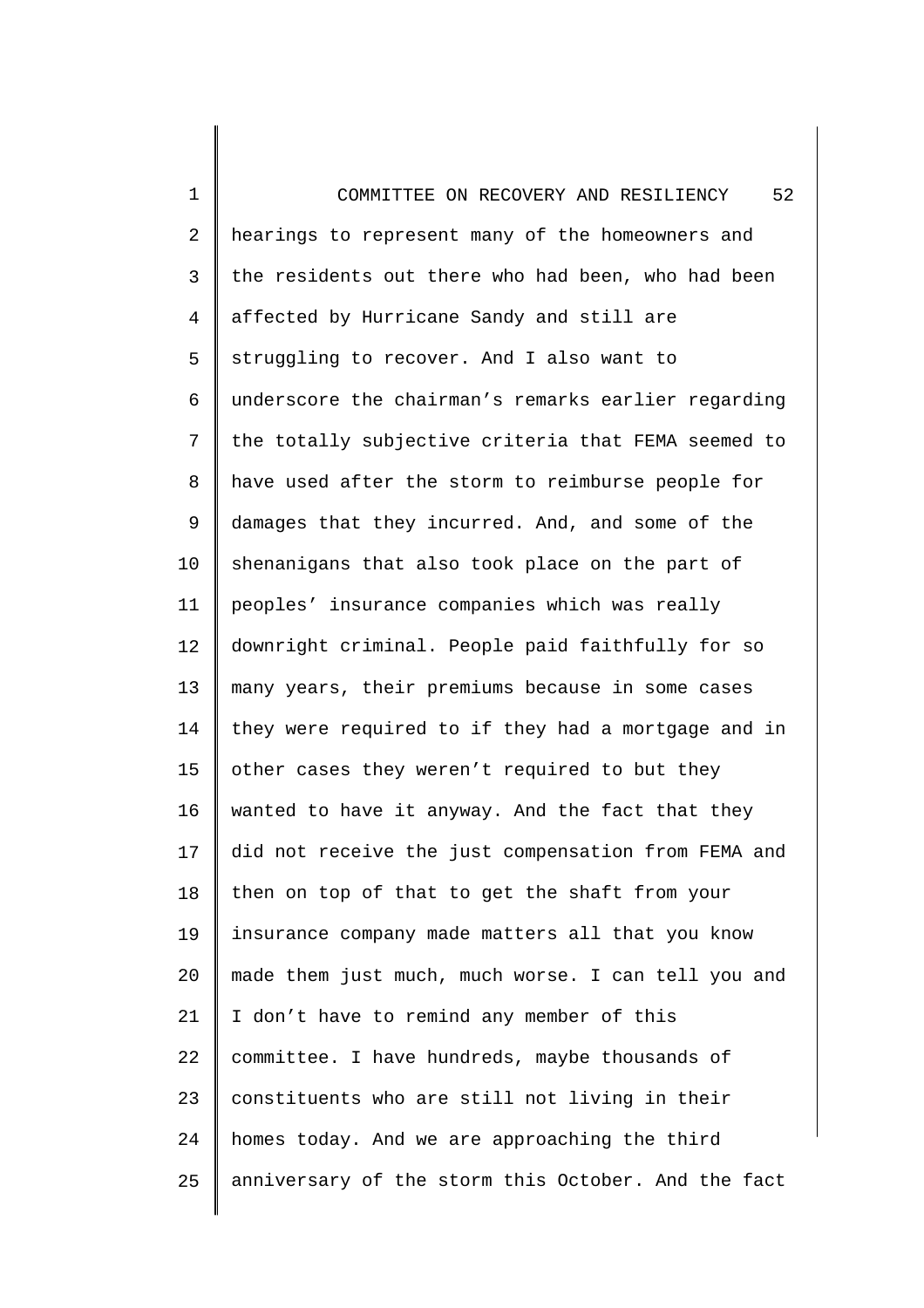hearings to represent many of the homeowners and the residents out there who had been, who had been affected by Hurricane Sandy and still are struggling to recover. And I also want to underscore the chairman's remarks earlier regarding the totally subjective criteria that FEMA seemed to have used after the storm to reimburse people for damages that they incurred. And, and some of the shenanigans that also took place on the part of peoples' insurance companies which was really downright criminal. People paid faithfully for so many years, their premiums because in some cases they were required to if they had a mortgage and in other cases they weren't required to but they wanted to have it anyway. And the fact that they did not receive the just compensation from FEMA and then on top of that to get the shaft from your insurance company made matters all that you know made them just much, much worse. I can tell you and I don't have to remind any member of this committee. I have hundreds, maybe thousands of constituents who are still not living in their homes today. And we are approaching the third anniversary of the storm this October. And the fact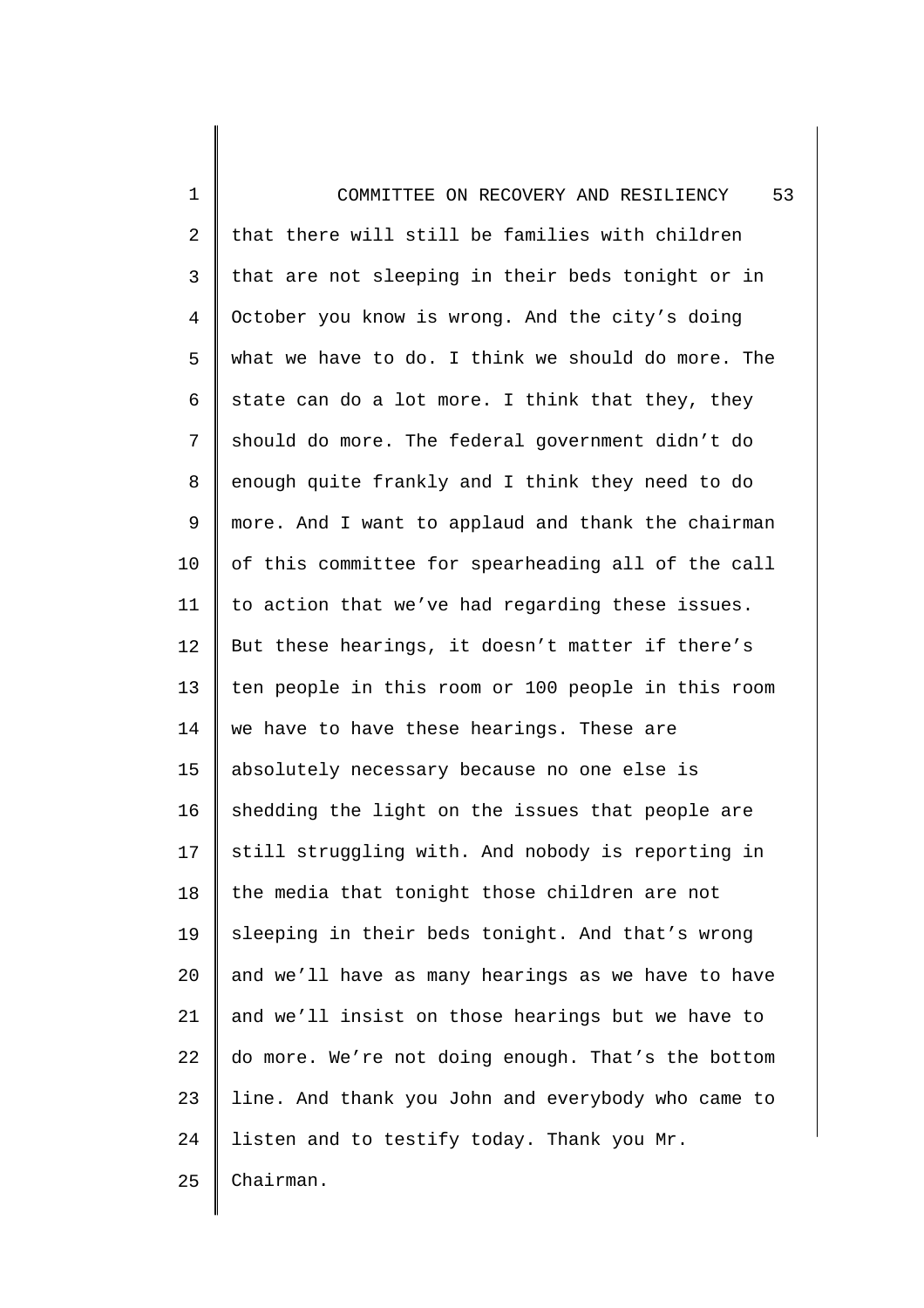that there will still be families with children that are not sleeping in their beds tonight or in October you know is wrong. And the city's doing what we have to do. I think we should do more. The state can do a lot more. I think that they, they should do more. The federal government didn't do enough quite frankly and I think they need to do more. And I want to applaud and thank the chairman of this committee for spearheading all of the call to action that we've had regarding these issues. But these hearings, it doesn't matter if there's ten people in this room or 100 people in this room we have to have these hearings. These are absolutely necessary because no one else is shedding the light on the issues that people are still struggling with. And nobody is reporting in the media that tonight those children are not sleeping in their beds tonight. And that's wrong and we'll have as many hearings as we have to have and we'll insist on those hearings but we have to do more. We're not doing enough. That's the bottom line. And thank you John and everybody who came to listen and to testify today. Thank you Mr. Chairman.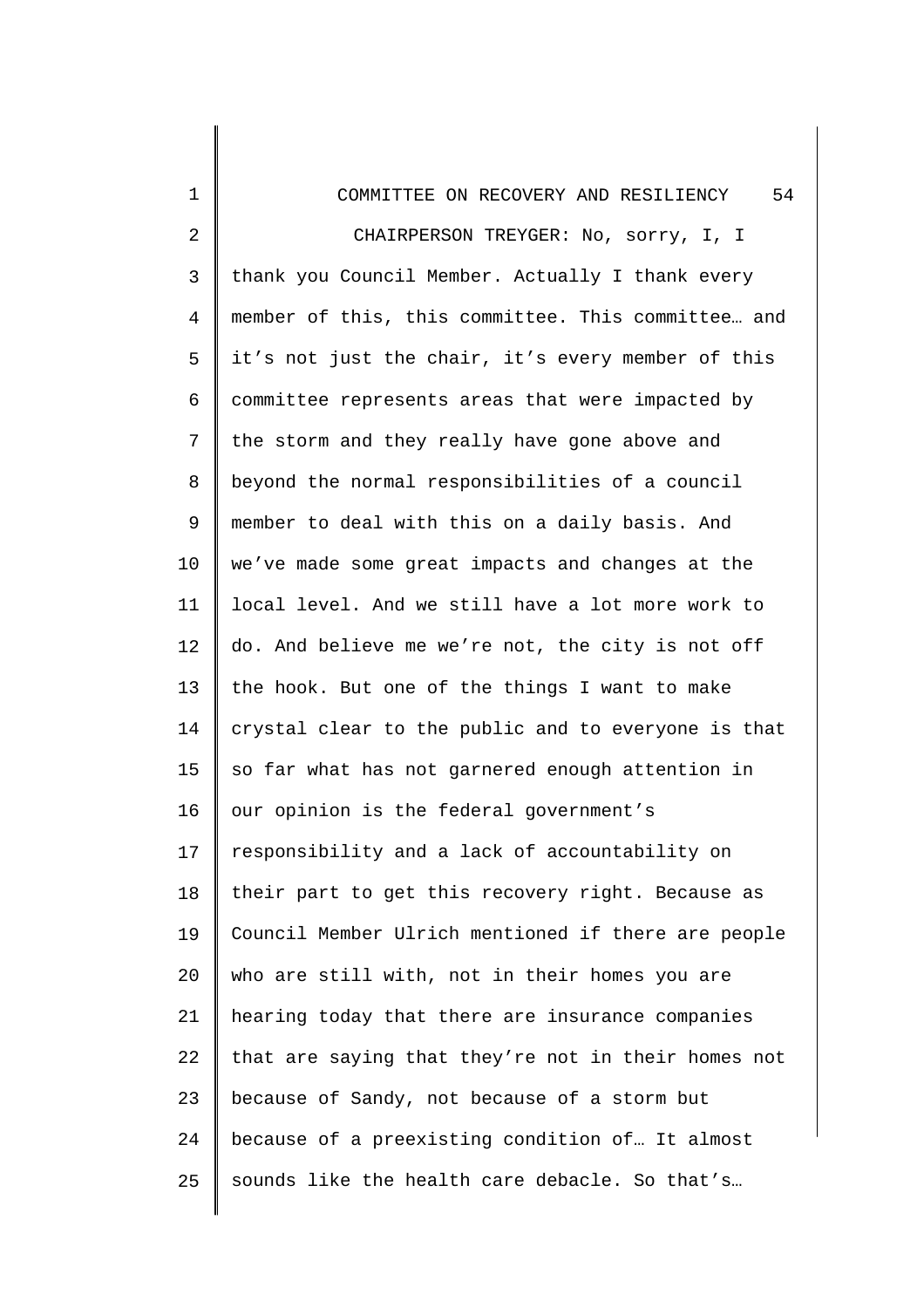CHAIRPERSON TREYGER: No, sorry, I, I thank you Council Member. Actually I thank every member of this, this committee. This committee… and it's not just the chair, it's every member of this committee represents areas that were impacted by the storm and they really have gone above and beyond the normal responsibilities of a council member to deal with this on a daily basis. And we've made some great impacts and changes at the local level. And we still have a lot more work to do. And believe me we're not, the city is not off the hook. But one of the things I want to make crystal clear to the public and to everyone is that so far what has not garnered enough attention in our opinion is the federal government's responsibility and a lack of accountability on their part to get this recovery right. Because as Council Member Ulrich mentioned if there are people who are still with, not in their homes you are hearing today that there are insurance companies that are saying that they're not in their homes not because of Sandy, not because of a storm but because of a preexisting condition of… It almost sounds like the health care debacle. So that's…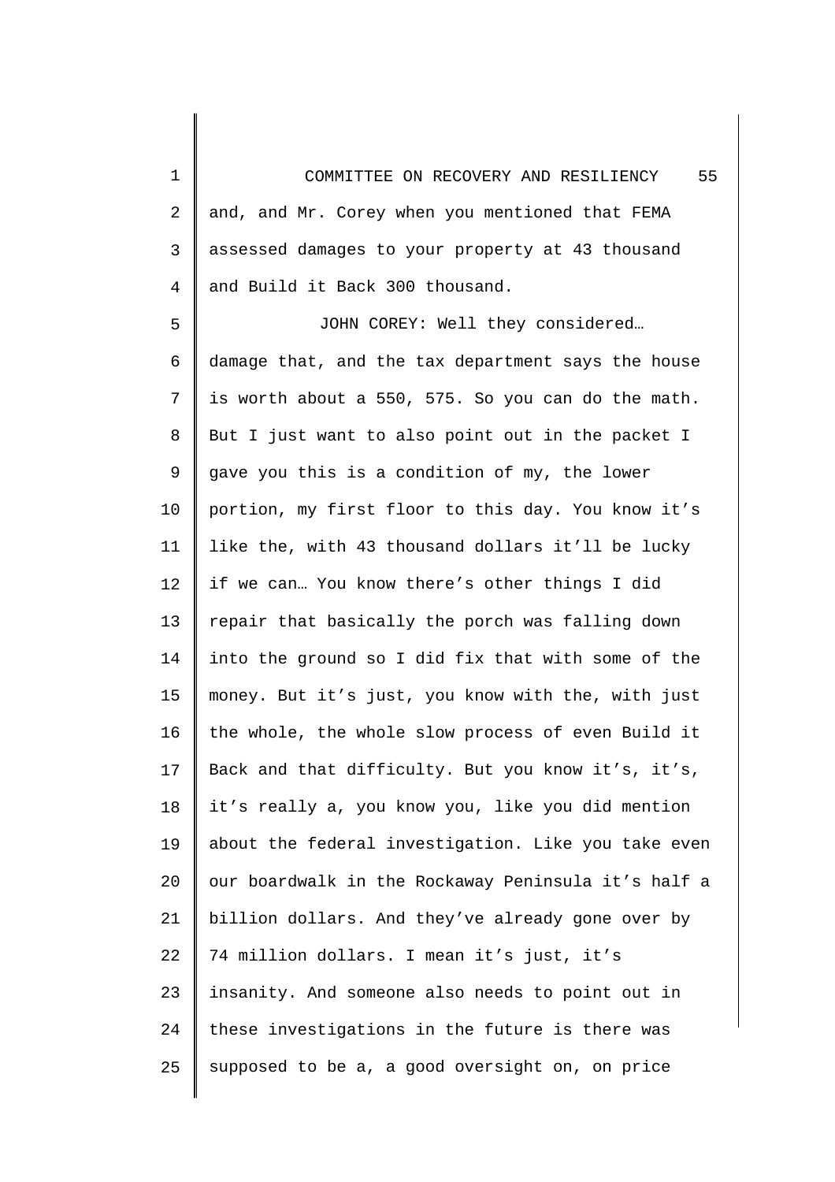and, and Mr. Corey when you mentioned that FEMA assessed damages to your property at 43 thousand and Build it Back 300 thousand.

JOHN COREY: Well they considered… damage that, and the tax department says the house is worth about a 550, 575. So you can do the math. But I just want to also point out in the packet I gave you this is a condition of my, the lower portion, my first floor to this day. You know it's like the, with 43 thousand dollars it'll be lucky if we can… You know there's other things I did repair that basically the porch was falling down into the ground so I did fix that with some of the money. But it's just, you know with the, with just the whole, the whole slow process of even Build it Back and that difficulty. But you know it's, it's, it's really a, you know you, like you did mention about the federal investigation. Like you take even our boardwalk in the Rockaway Peninsula it's half a billion dollars. And they've already gone over by 74 million dollars. I mean it's just, it's insanity. And someone also needs to point out in these investigations in the future is there was supposed to be a, a good oversight on, on price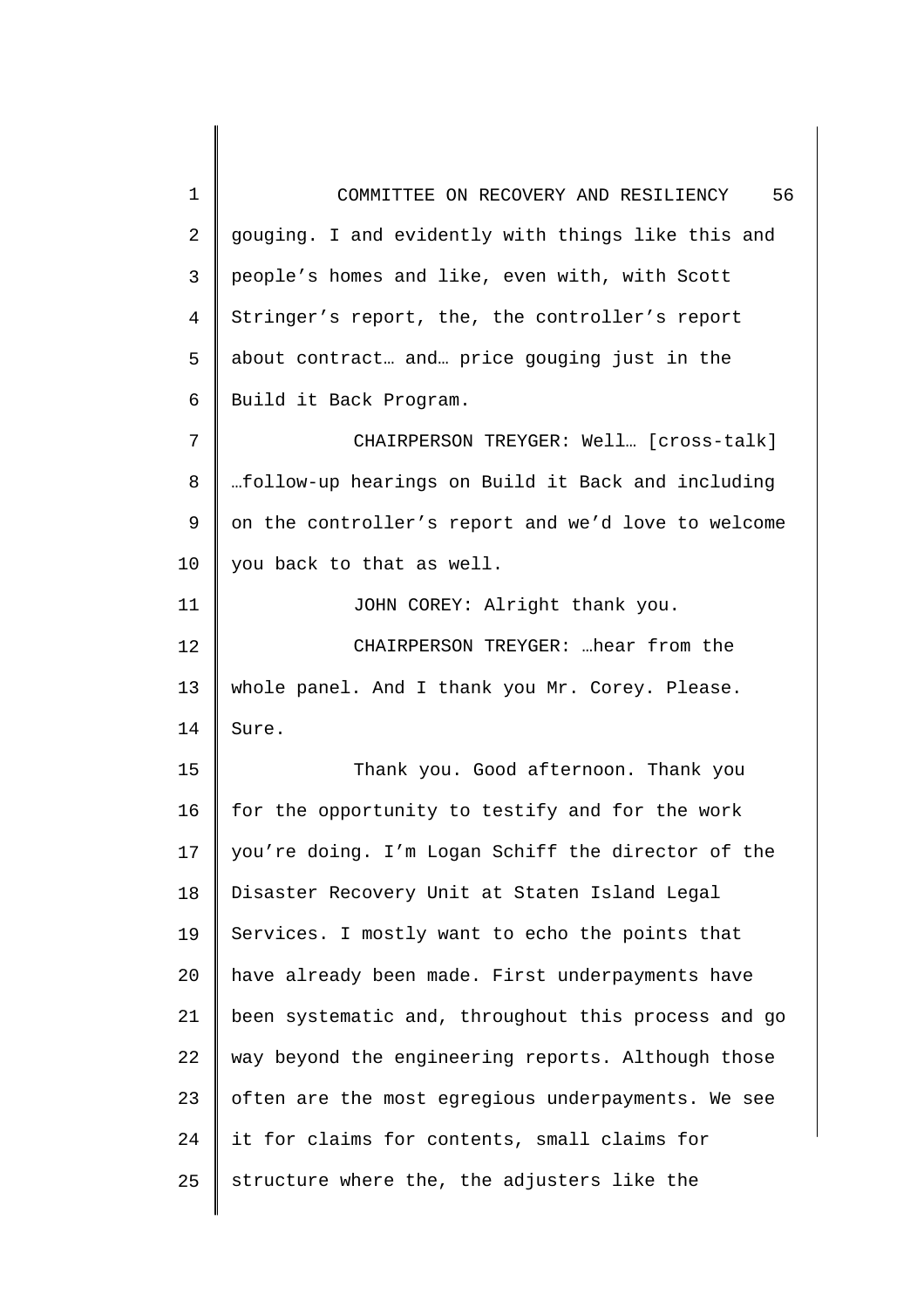gouging. I and evidently with things like this and people's homes and like, even with, with Scott Stringer's report, the, the controller's report about contract… and… price gouging just in the Build it Back Program.

CHAIRPERSON TREYGER: Well… [cross-talk] …follow-up hearings on Build it Back and including on the controller's report and we'd love to welcome you back to that as well.

JOHN COREY: Alright thank you.

CHAIRPERSON TREYGER: …hear from the whole panel. And I thank you Mr. Corey. Please. Sure.

Thank you. Good afternoon. Thank you for the opportunity to testify and for the work you're doing. I'm Logan Schiff the director of the Disaster Recovery Unit at Staten Island Legal Services. I mostly want to echo the points that have already been made. First underpayments have been systematic and, throughout this process and go way beyond the engineering reports. Although those often are the most egregious underpayments. We see it for claims for contents, small claims for structure where the, the adjusters like the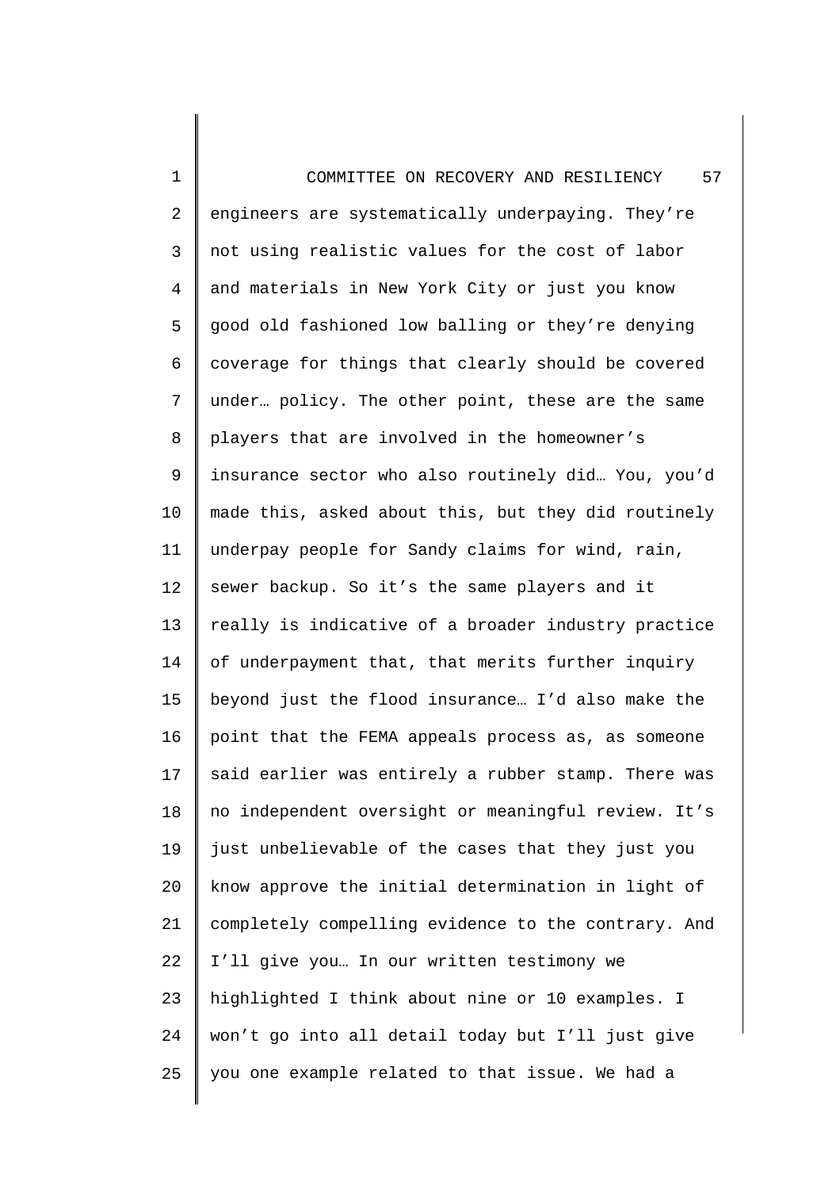engineers are systematically underpaying. They're not using realistic values for the cost of labor and materials in New York City or just you know good old fashioned low balling or they're denying coverage for things that clearly should be covered under… policy. The other point, these are the same players that are involved in the homeowner's insurance sector who also routinely did… You, you'd made this, asked about this, but they did routinely underpay people for Sandy claims for wind, rain, sewer backup. So it's the same players and it really is indicative of a broader industry practice of underpayment that, that merits further inquiry beyond just the flood insurance… I'd also make the point that the FEMA appeals process as, as someone said earlier was entirely a rubber stamp. There was no independent oversight or meaningful review. It's just unbelievable of the cases that they just you know approve the initial determination in light of completely compelling evidence to the contrary. And I'll give you… In our written testimony we highlighted I think about nine or 10 examples. I won't go into all detail today but I'll just give you one example related to that issue. We had a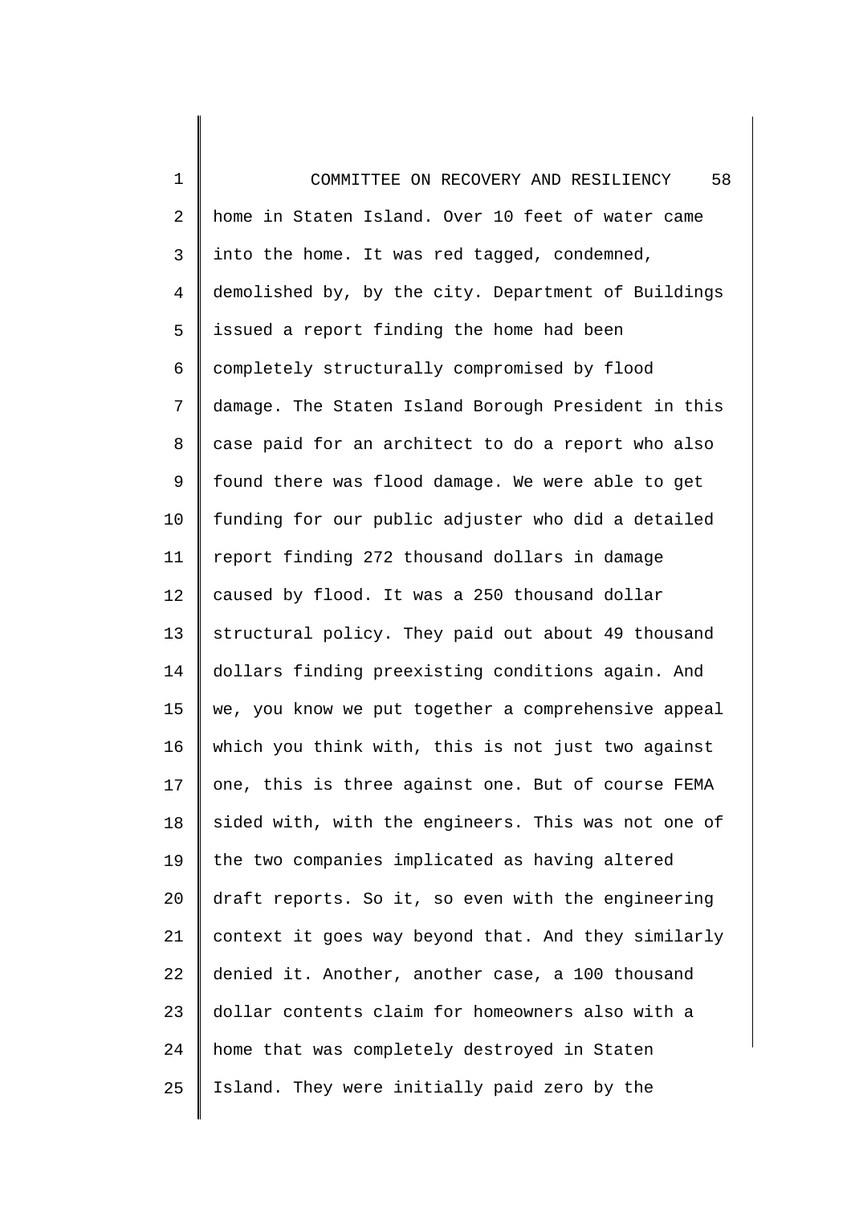home in Staten Island. Over 10 feet of water came into the home. It was red tagged, condemned, demolished by, by the city. Department of Buildings issued a report finding the home had been completely structurally compromised by flood damage. The Staten Island Borough President in this case paid for an architect to do a report who also found there was flood damage. We were able to get funding for our public adjuster who did a detailed report finding 272 thousand dollars in damage caused by flood. It was a 250 thousand dollar structural policy. They paid out about 49 thousand dollars finding preexisting conditions again. And we, you know we put together a comprehensive appeal which you think with, this is not just two against one, this is three against one. But of course FEMA sided with, with the engineers. This was not one of the two companies implicated as having altered draft reports. So it, so even with the engineering context it goes way beyond that. And they similarly denied it. Another, another case, a 100 thousand dollar contents claim for homeowners also with a home that was completely destroyed in Staten Island. They were initially paid zero by the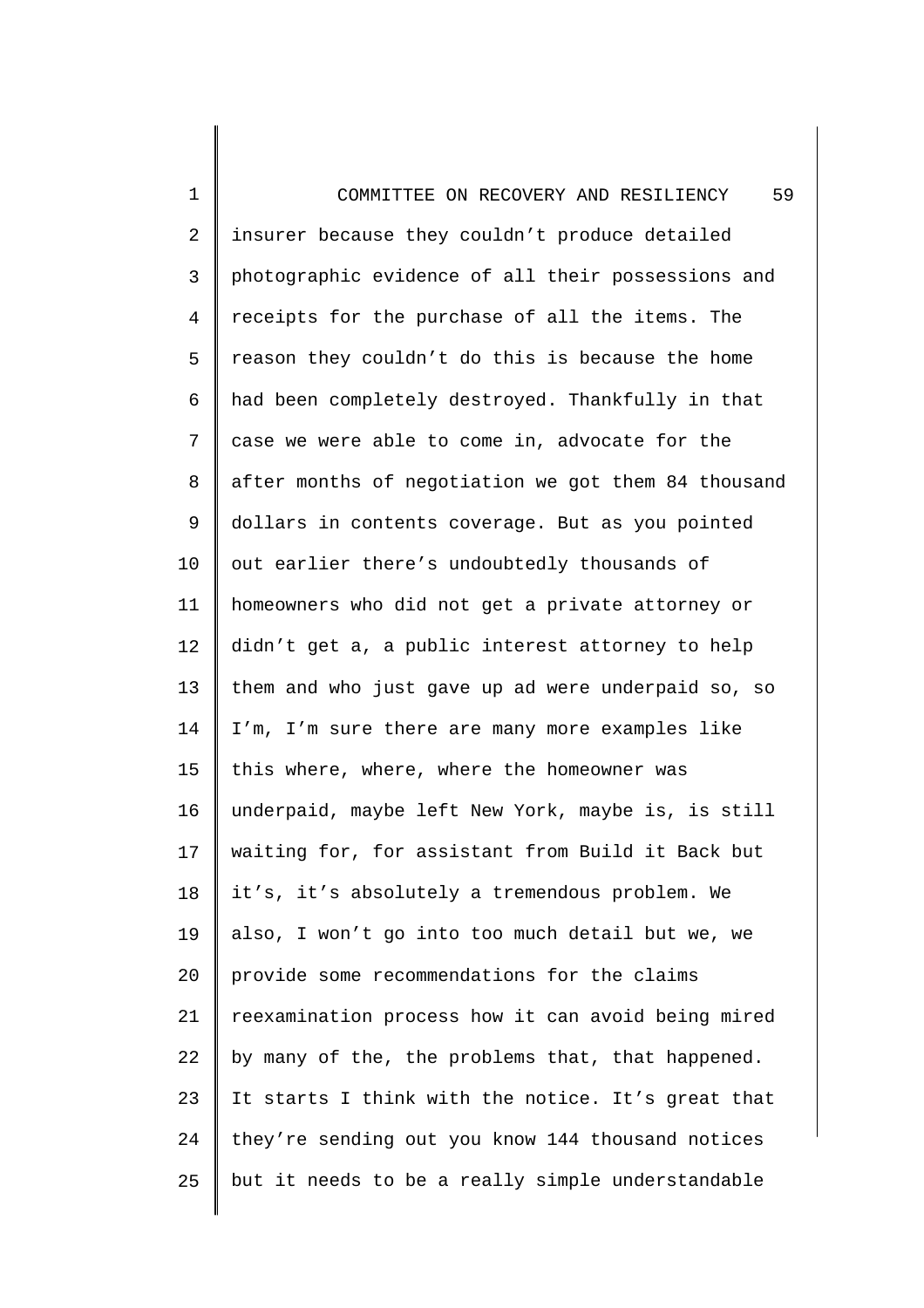insurer because they couldn't produce detailed photographic evidence of all their possessions and receipts for the purchase of all the items. The reason they couldn't do this is because the home had been completely destroyed. Thankfully in that case we were able to come in, advocate for the after months of negotiation we got them 84 thousand dollars in contents coverage. But as you pointed out earlier there's undoubtedly thousands of homeowners who did not get a private attorney or didn't get a, a public interest attorney to help them and who just gave up ad were underpaid so, so I'm, I'm sure there are many more examples like this where, where, where the homeowner was underpaid, maybe left New York, maybe is, is still waiting for, for assistant from Build it Back but it's, it's absolutely a tremendous problem. We also, I won't go into too much detail but we, we provide some recommendations for the claims reexamination process how it can avoid being mired by many of the, the problems that, that happened. It starts I think with the notice. It's great that they're sending out you know 144 thousand notices but it needs to be a really simple understandable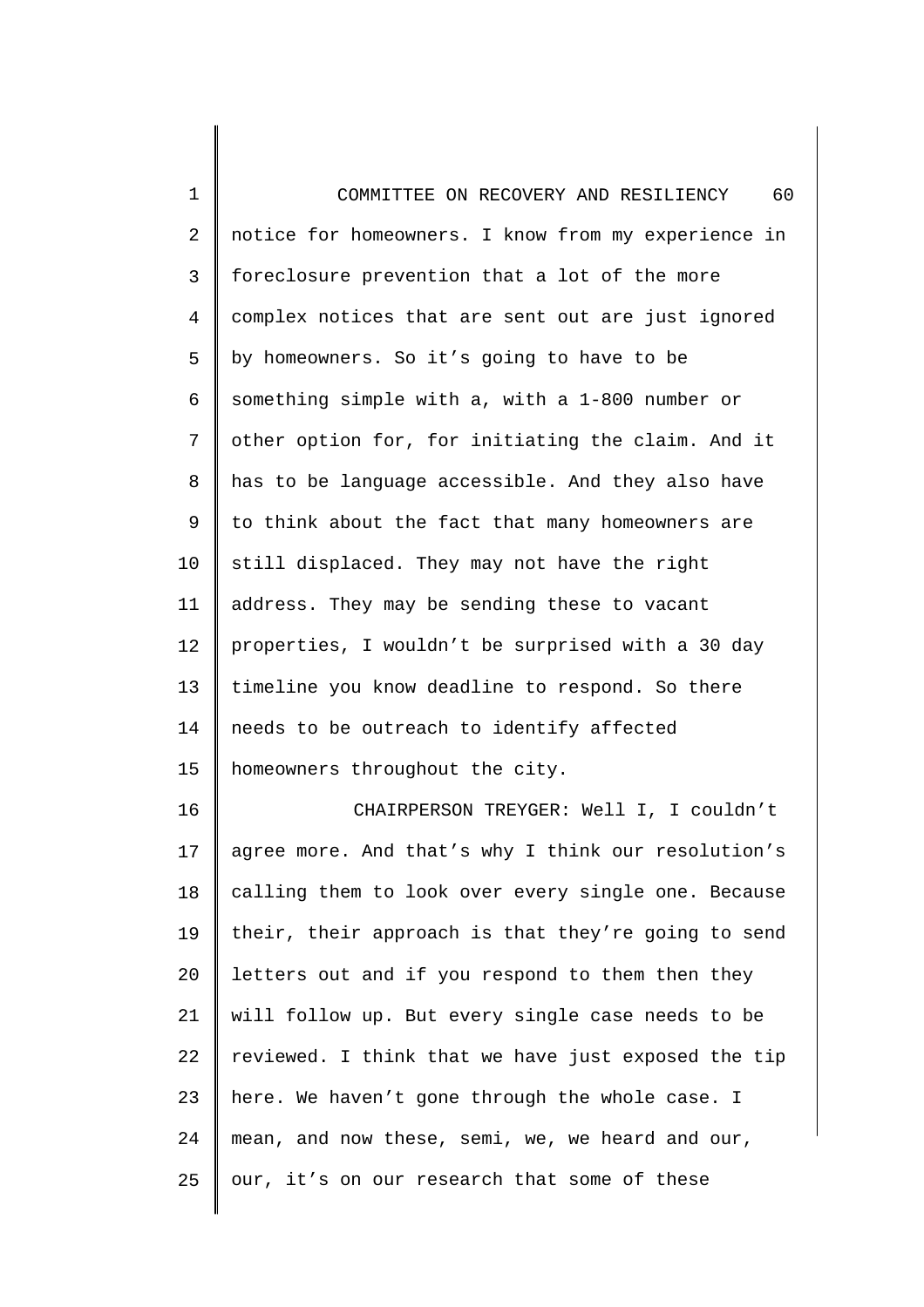notice for homeowners. I know from my experience in foreclosure prevention that a lot of the more complex notices that are sent out are just ignored by homeowners. So it's going to have to be something simple with a, with a 1-800 number or other option for, for initiating the claim. And it has to be language accessible. And they also have to think about the fact that many homeowners are still displaced. They may not have the right address. They may be sending these to vacant properties, I wouldn't be surprised with a 30 day timeline you know deadline to respond. So there needs to be outreach to identify affected homeowners throughout the city.

CHAIRPERSON TREYGER: Well I, I couldn't agree more. And that's why I think our resolution's calling them to look over every single one. Because their, their approach is that they're going to send letters out and if you respond to them then they will follow up. But every single case needs to be reviewed. I think that we have just exposed the tip here. We haven't gone through the whole case. I mean, and now these, semi, we, we heard and our, our, it's on our research that some of these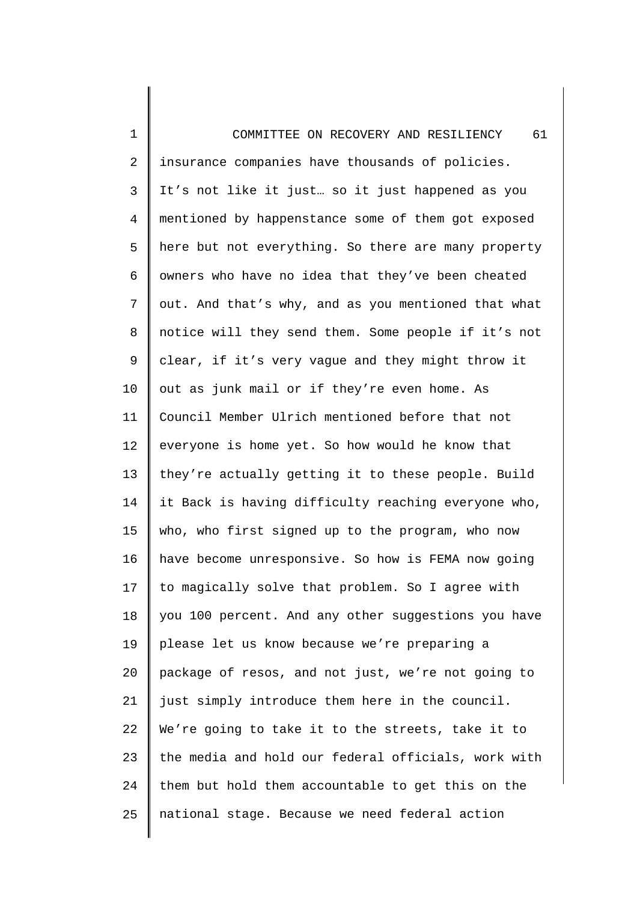insurance companies have thousands of policies. It's not like it just… so it just happened as you mentioned by happenstance some of them got exposed here but not everything. So there are many property owners who have no idea that they've been cheated out. And that's why, and as you mentioned that what notice will they send them. Some people if it's not clear, if it's very vague and they might throw it out as junk mail or if they're even home. As Council Member Ulrich mentioned before that not everyone is home yet. So how would he know that they're actually getting it to these people. Build it Back is having difficulty reaching everyone who, who, who first signed up to the program, who now have become unresponsive. So how is FEMA now going to magically solve that problem. So I agree with you 100 percent. And any other suggestions you have please let us know because we're preparing a package of resos, and not just, we're not going to just simply introduce them here in the council. We're going to take it to the streets, take it to the media and hold our federal officials, work with them but hold them accountable to get this on the national stage. Because we need federal action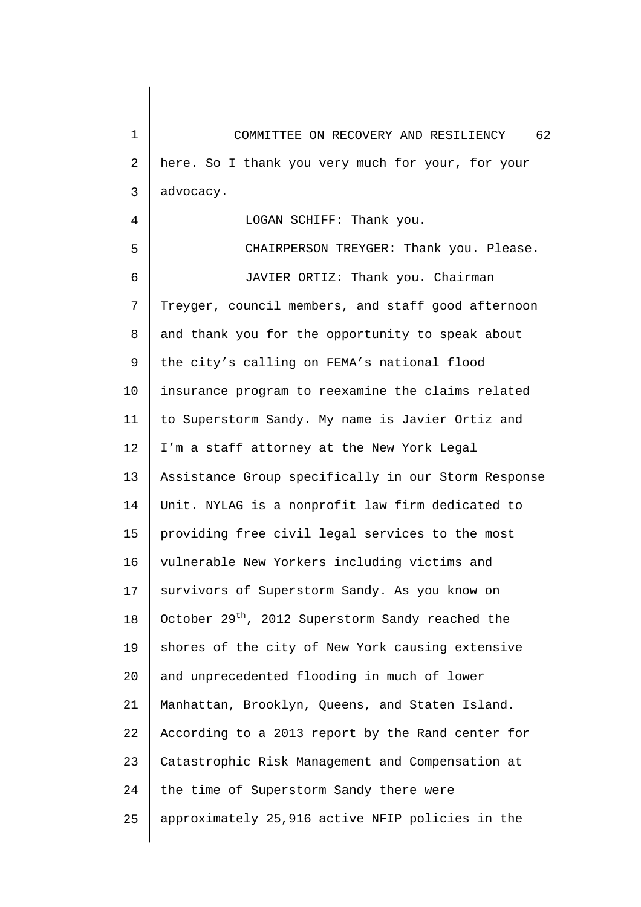here. So I thank you very much for your, for your advocacy.

LOGAN SCHIFF: Thank you.

CHAIRPERSON TREYGER: Thank you. Please.

JAVIER ORTIZ: Thank you. Chairman Treyger, council members, and staff good afternoon and thank you for the opportunity to speak about the city’s calling on FEMA’s national flood insurance program to reexamine the claims related to Superstorm Sandy. My name is Javier Ortiz and I’m a staff attorney at the New York Legal Assistance Group specifically in our Storm Response Unit. NYLAG is a nonprofit law firm dedicated to providing free civil legal services to the most vulnerable New Yorkers including victims and survivors of Superstorm Sandy. As you know on October 29th, 2012 Superstorm Sandy reached the shores of the city of New York causing extensive and unprecedented flooding in much of lower Manhattan, Brooklyn, Queens, and Staten Island. According to a 2013 report by the Rand center for Catastrophic Risk Management and Compensation at the time of Superstorm Sandy there were approximately 25,916 active NFIP policies in the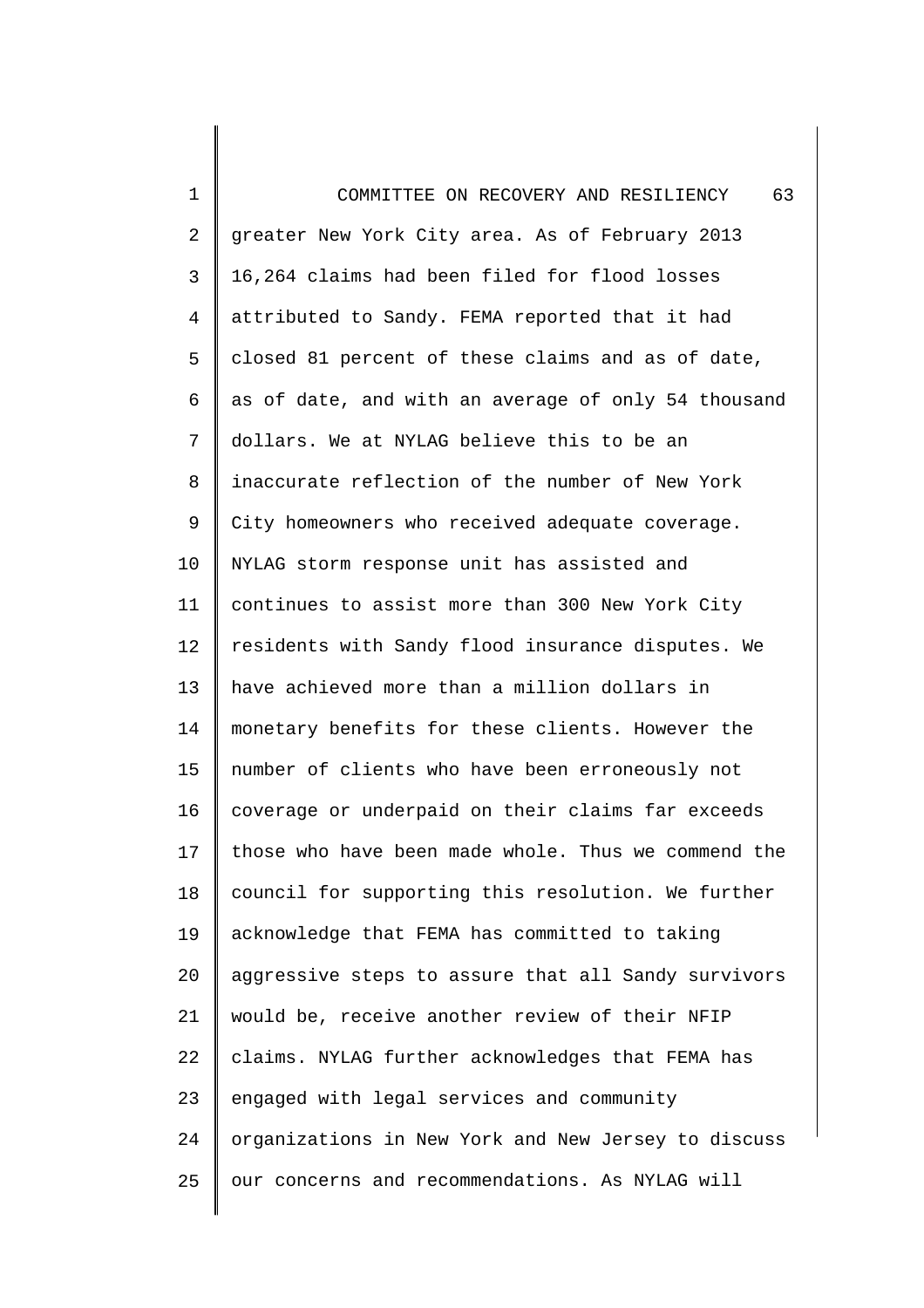greater New York City area. As of February 2013 16,264 claims had been filed for flood losses attributed to Sandy. FEMA reported that it had closed 81 percent of these claims and as of date, as of date, and with an average of only 54 thousand dollars. We at NYLAG believe this to be an inaccurate reflection of the number of New York City homeowners who received adequate coverage. NYLAG storm response unit has assisted and continues to assist more than 300 New York City residents with Sandy flood insurance disputes. We have achieved more than a million dollars in monetary benefits for these clients. However the number of clients who have been erroneously not coverage or underpaid on their claims far exceeds those who have been made whole. Thus we commend the council for supporting this resolution. We further acknowledge that FEMA has committed to taking aggressive steps to assure that all Sandy survivors would be, receive another review of their NFIP claims. NYLAG further acknowledges that FEMA has engaged with legal services and community organizations in New York and New Jersey to discuss our concerns and recommendations. As NYLAG will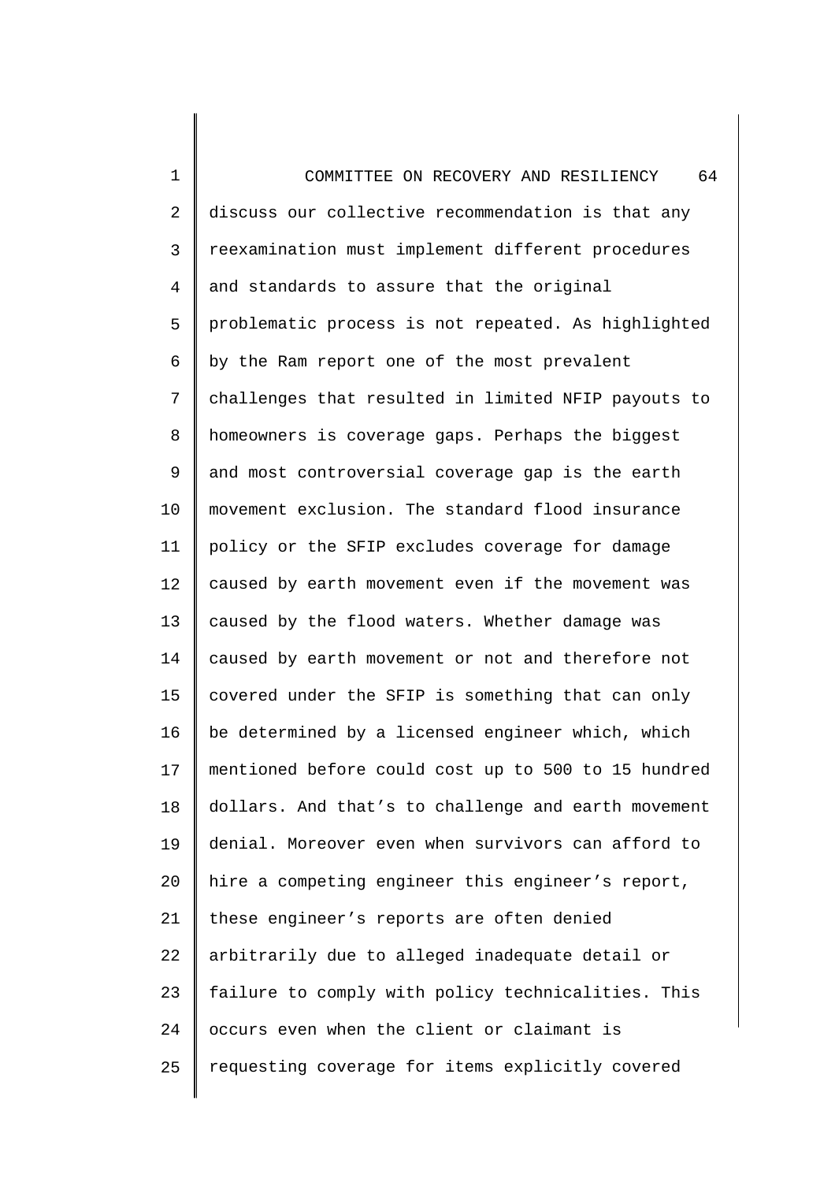discuss our collective recommendation is that any reexamination must implement different procedures and standards to assure that the original problematic process is not repeated. As highlighted by the Ram report one of the most prevalent challenges that resulted in limited NFIP payouts to homeowners is coverage gaps. Perhaps the biggest and most controversial coverage gap is the earth movement exclusion. The standard flood insurance policy or the SFIP excludes coverage for damage caused by earth movement even if the movement was caused by the flood waters. Whether damage was caused by earth movement or not and therefore not covered under the SFIP is something that can only be determined by a licensed engineer which, which mentioned before could cost up to 500 to 15 hundred dollars. And that's to challenge and earth movement denial. Moreover even when survivors can afford to hire a competing engineer this engineer's report, these engineer's reports are often denied arbitrarily due to alleged inadequate detail or failure to comply with policy technicalities. This occurs even when the client or claimant is requesting coverage for items explicitly covered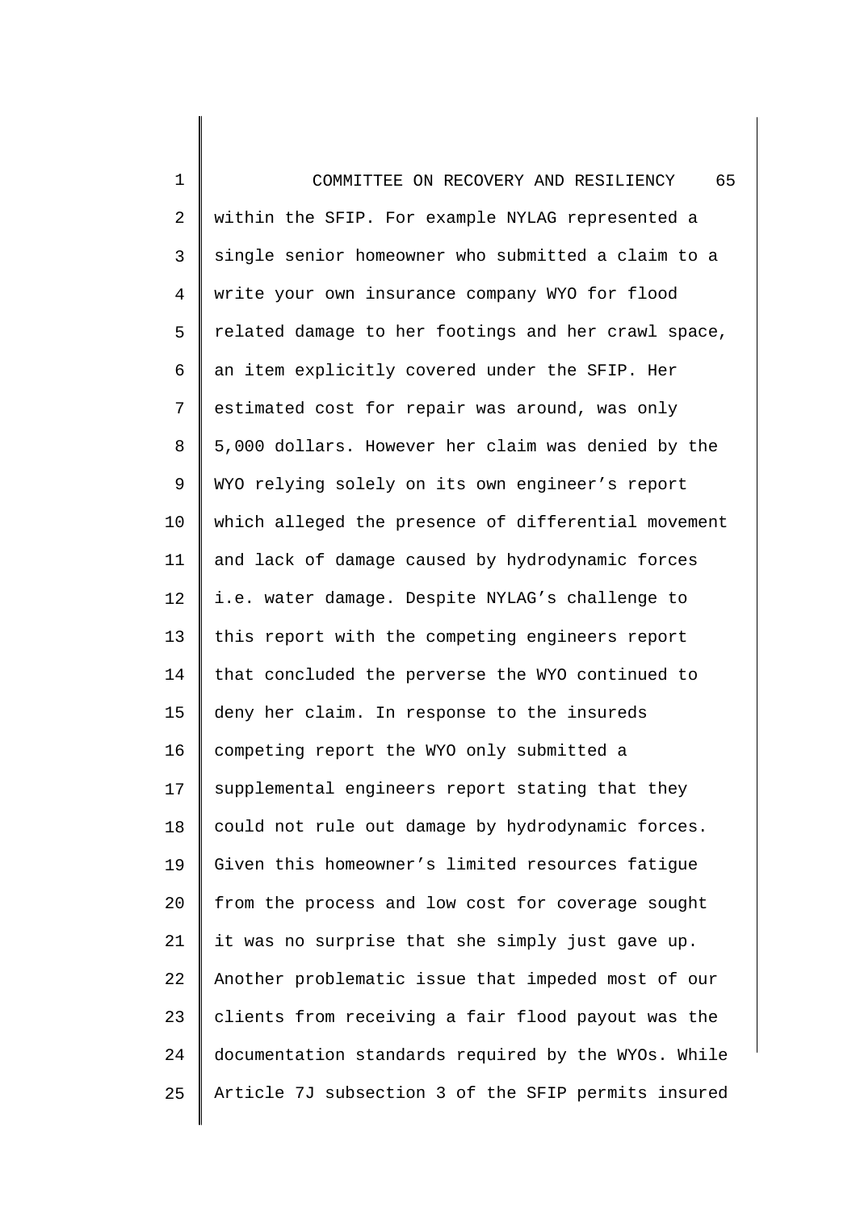within the SFIP. For example NYLAG represented a single senior homeowner who submitted a claim to a write your own insurance company WYO for flood related damage to her footings and her crawl space, an item explicitly covered under the SFIP. Her estimated cost for repair was around, was only 5,000 dollars. However her claim was denied by the WYO relying solely on its own engineer's report which alleged the presence of differential movement and lack of damage caused by hydrodynamic forces i.e. water damage. Despite NYLAG's challenge to this report with the competing engineers report that concluded the perverse the WYO continued to deny her claim. In response to the insureds competing report the WYO only submitted a supplemental engineers report stating that they could not rule out damage by hydrodynamic forces. Given this homeowner's limited resources fatigue from the process and low cost for coverage sought it was no surprise that she simply just gave up. Another problematic issue that impeded most of our clients from receiving a fair flood payout was the documentation standards required by the WYOs. While Article 7J subsection 3 of the SFIP permits insured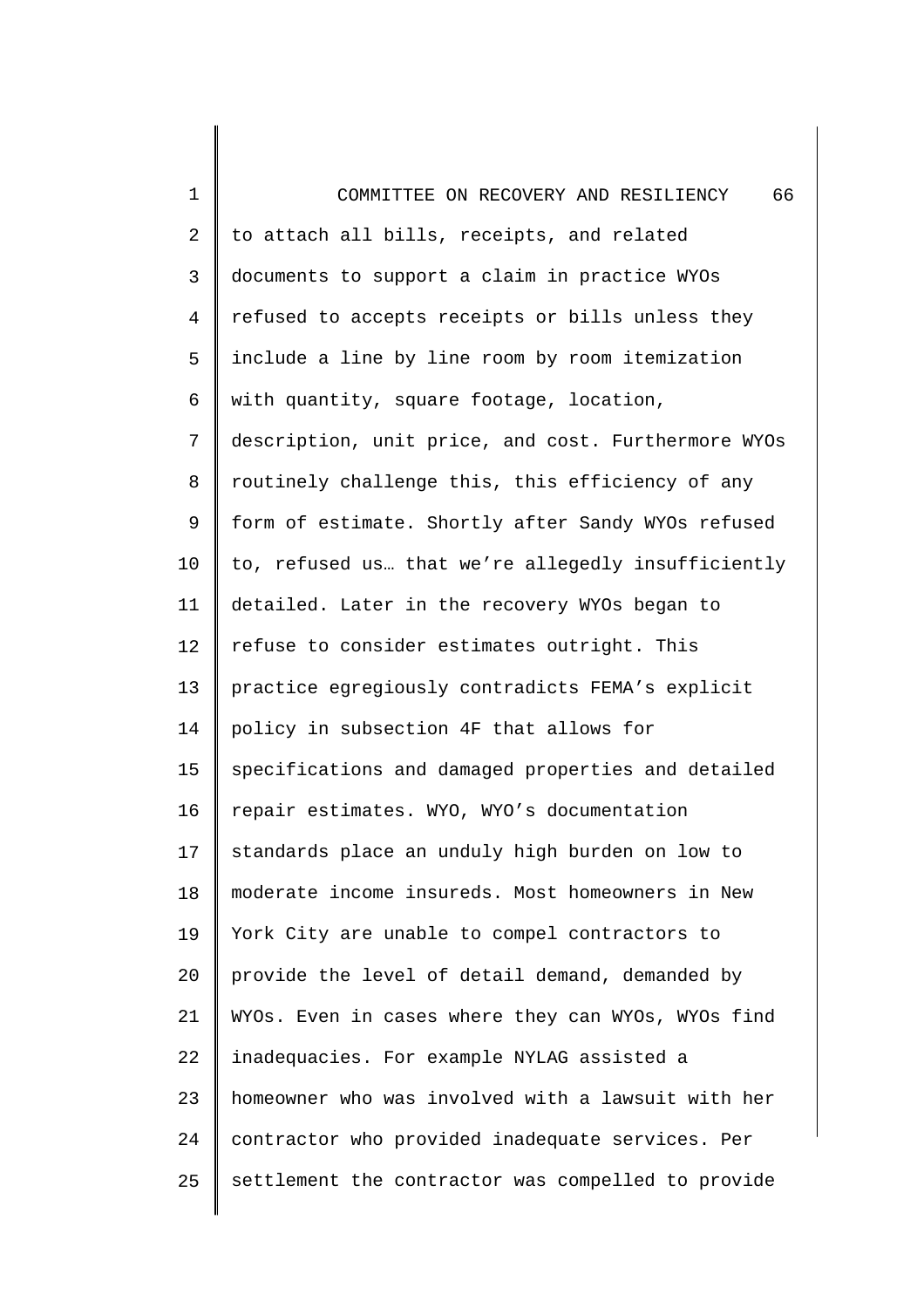to attach all bills, receipts, and related documents to support a claim in practice WYOs refused to accepts receipts or bills unless they include a line by line room by room itemization with quantity, square footage, location, description, unit price, and cost. Furthermore WYOs routinely challenge this, this efficiency of any form of estimate. Shortly after Sandy WYOs refused to, refused us… that we're allegedly insufficiently detailed. Later in the recovery WYOs began to refuse to consider estimates outright. This practice egregiously contradicts FEMA's explicit policy in subsection 4F that allows for specifications and damaged properties and detailed repair estimates. WYO, WYO's documentation standards place an unduly high burden on low to moderate income insureds. Most homeowners in New York City are unable to compel contractors to provide the level of detail demand, demanded by WYOs. Even in cases where they can WYOs, WYOs find inadequacies. For example NYLAG assisted a homeowner who was involved with a lawsuit with her contractor who provided inadequate services. Per settlement the contractor was compelled to provide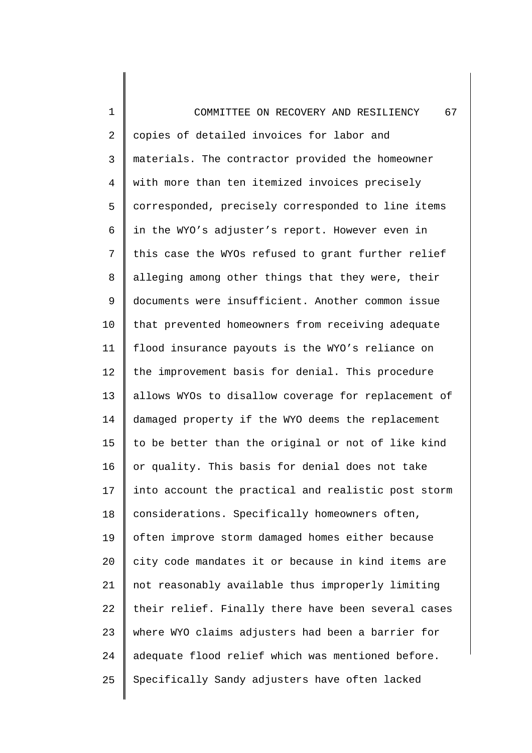copies of detailed invoices for labor and materials. The contractor provided the homeowner with more than ten itemized invoices precisely corresponded, precisely corresponded to line items in the WYO's adjuster's report. However even in this case the WYOs refused to grant further relief alleging among other things that they were, their documents were insufficient. Another common issue that prevented homeowners from receiving adequate flood insurance payouts is the WYO's reliance on the improvement basis for denial. This procedure allows WYOs to disallow coverage for replacement of damaged property if the WYO deems the replacement to be better than the original or not of like kind or quality. This basis for denial does not take into account the practical and realistic post storm considerations. Specifically homeowners often, often improve storm damaged homes either because city code mandates it or because in kind items are not reasonably available thus improperly limiting their relief. Finally there have been several cases where WYO claims adjusters had been a barrier for adequate flood relief which was mentioned before. Specifically Sandy adjusters have often lacked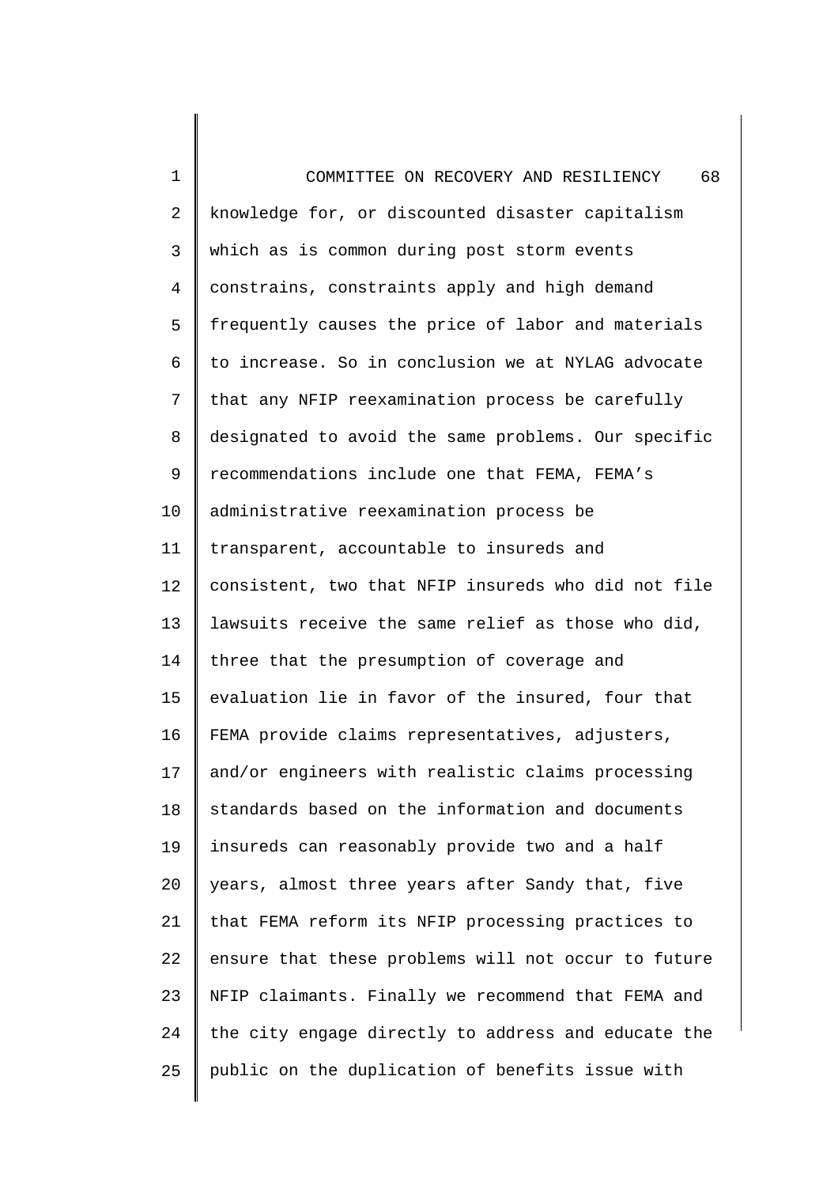knowledge for, or discounted disaster capitalism which as is common during post storm events constrains, constraints apply and high demand frequently causes the price of labor and materials to increase. So in conclusion we at NYLAG advocate that any NFIP reexamination process be carefully designated to avoid the same problems. Our specific recommendations include one that FEMA, FEMA's administrative reexamination process be transparent, accountable to insureds and consistent, two that NFIP insureds who did not file lawsuits receive the same relief as those who did, three that the presumption of coverage and evaluation lie in favor of the insured, four that FEMA provide claims representatives, adjusters, and/or engineers with realistic claims processing standards based on the information and documents insureds can reasonably provide two and a half years, almost three years after Sandy that, five that FEMA reform its NFIP processing practices to ensure that these problems will not occur to future NFIP claimants. Finally we recommend that FEMA and the city engage directly to address and educate the public on the duplication of benefits issue with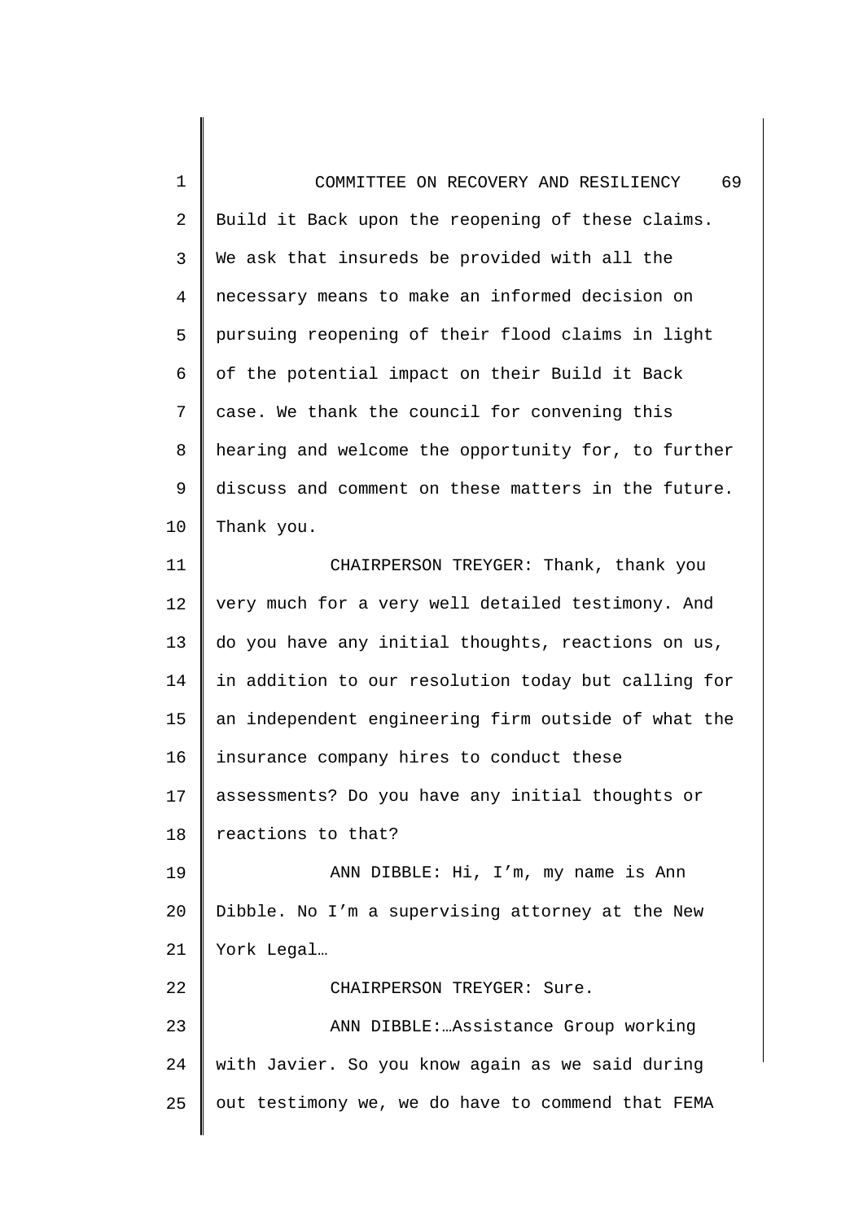Build it Back upon the reopening of these claims. We ask that insureds be provided with all the necessary means to make an informed decision on pursuing reopening of their flood claims in light of the potential impact on their Build it Back case. We thank the council for convening this hearing and welcome the opportunity for, to further discuss and comment on these matters in the future. Thank you.

CHAIRPERSON TREYGER: Thank, thank you very much for a very well detailed testimony. And do you have any initial thoughts, reactions on us, in addition to our resolution today but calling for an independent engineering firm outside of what the insurance company hires to conduct these assessments? Do you have any initial thoughts or reactions to that?

ANN DIBBLE: Hi, I'm, my name is Ann Dibble. No I'm a supervising attorney at the New York Legal…

CHAIRPERSON TREYGER: Sure.

ANN DIBBLE:…Assistance Group working with Javier. So you know again as we said during out testimony we, we do have to commend that FEMA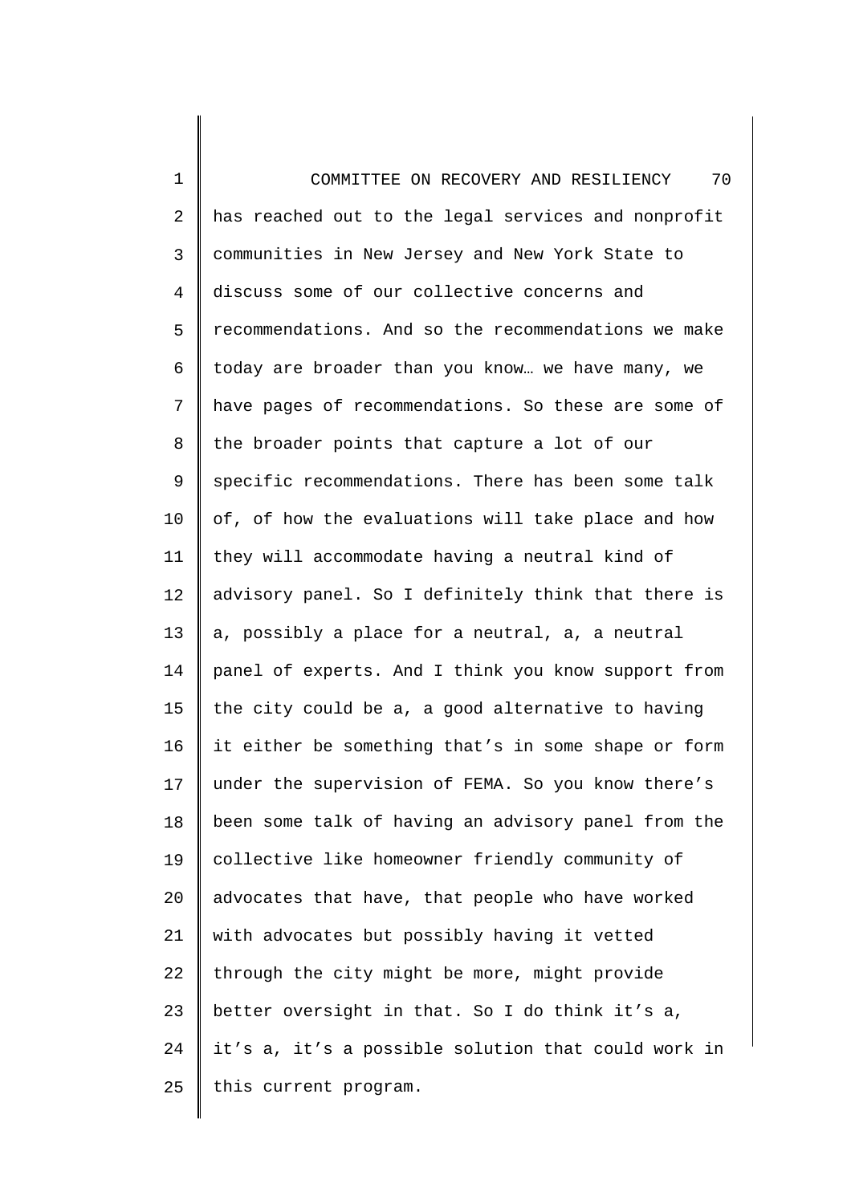has reached out to the legal services and nonprofit communities in New Jersey and New York State to discuss some of our collective concerns and recommendations. And so the recommendations we make today are broader than you know… we have many, we have pages of recommendations. So these are some of the broader points that capture a lot of our specific recommendations. There has been some talk of, of how the evaluations will take place and how they will accommodate having a neutral kind of advisory panel. So I definitely think that there is a, possibly a place for a neutral, a, a neutral panel of experts. And I think you know support from the city could be a, a good alternative to having it either be something that's in some shape or form under the supervision of FEMA. So you know there's been some talk of having an advisory panel from the collective like homeowner friendly community of advocates that have, that people who have worked with advocates but possibly having it vetted through the city might be more, might provide better oversight in that. So I do think it's a, it's a, it's a possible solution that could work in this current program.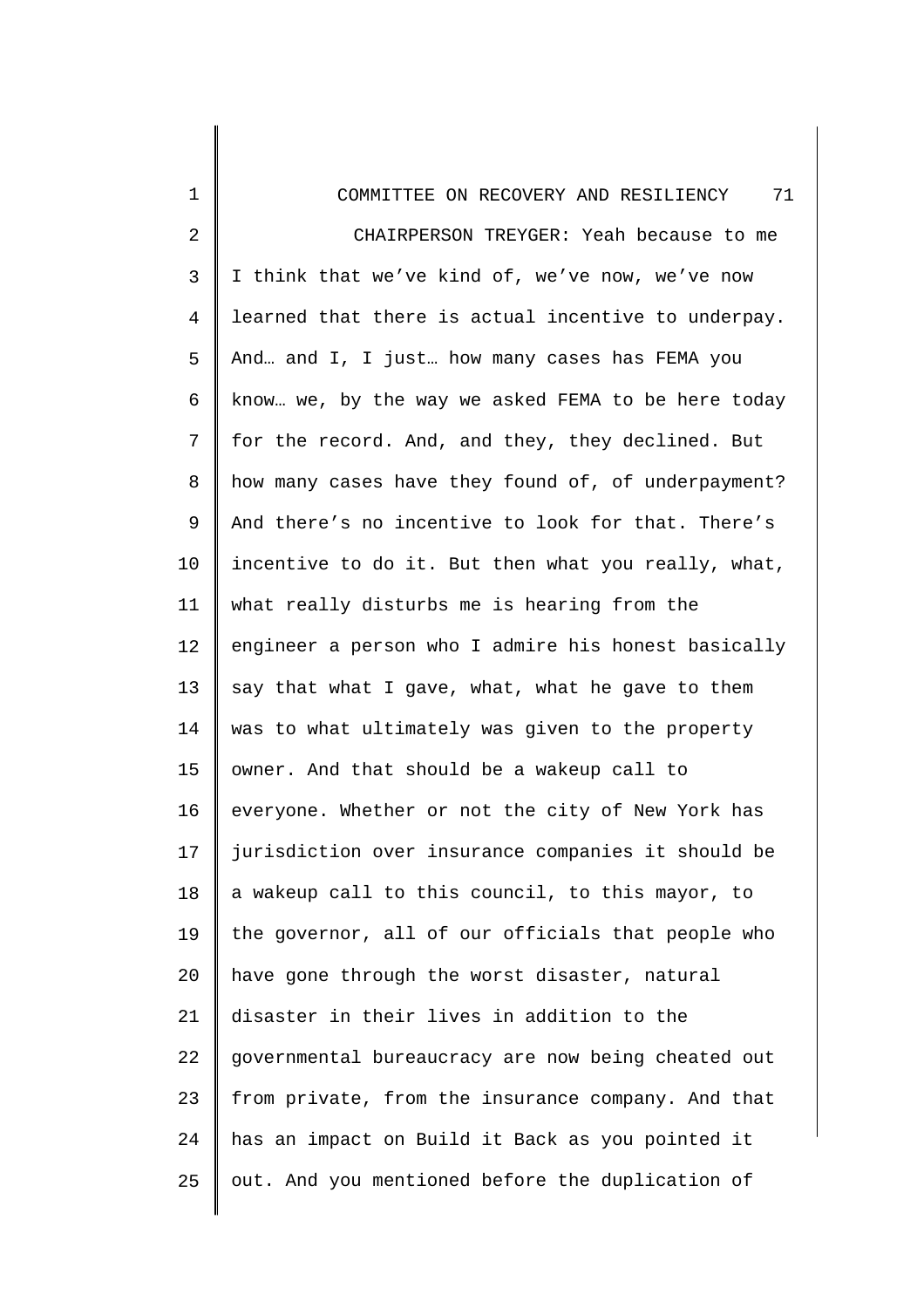CHAIRPERSON TREYGER: Yeah because to me I think that we've kind of, we've now, we've now learned that there is actual incentive to underpay. And… and I, I just… how many cases has FEMA you know… we, by the way we asked FEMA to be here today for the record. And, and they, they declined. But how many cases have they found of, of underpayment? And there's no incentive to look for that. There's incentive to do it. But then what you really, what, what really disturbs me is hearing from the engineer a person who I admire his honest basically say that what I gave, what, what he gave to them was to what ultimately was given to the property owner. And that should be a wakeup call to everyone. Whether or not the city of New York has jurisdiction over insurance companies it should be a wakeup call to this council, to this mayor, to the governor, all of our officials that people who have gone through the worst disaster, natural disaster in their lives in addition to the governmental bureaucracy are now being cheated out from private, from the insurance company. And that has an impact on Build it Back as you pointed it out. And you mentioned before the duplication of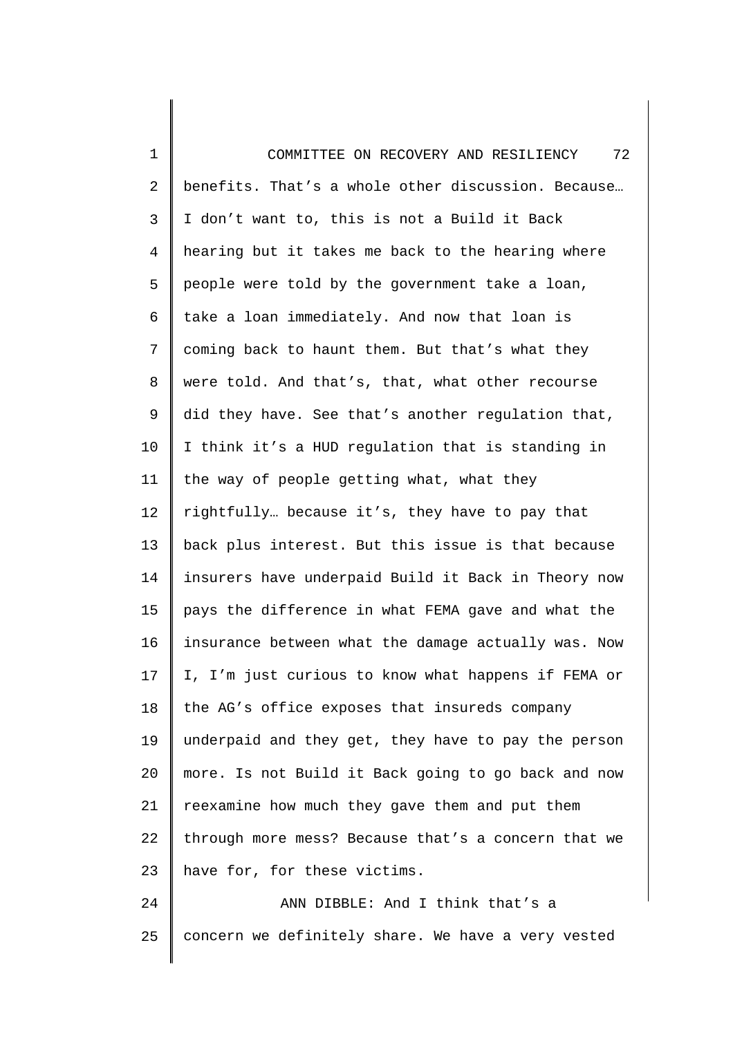benefits. That's a whole other discussion. Because… I don't want to, this is not a Build it Back hearing but it takes me back to the hearing where people were told by the government take a loan, take a loan immediately. And now that loan is coming back to haunt them. But that's what they were told. And that's, that, what other recourse did they have. See that's another regulation that, I think it's a HUD regulation that is standing in the way of people getting what, what they rightfully… because it's, they have to pay that back plus interest. But this issue is that because insurers have underpaid Build it Back in Theory now pays the difference in what FEMA gave and what the insurance between what the damage actually was. Now I, I'm just curious to know what happens if FEMA or the AG's office exposes that insureds company underpaid and they get, they have to pay the person more. Is not Build it Back going to go back and now reexamine how much they gave them and put them through more mess? Because that's a concern that we have for, for these victims.

ANN DIBBLE: And I think that's a concern we definitely share. We have a very vested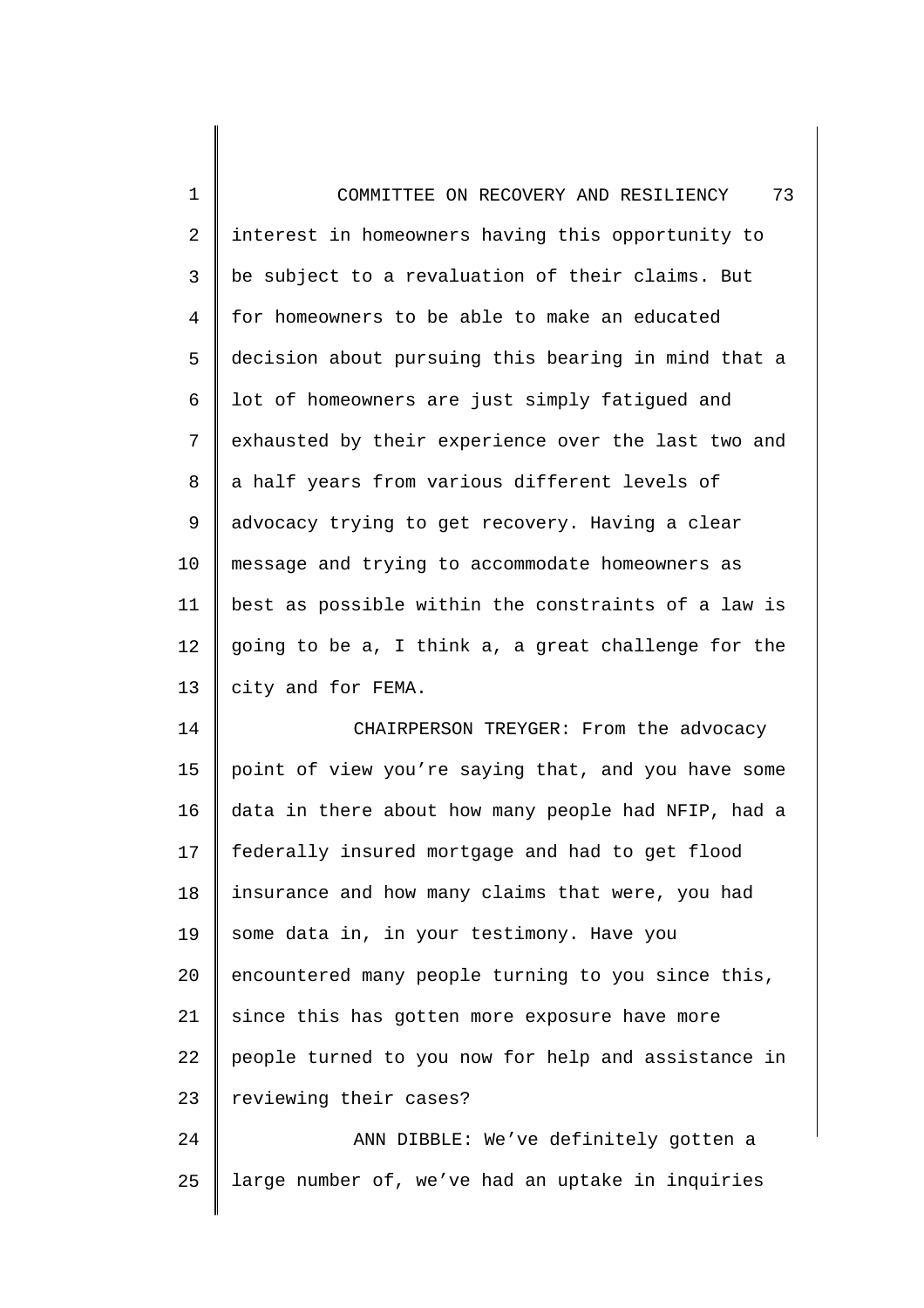interest in homeowners having this opportunity to be subject to a revaluation of their claims. But for homeowners to be able to make an educated decision about pursuing this bearing in mind that a lot of homeowners are just simply fatigued and exhausted by their experience over the last two and a half years from various different levels of advocacy trying to get recovery. Having a clear message and trying to accommodate homeowners as best as possible within the constraints of a law is going to be a, I think a, a great challenge for the city and for FEMA.

CHAIRPERSON TREYGER: From the advocacy point of view you're saying that, and you have some data in there about how many people had NFIP, had a federally insured mortgage and had to get flood insurance and how many claims that were, you had some data in, in your testimony. Have you encountered many people turning to you since this, since this has gotten more exposure have more people turned to you now for help and assistance in reviewing their cases?

ANN DIBBLE: We've definitely gotten a large number of, we've had an uptake in inquiries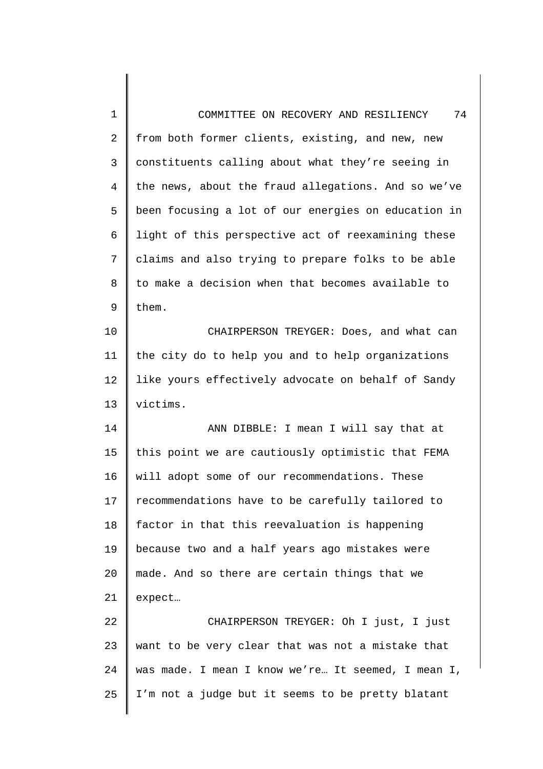from both former clients, existing, and new, new constituents calling about what they're seeing in the news, about the fraud allegations. And so we've been focusing a lot of our energies on education in light of this perspective act of reexamining these claims and also trying to prepare folks to be able to make a decision when that becomes available to them.

CHAIRPERSON TREYGER: Does, and what can the city do to help you and to help organizations like yours effectively advocate on behalf of Sandy victims.

ANN DIBBLE: I mean I will say that at this point we are cautiously optimistic that FEMA will adopt some of our recommendations. These recommendations have to be carefully tailored to factor in that this reevaluation is happening because two and a half years ago mistakes were made. And so there are certain things that we expect…

CHAIRPERSON TREYGER: Oh I just, I just want to be very clear that was not a mistake that was made. I mean I know we're… It seemed, I mean I, I'm not a judge but it seems to be pretty blatant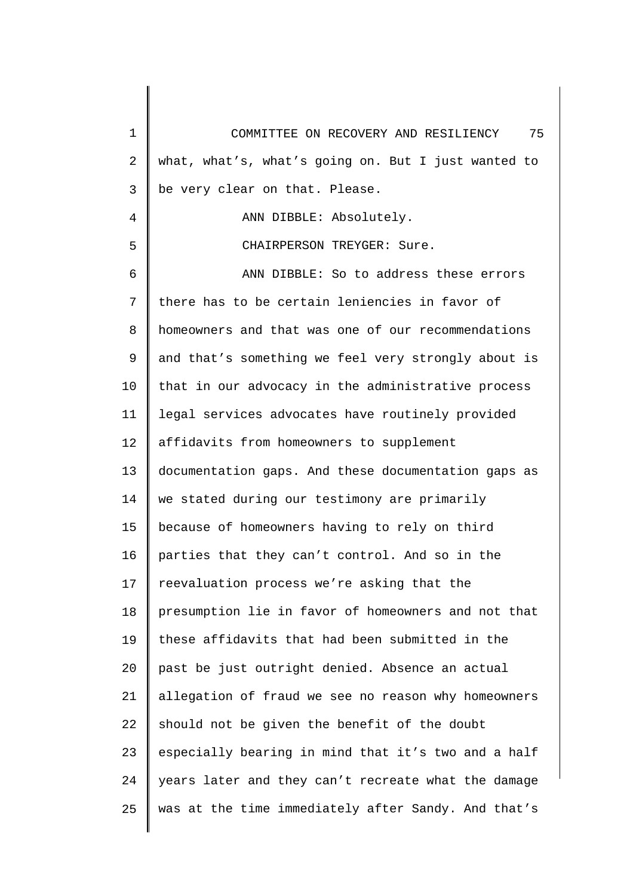what, what's, what's going on. But I just wanted to be very clear on that. Please.

ANN DIBBLE: Absolutely.

CHAIRPERSON TREYGER: Sure.

ANN DIBBLE: So to address these errors there has to be certain leniencies in favor of homeowners and that was one of our recommendations and that's something we feel very strongly about is that in our advocacy in the administrative process legal services advocates have routinely provided affidavits from homeowners to supplement documentation gaps. And these documentation gaps as we stated during our testimony are primarily because of homeowners having to rely on third parties that they can't control. And so in the reevaluation process we're asking that the presumption lie in favor of homeowners and not that these affidavits that had been submitted in the past be just outright denied. Absence an actual allegation of fraud we see no reason why homeowners should not be given the benefit of the doubt especially bearing in mind that it's two and a half years later and they can't recreate what the damage was at the time immediately after Sandy. And that's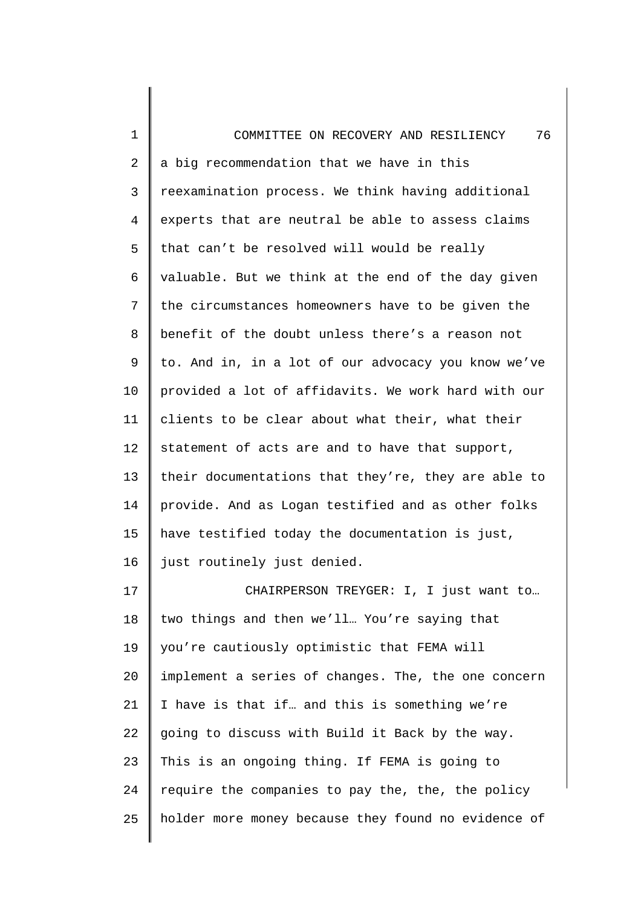a big recommendation that we have in this reexamination process. We think having additional experts that are neutral be able to assess claims that can't be resolved will would be really valuable. But we think at the end of the day given the circumstances homeowners have to be given the benefit of the doubt unless there's a reason not to. And in, in a lot of our advocacy you know we've provided a lot of affidavits. We work hard with our clients to be clear about what their, what their statement of acts are and to have that support, their documentations that they're, they are able to provide. And as Logan testified and as other folks have testified today the documentation is just, just routinely just denied.

CHAIRPERSON TREYGER: I, I just want to… two things and then we'll… You're saying that you're cautiously optimistic that FEMA will implement a series of changes. The, the one concern I have is that if… and this is something we're going to discuss with Build it Back by the way. This is an ongoing thing. If FEMA is going to require the companies to pay the, the, the policy holder more money because they found no evidence of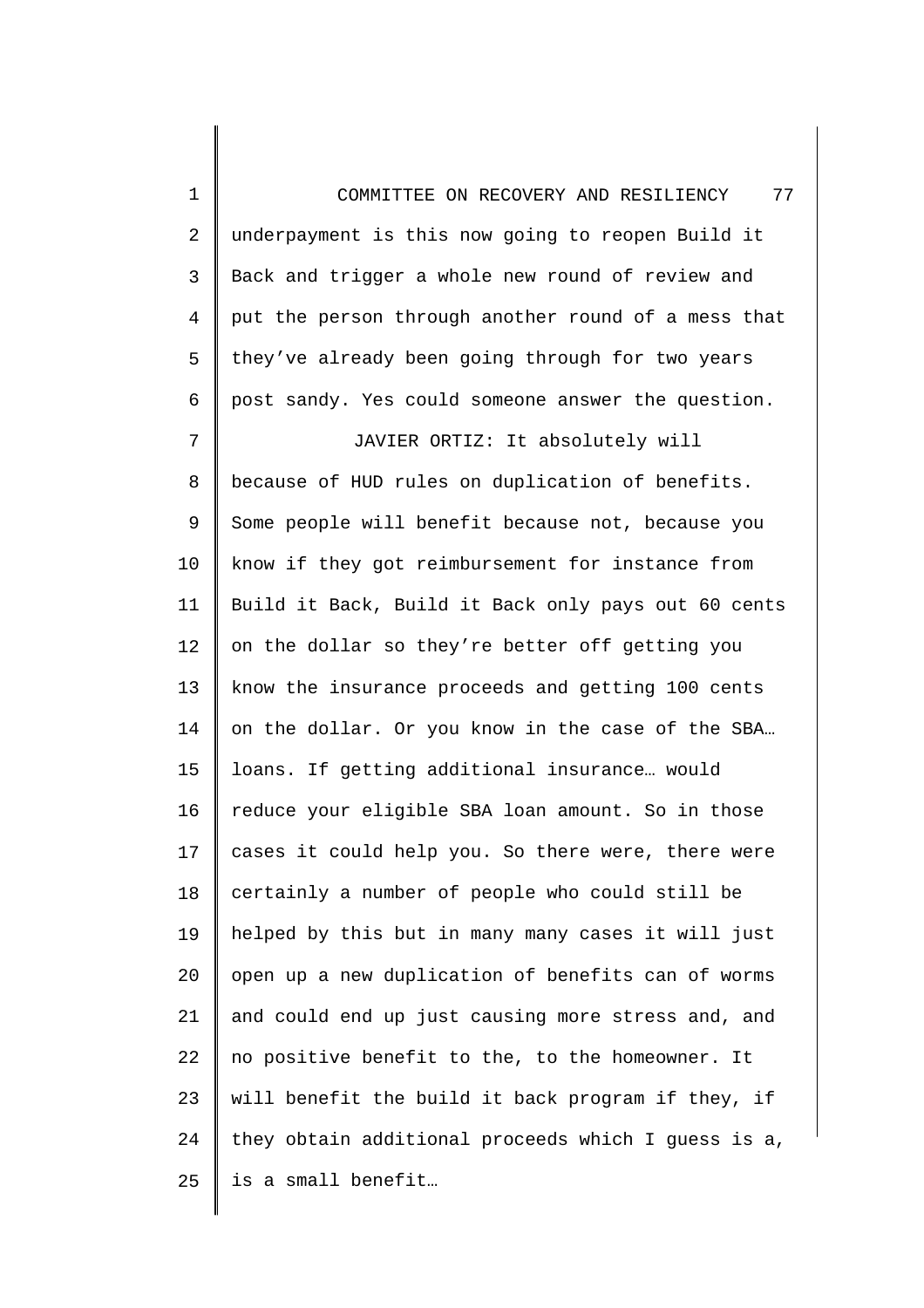underpayment is this now going to reopen Build it Back and trigger a whole new round of review and put the person through another round of a mess that they've already been going through for two years post sandy. Yes could someone answer the question.

JAVIER ORTIZ: It absolutely will because of HUD rules on duplication of benefits. Some people will benefit because not, because you know if they got reimbursement for instance from Build it Back, Build it Back only pays out 60 cents on the dollar so they're better off getting you know the insurance proceeds and getting 100 cents on the dollar. Or you know in the case of the SBA… loans. If getting additional insurance… would reduce your eligible SBA loan amount. So in those cases it could help you. So there were, there were certainly a number of people who could still be helped by this but in many many cases it will just open up a new duplication of benefits can of worms and could end up just causing more stress and, and no positive benefit to the, to the homeowner. It will benefit the build it back program if they, if they obtain additional proceeds which I guess is a, is a small benefit…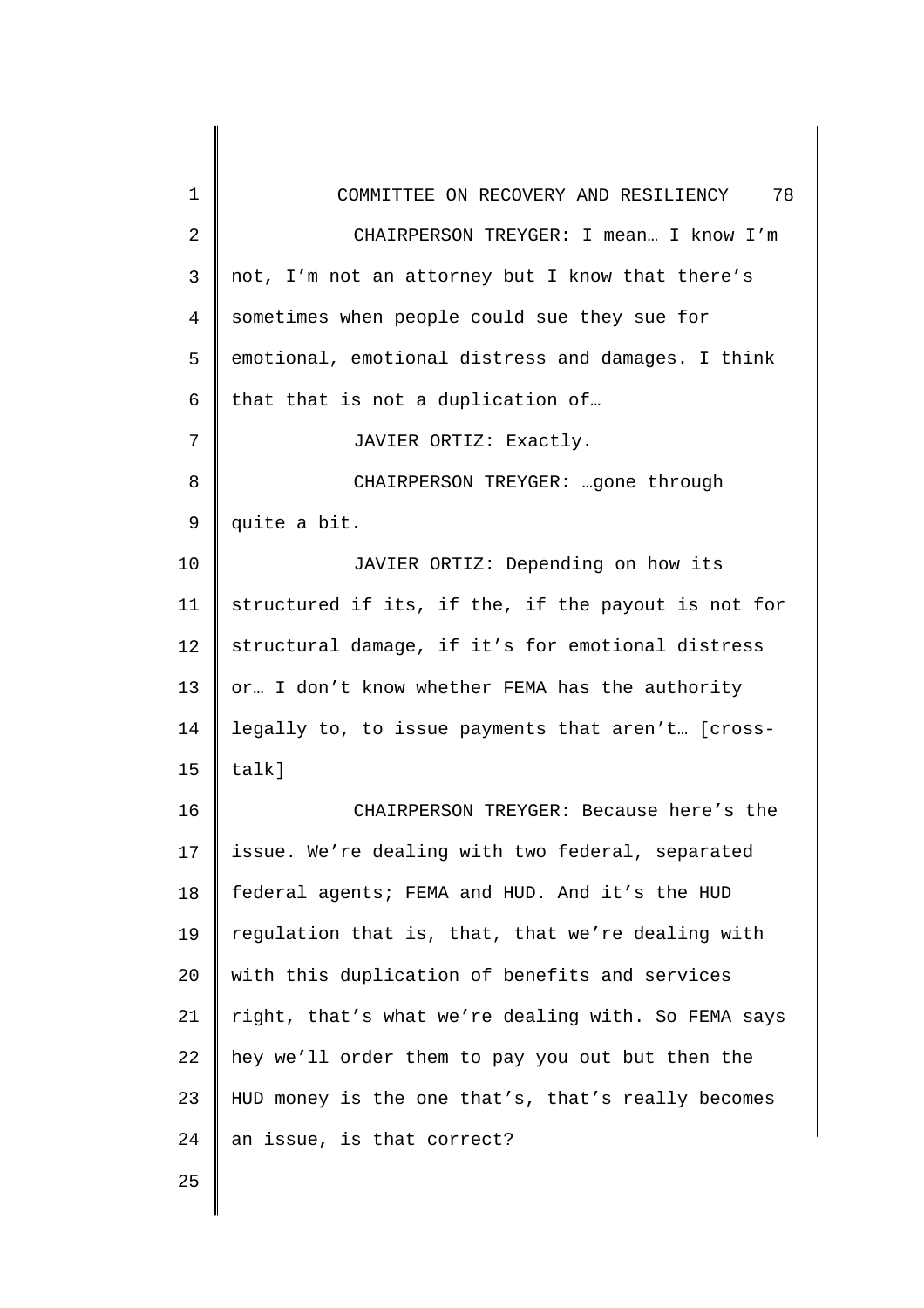CHAIRPERSON TREYGER: I mean… I know I'm not, I'm not an attorney but I know that there's sometimes when people could sue they sue for emotional, emotional distress and damages. I think that that is not a duplication of…

JAVIER ORTIZ: Exactly.

CHAIRPERSON TREYGER: …gone through quite a bit.

JAVIER ORTIZ: Depending on how its structured if its, if the, if the payout is not for structural damage, if it's for emotional distress or… I don't know whether FEMA has the authority legally to, to issue payments that aren't… [cross-talk]

CHAIRPERSON TREYGER: Because here's the issue. We're dealing with two federal, separated federal agents; FEMA and HUD. And it's the HUD regulation that is, that, that we're dealing with with this duplication of benefits and services right, that's what we're dealing with. So FEMA says hey we'll order them to pay you out but then the HUD money is the one that's, that's really becomes an issue, is that correct?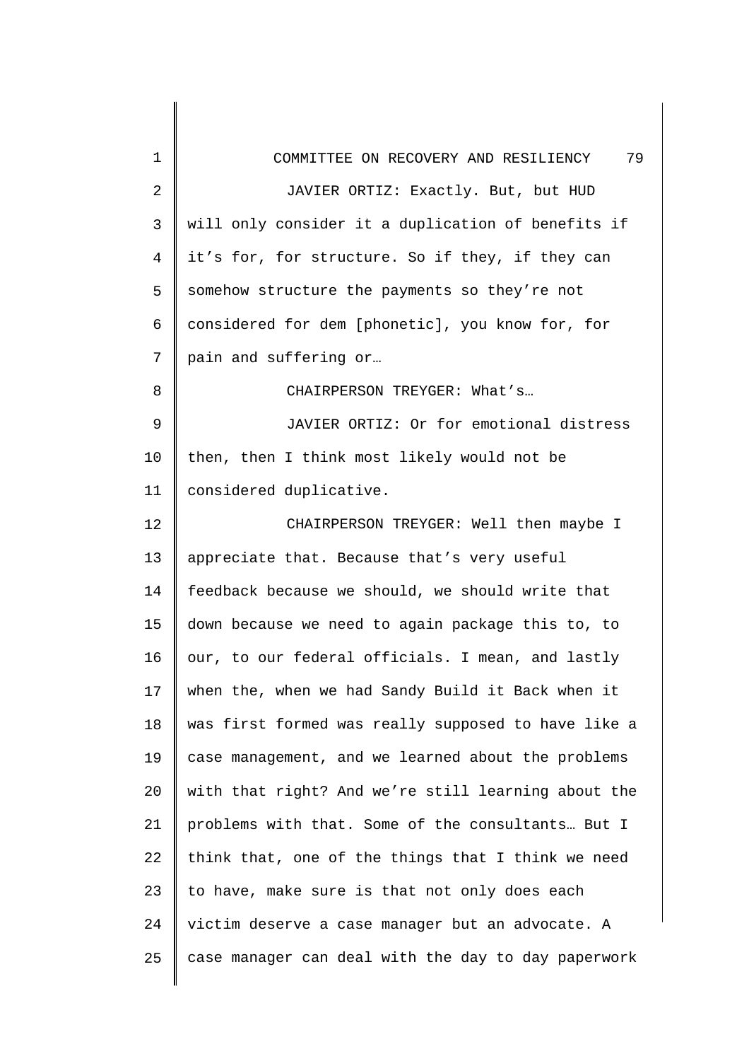JAVIER ORTIZ: Exactly. But, but HUD will only consider it a duplication of benefits if it's for, for structure. So if they, if they can somehow structure the payments so they're not considered for dem [phonetic], you know for, for pain and suffering or…

CHAIRPERSON TREYGER: What's…

JAVIER ORTIZ: Or for emotional distress then, then I think most likely would not be considered duplicative.

CHAIRPERSON TREYGER: Well then maybe I appreciate that. Because that's very useful feedback because we should, we should write that down because we need to again package this to, to our, to our federal officials. I mean, and lastly when the, when we had Sandy Build it Back when it was first formed was really supposed to have like a case management, and we learned about the problems with that right? And we're still learning about the problems with that. Some of the consultants… But I think that, one of the things that I think we need to have, make sure is that not only does each victim deserve a case manager but an advocate. A case manager can deal with the day to day paperwork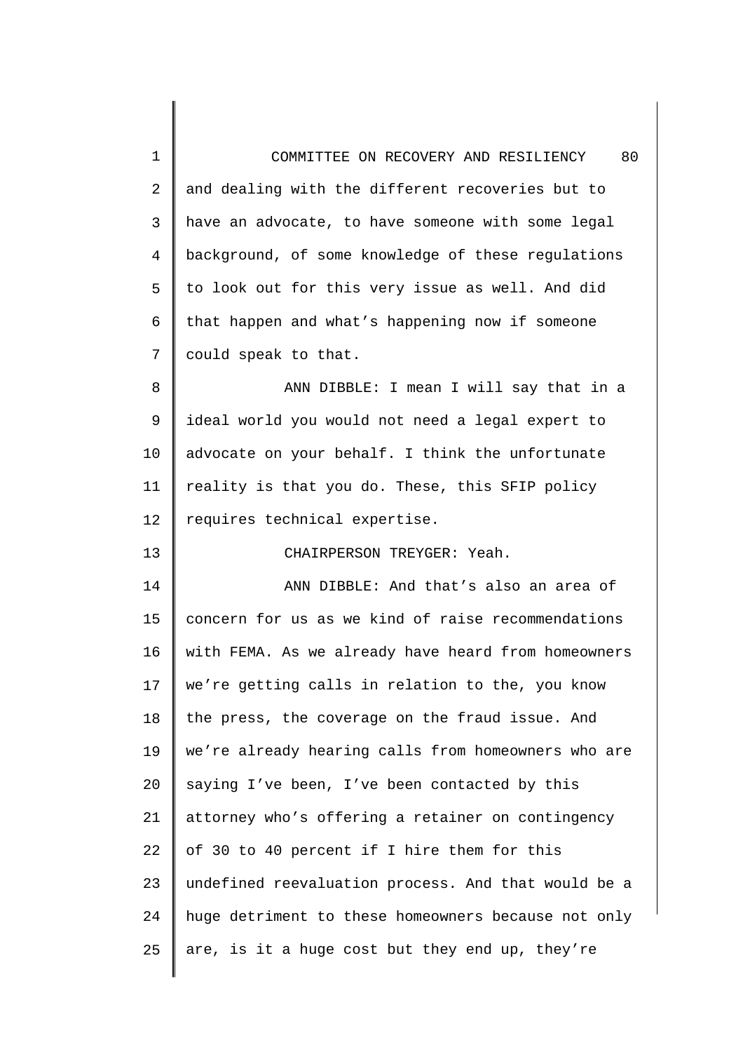and dealing with the different recoveries but to have an advocate, to have someone with some legal background, of some knowledge of these regulations to look out for this very issue as well. And did that happen and what's happening now if someone could speak to that.

ANN DIBBLE: I mean I will say that in a ideal world you would not need a legal expert to advocate on your behalf. I think the unfortunate reality is that you do. These, this SFIP policy requires technical expertise.

CHAIRPERSON TREYGER: Yeah.

ANN DIBBLE: And that's also an area of concern for us as we kind of raise recommendations with FEMA. As we already have heard from homeowners we're getting calls in relation to the, you know the press, the coverage on the fraud issue. And we're already hearing calls from homeowners who are saying I've been, I've been contacted by this attorney who's offering a retainer on contingency of 30 to 40 percent if I hire them for this undefined reevaluation process. And that would be a huge detriment to these homeowners because not only are, is it a huge cost but they end up, they're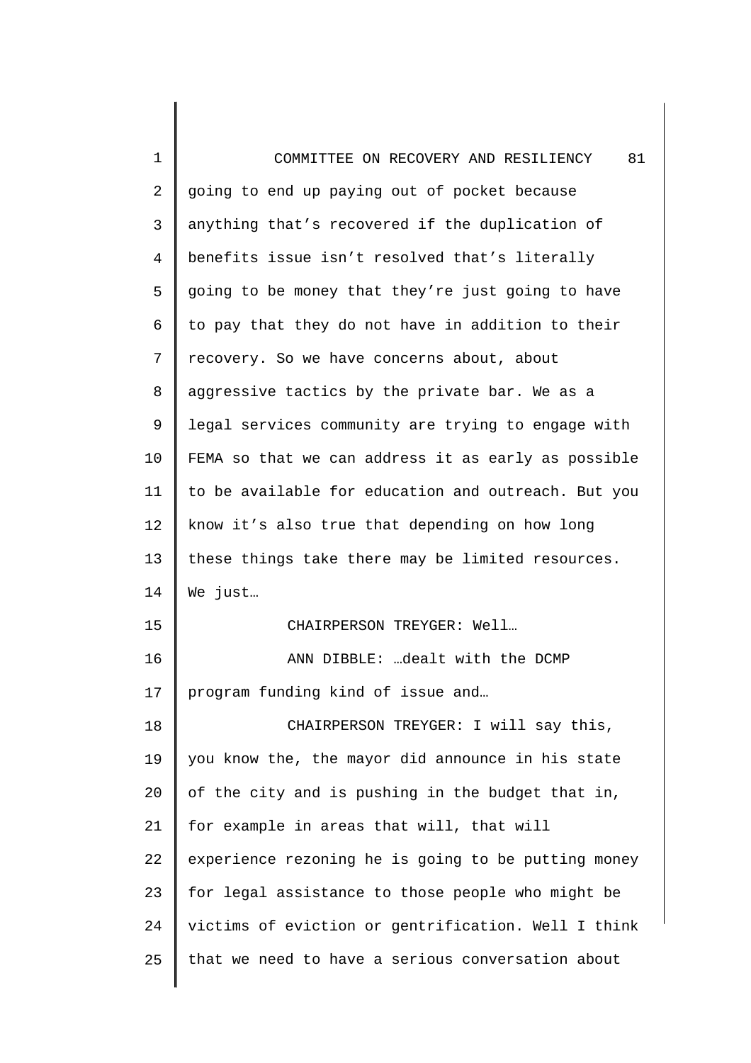going to end up paying out of pocket because anything that's recovered if the duplication of benefits issue isn't resolved that's literally going to be money that they're just going to have to pay that they do not have in addition to their recovery. So we have concerns about, about aggressive tactics by the private bar. We as a legal services community are trying to engage with FEMA so that we can address it as early as possible to be available for education and outreach. But you know it's also true that depending on how long these things take there may be limited resources. We just…

CHAIRPERSON TREYGER: Well…

ANN DIBBLE: …dealt with the DCMP program funding kind of issue and…

CHAIRPERSON TREYGER: I will say this, you know the, the mayor did announce in his state of the city and is pushing in the budget that in, for example in areas that will, that will experience rezoning he is going to be putting money for legal assistance to those people who might be victims of eviction or gentrification. Well I think that we need to have a serious conversation about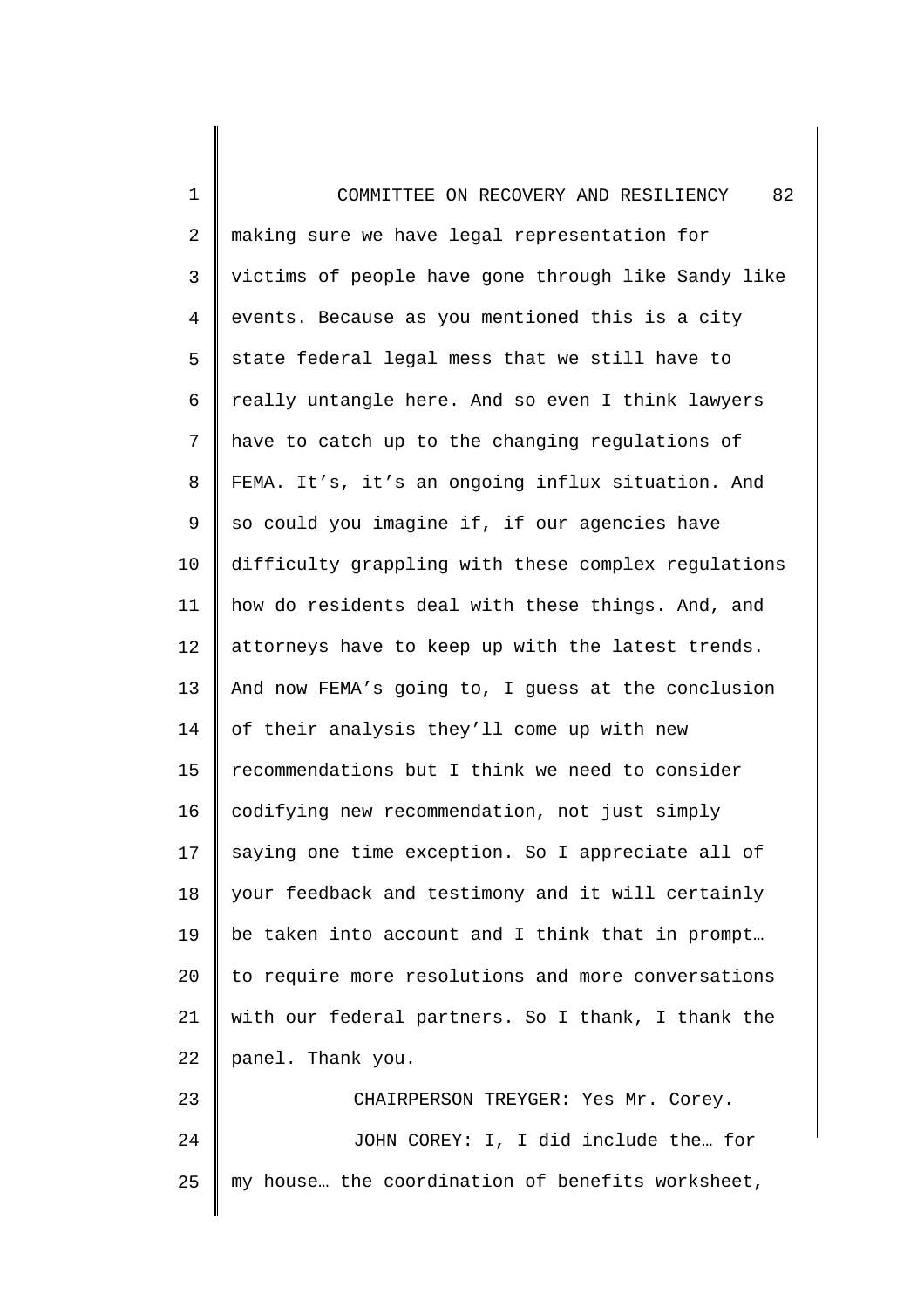making sure we have legal representation for victims of people have gone through like Sandy like events. Because as you mentioned this is a city state federal legal mess that we still have to really untangle here. And so even I think lawyers have to catch up to the changing regulations of FEMA. It’s, it’s an ongoing influx situation. And so could you imagine if, if our agencies have difficulty grappling with these complex regulations how do residents deal with these things. And, and attorneys have to keep up with the latest trends. And now FEMA’s going to, I guess at the conclusion of their analysis they’ll come up with new recommendations but I think we need to consider codifying new recommendation, not just simply saying one time exception. So I appreciate all of your feedback and testimony and it will certainly be taken into account and I think that in prompt… to require more resolutions and more conversations with our federal partners. So I thank, I thank the panel. Thank you.

CHAIRPERSON TREYGER: Yes Mr. Corey.

JOHN COREY: I, I did include the… for my house… the coordination of benefits worksheet,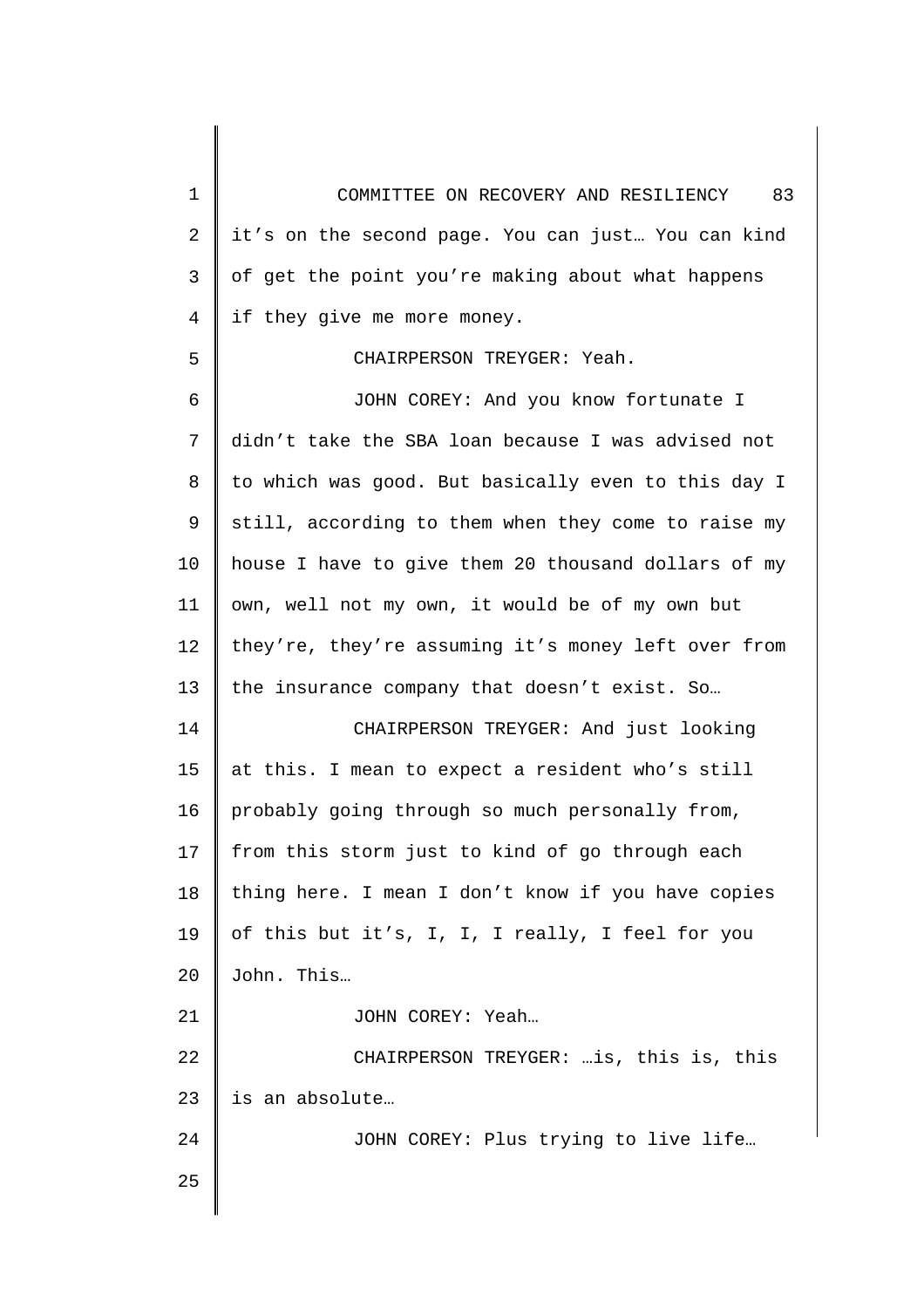it's on the second page. You can just… You can kind of get the point you're making about what happens if they give me more money.

CHAIRPERSON TREYGER: Yeah.

JOHN COREY: And you know fortunate I didn't take the SBA loan because I was advised not to which was good. But basically even to this day I still, according to them when they come to raise my house I have to give them 20 thousand dollars of my own, well not my own, it would be of my own but they're, they're assuming it's money left over from the insurance company that doesn't exist. So…

CHAIRPERSON TREYGER: And just looking at this. I mean to expect a resident who's still probably going through so much personally from, from this storm just to kind of go through each thing here. I mean I don't know if you have copies of this but it's, I, I, I really, I feel for you John. This…

JOHN COREY: Yeah…

CHAIRPERSON TREYGER: …is, this is, this is an absolute…

JOHN COREY: Plus trying to live life…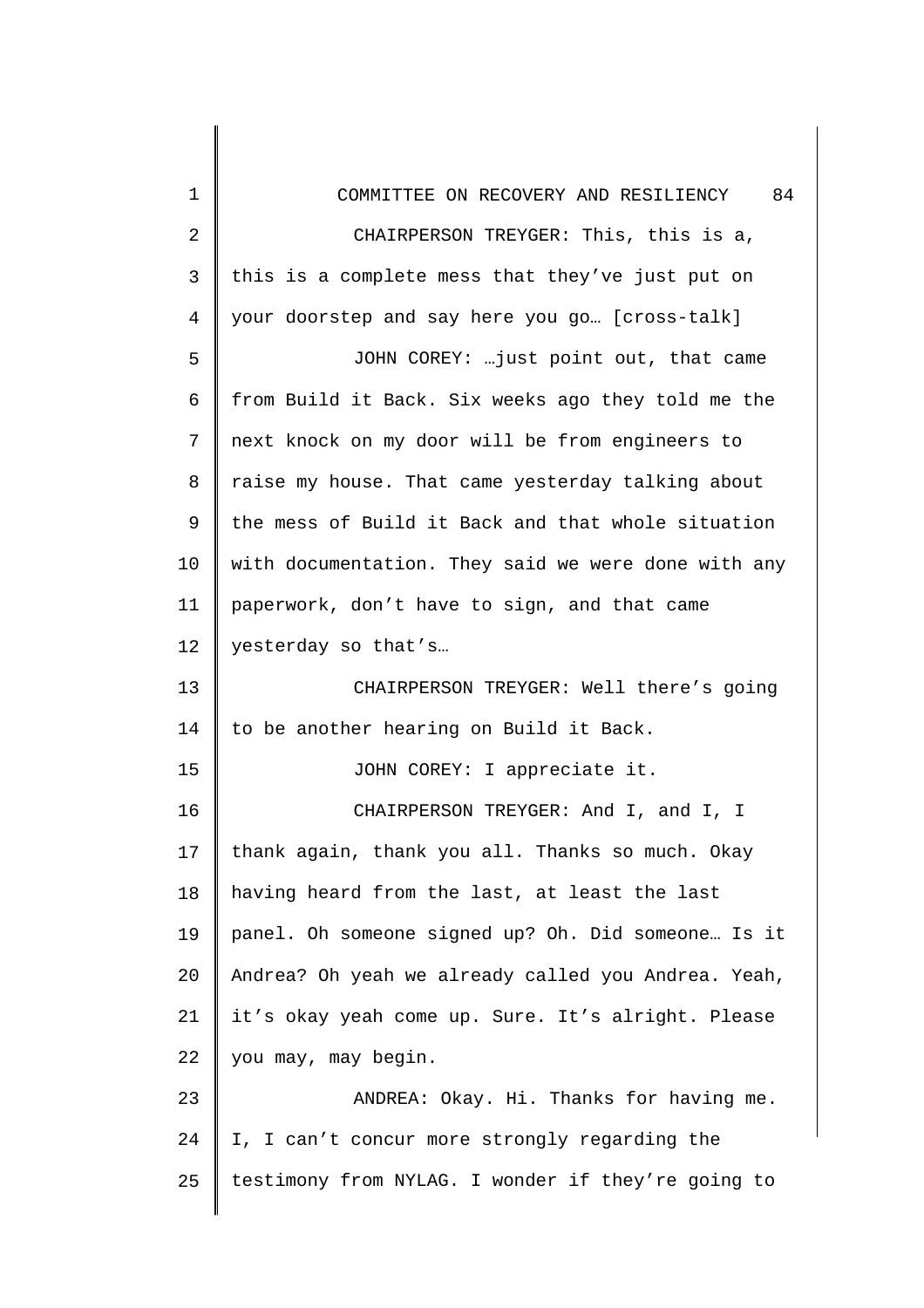CHAIRPERSON TREYGER: This, this is a, this is a complete mess that they've just put on your doorstep and say here you go… [cross-talk]

JOHN COREY: …just point out, that came from Build it Back. Six weeks ago they told me the next knock on my door will be from engineers to raise my house. That came yesterday talking about the mess of Build it Back and that whole situation with documentation. They said we were done with any paperwork, don't have to sign, and that came yesterday so that's…

CHAIRPERSON TREYGER: Well there's going to be another hearing on Build it Back.

JOHN COREY: I appreciate it.

CHAIRPERSON TREYGER: And I, and I, I thank again, thank you all. Thanks so much. Okay having heard from the last, at least the last panel. Oh someone signed up? Oh. Did someone… Is it Andrea? Oh yeah we already called you Andrea. Yeah, it's okay yeah come up. Sure. It's alright. Please you may, may begin.

ANDREA: Okay. Hi. Thanks for having me. I, I can't concur more strongly regarding the testimony from NYLAG. I wonder if they're going to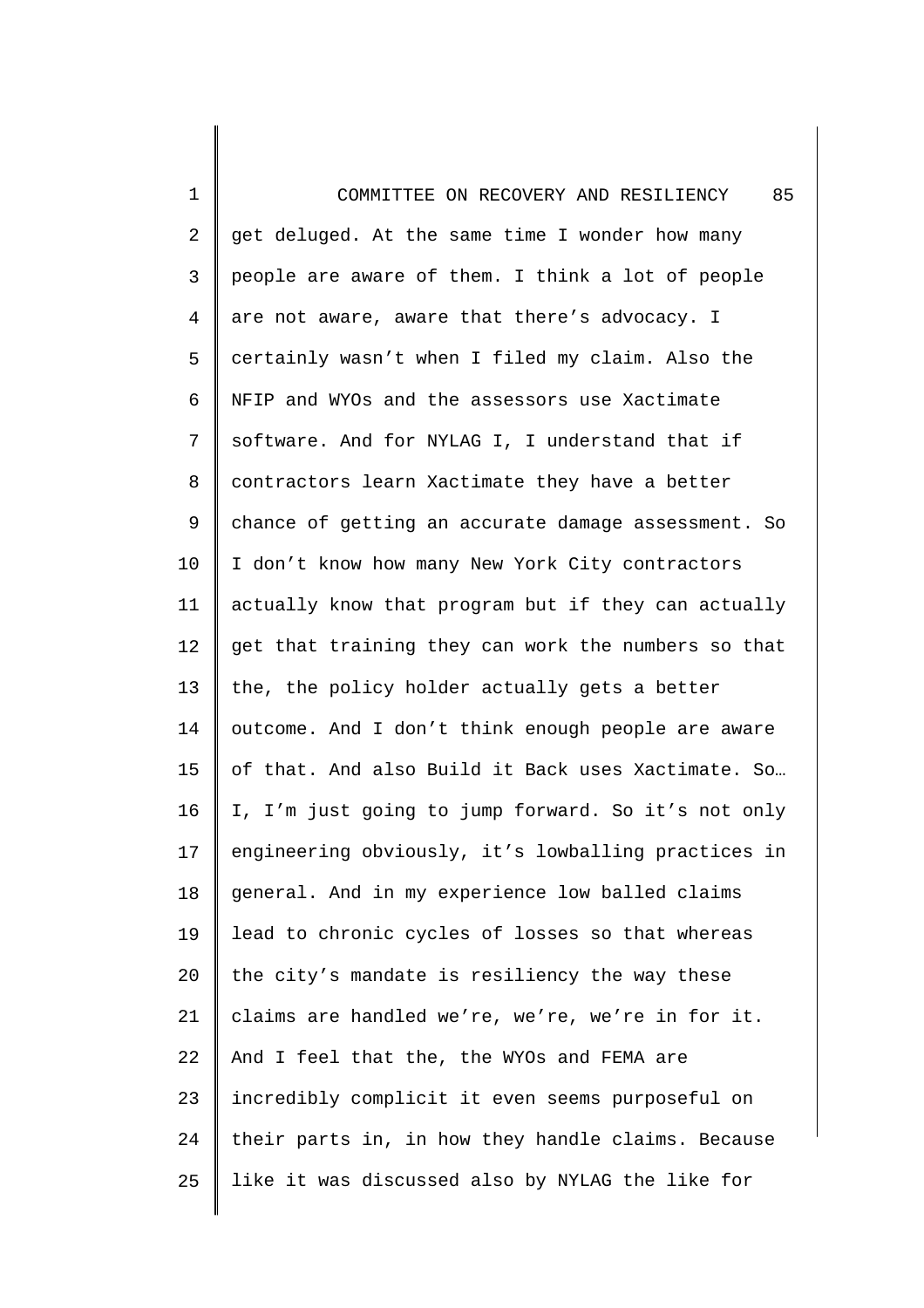get deluged. At the same time I wonder how many people are aware of them. I think a lot of people are not aware, aware that there's advocacy. I certainly wasn't when I filed my claim. Also the NFIP and WYOs and the assessors use Xactimate software. And for NYLAG I, I understand that if contractors learn Xactimate they have a better chance of getting an accurate damage assessment. So I don't know how many New York City contractors actually know that program but if they can actually get that training they can work the numbers so that the, the policy holder actually gets a better outcome. And I don't think enough people are aware of that. And also Build it Back uses Xactimate. So… I, I'm just going to jump forward. So it's not only engineering obviously, it's lowballing practices in general. And in my experience low balled claims lead to chronic cycles of losses so that whereas the city's mandate is resiliency the way these claims are handled we're, we're, we're in for it. And I feel that the, the WYOs and FEMA are incredibly complicit it even seems purposeful on their parts in, in how they handle claims. Because like it was discussed also by NYLAG the like for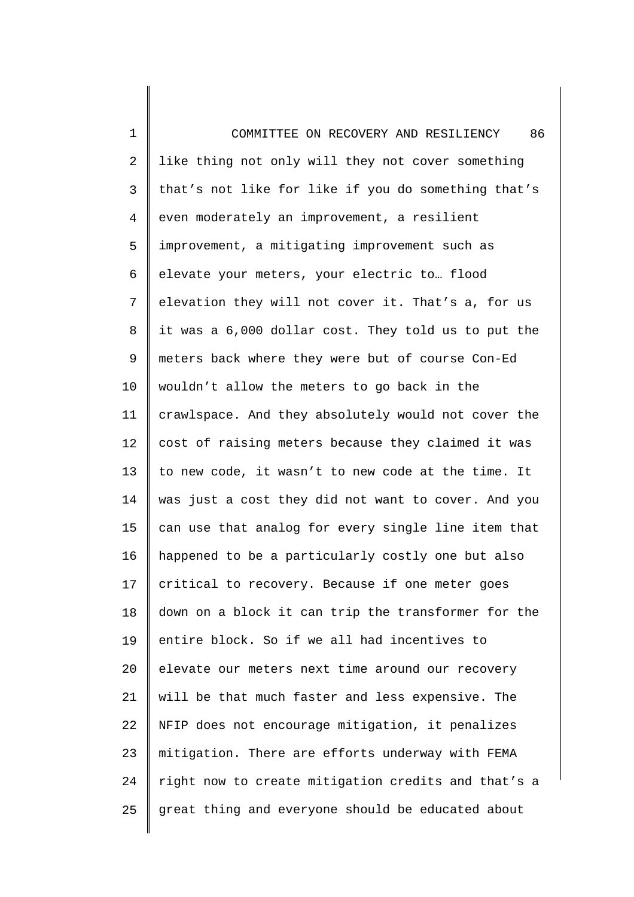like thing not only will they not cover something that's not like for like if you do something that's even moderately an improvement, a resilient improvement, a mitigating improvement such as elevate your meters, your electric to… flood elevation they will not cover it. That's a, for us it was a 6,000 dollar cost. They told us to put the meters back where they were but of course Con-Ed wouldn't allow the meters to go back in the crawlspace. And they absolutely would not cover the cost of raising meters because they claimed it was to new code, it wasn't to new code at the time. It was just a cost they did not want to cover. And you can use that analog for every single line item that happened to be a particularly costly one but also critical to recovery. Because if one meter goes down on a block it can trip the transformer for the entire block. So if we all had incentives to elevate our meters next time around our recovery will be that much faster and less expensive. The NFIP does not encourage mitigation, it penalizes mitigation. There are efforts underway with FEMA right now to create mitigation credits and that's a great thing and everyone should be educated about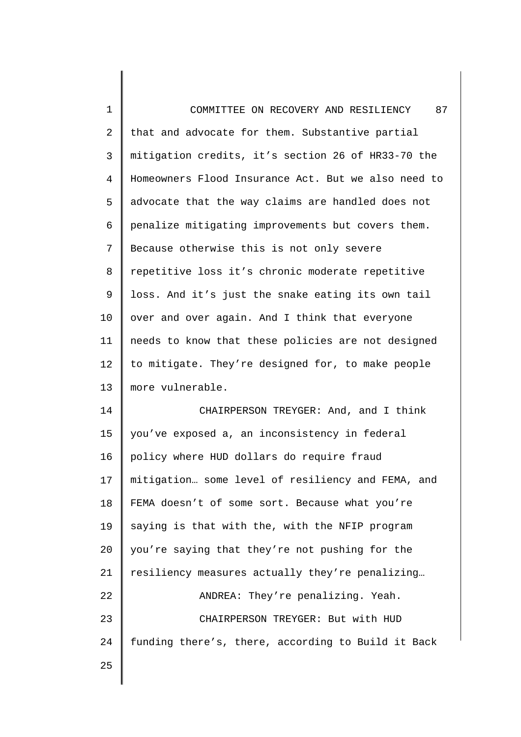that and advocate for them. Substantive partial mitigation credits, it's section 26 of HR33-70 the Homeowners Flood Insurance Act. But we also need to advocate that the way claims are handled does not penalize mitigating improvements but covers them. Because otherwise this is not only severe repetitive loss it's chronic moderate repetitive loss. And it's just the snake eating its own tail over and over again. And I think that everyone needs to know that these policies are not designed to mitigate. They're designed for, to make people more vulnerable.

CHAIRPERSON TREYGER: And, and I think you've exposed a, an inconsistency in federal policy where HUD dollars do require fraud mitigation… some level of resiliency and FEMA, and FEMA doesn't of some sort. Because what you're saying is that with the, with the NFIP program you're saying that they're not pushing for the resiliency measures actually they're penalizing…

ANDREA: They're penalizing. Yeah.

CHAIRPERSON TREYGER: But with HUD funding there's, there, according to Build it Back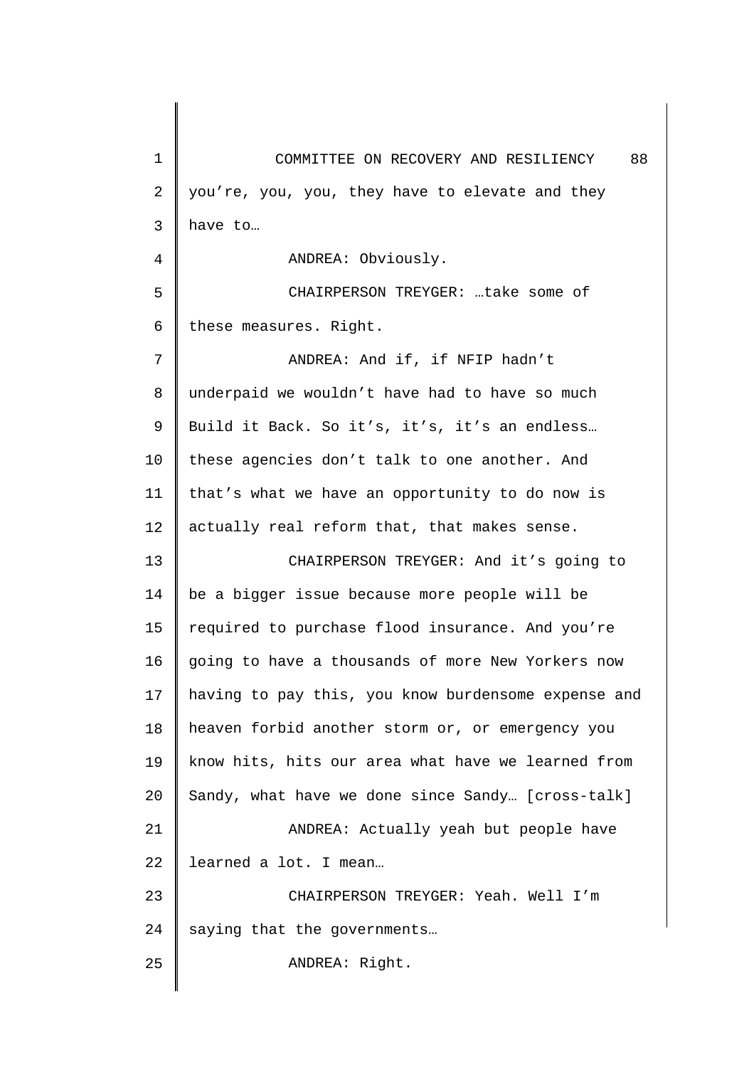you're, you, you, they have to elevate and they have to…

ANDREA: Obviously.

CHAIRPERSON TREYGER: …take some of these measures. Right.

ANDREA: And if, if NFIP hadn't underpaid we wouldn't have had to have so much Build it Back. So it's, it's, it's an endless… these agencies don't talk to one another. And that's what we have an opportunity to do now is actually real reform that, that makes sense.

CHAIRPERSON TREYGER: And it's going to be a bigger issue because more people will be required to purchase flood insurance. And you're going to have a thousands of more New Yorkers now having to pay this, you know burdensome expense and heaven forbid another storm or, or emergency you know hits, hits our area what have we learned from Sandy, what have we done since Sandy… [cross-talk]

ANDREA: Actually yeah but people have learned a lot. I mean…

CHAIRPERSON TREYGER: Yeah. Well I'm saying that the governments…

ANDREA: Right.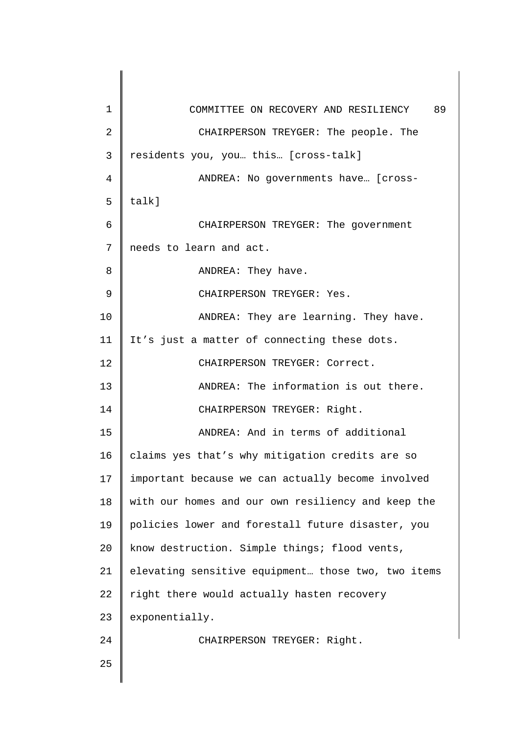CHAIRPERSON TREYGER: The people. The residents you, you… this… [cross-talk]

ANDREA: No governments have… [cross-talk]

CHAIRPERSON TREYGER: The government needs to learn and act.

ANDREA: They have.

CHAIRPERSON TREYGER: Yes.

ANDREA: They are learning. They have. It's just a matter of connecting these dots.

CHAIRPERSON TREYGER: Correct.

ANDREA: The information is out there.

CHAIRPERSON TREYGER: Right.

ANDREA: And in terms of additional claims yes that's why mitigation credits are so important because we can actually become involved with our homes and our own resiliency and keep the policies lower and forestall future disaster, you know destruction. Simple things; flood vents, elevating sensitive equipment… those two, two items right there would actually hasten recovery exponentially.

CHAIRPERSON TREYGER: Right.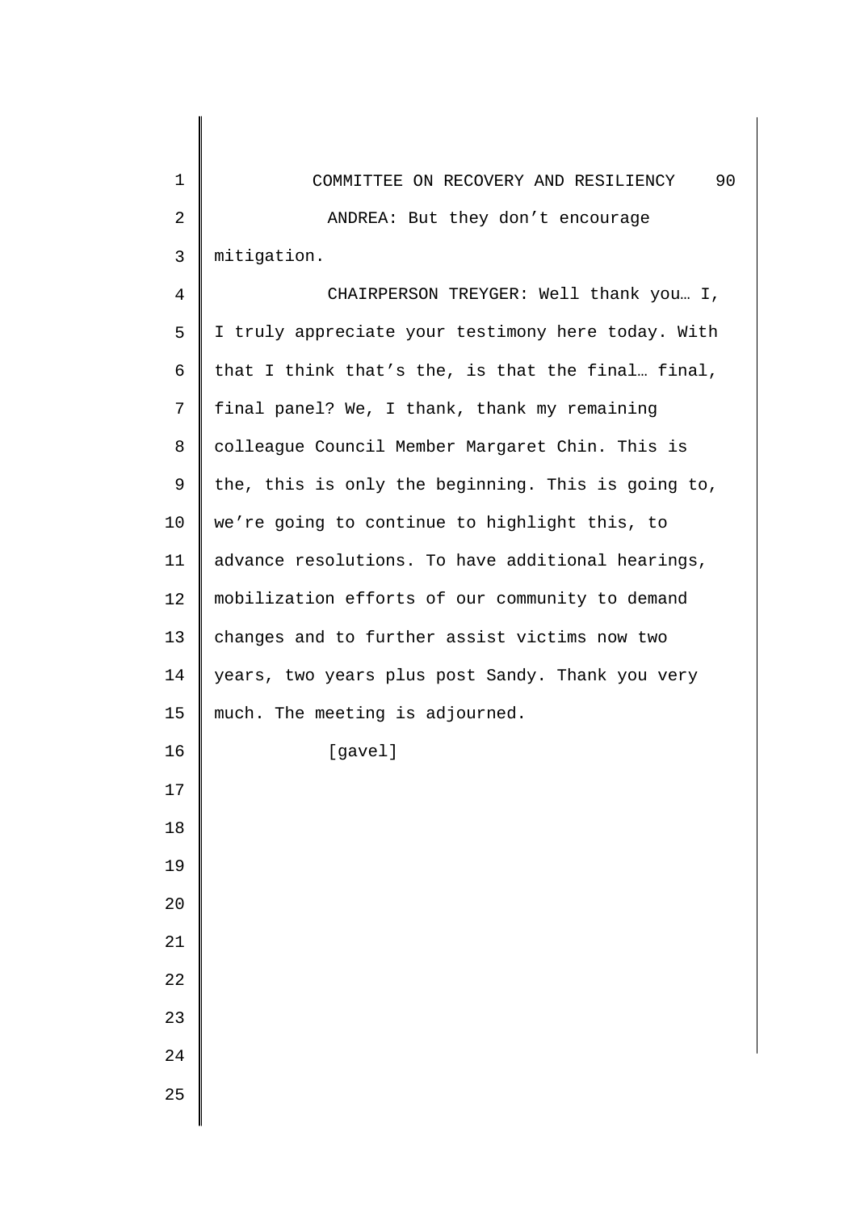ANDREA: But they don't encourage mitigation.

CHAIRPERSON TREYGER: Well thank you… I, I truly appreciate your testimony here today. With that I think that's the, is that the final… final, final panel? We, I thank, thank my remaining colleague Council Member Margaret Chin. This is the, this is only the beginning. This is going to, we're going to continue to highlight this, to advance resolutions. To have additional hearings, mobilization efforts of our community to demand changes and to further assist victims now two years, two years plus post Sandy. Thank you very much. The meeting is adjourned.

[gavel]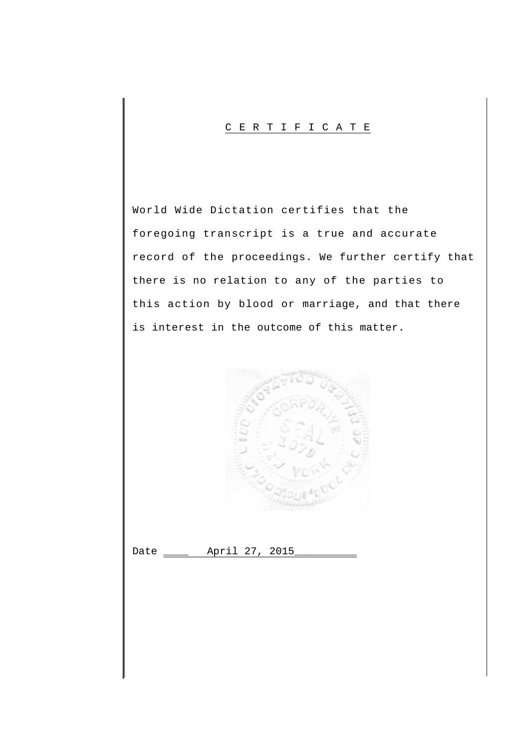# C E R T I F I C A T E

World Wide Dictation certifies that the foregoing transcript is a true and accurate record of the proceedings. We further certify that there is no relation to any of the parties to this action by blood or marriage, and that there is interest in the outcome of this matter.

Date ____ April 27, 2015__________